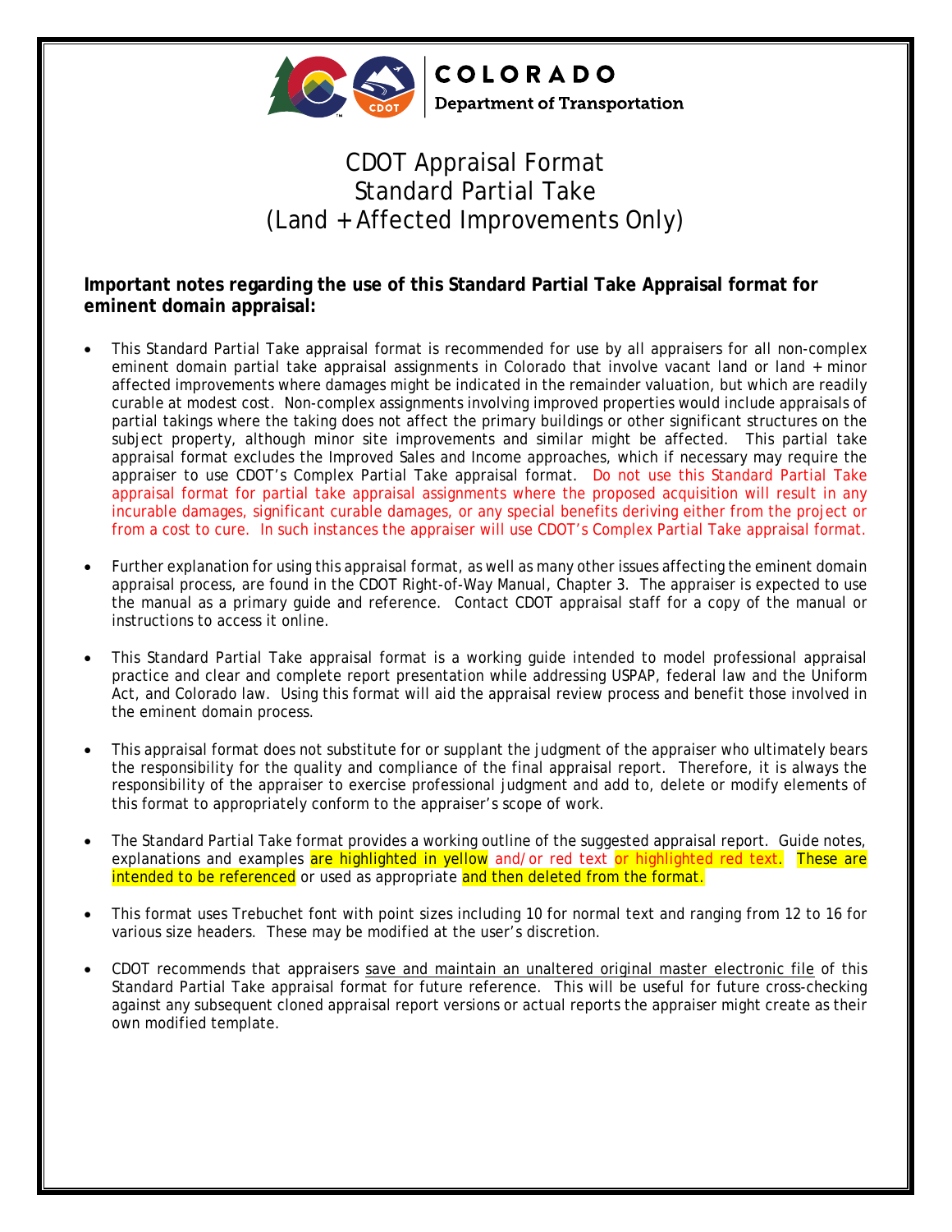COLORADO
Department of Transportation

# CDOT Appraisal Format
# Standard Partial Take
# (Land + Affected Improvements Only)

**Important notes regarding the use of this Standard Partial Take Appraisal format for eminent domain appraisal:**

- This Standard Partial Take appraisal format is recommended for use by all appraisers for all non-complex eminent domain partial take appraisal assignments in Colorado that involve vacant land or land + minor affected improvements where damages might be indicated in the remainder valuation, but which are readily curable at modest cost. Non-complex assignments involving improved properties would include appraisals of partial takings where the taking does not affect the primary buildings or other significant structures on the subject property, although minor site improvements and similar might be affected. This partial take appraisal format excludes the Improved Sales and Income approaches, which if necessary may require the appraiser to use CDOT's Complex Partial Take appraisal format. Do not use this Standard Partial Take appraisal format for partial take appraisal assignments where the proposed acquisition will result in any incurable damages, significant curable damages, or any special benefits deriving either from the project or from a cost to cure. In such instances the appraiser will use CDOT's Complex Partial Take appraisal format.

- Further explanation for using this appraisal format, as well as many other issues affecting the eminent domain appraisal process, are found in the CDOT Right-of-Way Manual, Chapter 3. The appraiser is expected to use the manual as a primary guide and reference. Contact CDOT appraisal staff for a copy of the manual or instructions to access it online.

- This Standard Partial Take appraisal format is a working guide intended to model professional appraisal practice and clear and complete report presentation while addressing USPAP, federal law and the Uniform Act, and Colorado law. Using this format will aid the appraisal review process and benefit those involved in the eminent domain process.

- This appraisal format does not substitute for or supplant the judgment of the appraiser who ultimately bears the responsibility for the quality and compliance of the final appraisal report. Therefore, it is always the responsibility of the appraiser to exercise professional judgment and add to, delete or modify elements of this format to appropriately conform to the appraiser's scope of work.

- The Standard Partial Take format provides a working outline of the suggested appraisal report. Guide notes, explanations and examples are highlighted in yellow and/or red text or highlighted red text. These are intended to be referenced or used as appropriate and then deleted from the format.

- This format uses Trebuchet font with point sizes including 10 for normal text and ranging from 12 to 16 for various size headers. These may be modified at the user's discretion.

- CDOT recommends that appraisers save and maintain an unaltered original master electronic file of this Standard Partial Take appraisal format for future reference. This will be useful for future cross-checking against any subsequent cloned appraisal report versions or actual reports the appraiser might create as their own modified template.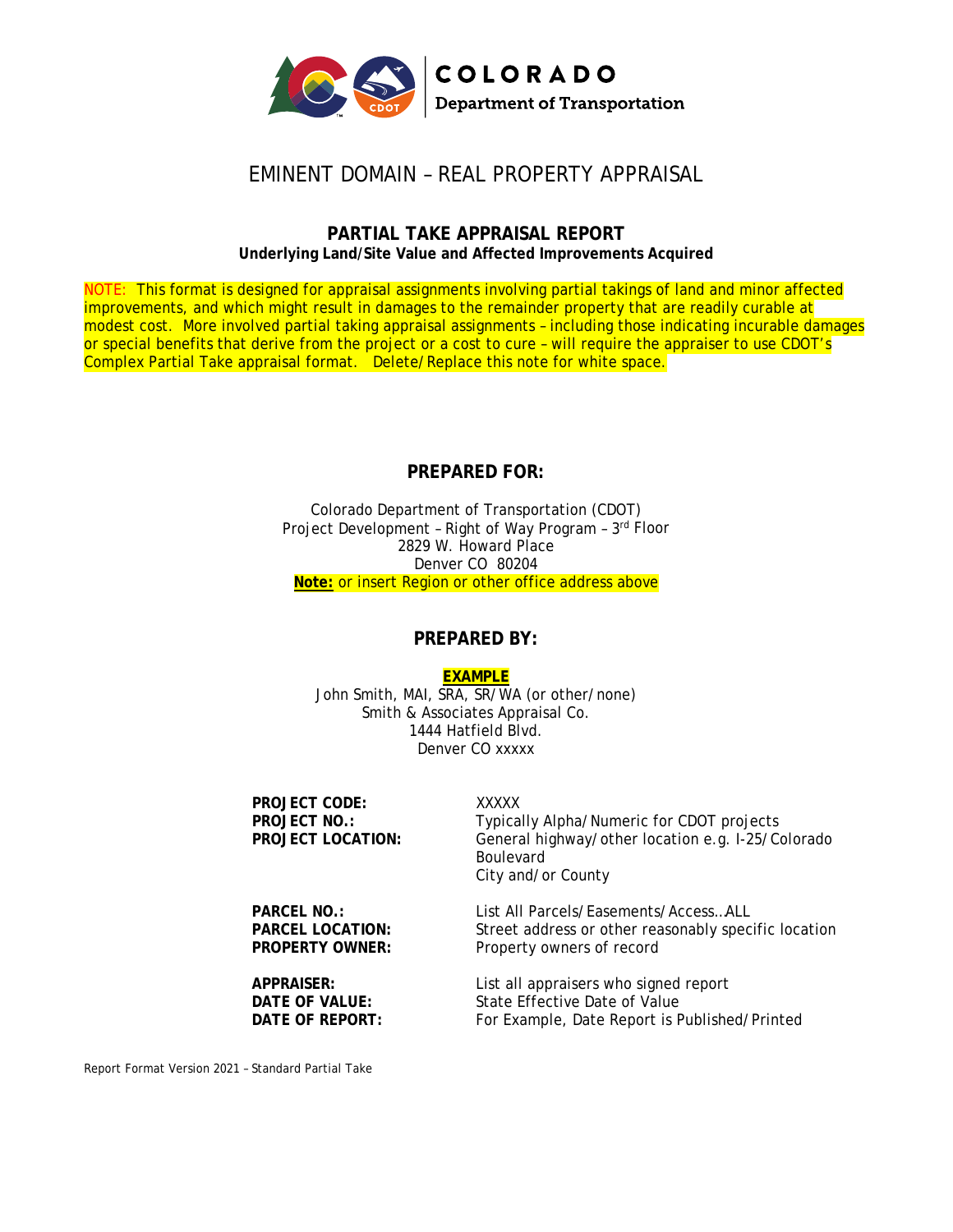COLORADO
Department of Transportation

# EMINENT DOMAIN – REAL PROPERTY APPRAISAL

## PARTIAL TAKE APPRAISAL REPORT

**Underlying Land/Site Value and Affected Improvements Acquired**

NOTE: This format is designed for appraisal assignments involving partial takings of land and minor affected improvements, and which might result in damages to the remainder property that are readily curable at modest cost. More involved partial taking appraisal assignments – including those indicating incurable damages or special benefits that derive from the project or a cost to cure – will require the appraiser to use CDOT's Complex Partial Take appraisal format. Delete/Replace this note for white space.

## PREPARED FOR:

Colorado Department of Transportation (CDOT)
Project Development – Right of Way Program – 3rd Floor
2829 W. Howard Place
Denver CO 80204
**Note:** or insert Region or other office address above

## PREPARED BY:

**EXAMPLE**
John Smith, MAI, SRA, SR/WA (or other/none)
Smith & Associates Appraisal Co.
1444 Hatfield Blvd.
Denver CO xxxxx

| | |
|---|---|
| **PROJECT CODE:** | XXXXX |
| **PROJECT NO.:** | Typically Alpha/Numeric for CDOT projects |
| **PROJECT LOCATION:** | General highway/other location e.g. I-25/Colorado Boulevard<br>City and/or County |
| **PARCEL NO.:** | List All Parcels/Easements/Access…ALL |
| **PARCEL LOCATION:** | Street address or other reasonably specific location |
| **PROPERTY OWNER:** | Property owners of record |
| **APPRAISER:** | List all appraisers who signed report |
| **DATE OF VALUE:** | State Effective Date of Value |
| **DATE OF REPORT:** | For Example, Date Report is Published/Printed |

Report Format Version 2021 – Standard Partial Take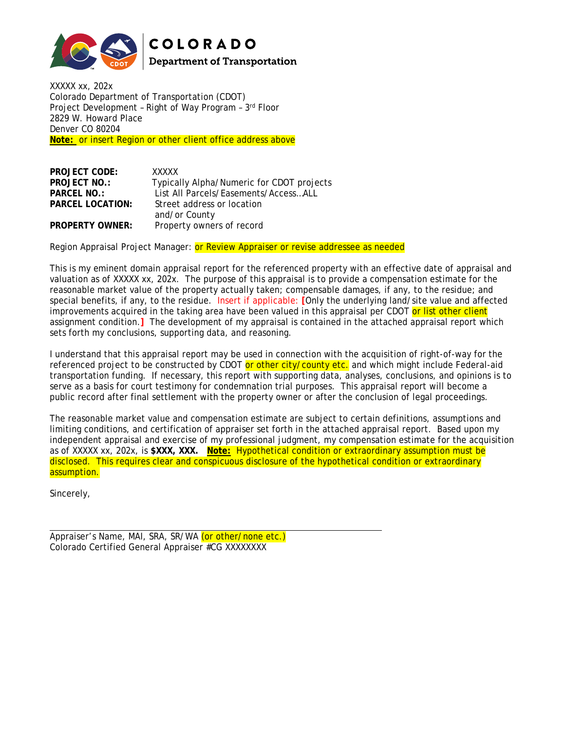COLORADO
Department of Transportation

XXXXX xx, 202x
Colorado Department of Transportation (CDOT)
Project Development – Right of Way Program – 3rd Floor
2829 W. Howard Place
Denver CO 80204
**Note:** or insert Region or other client office address above

| | |
|---|---|
| **PROJECT CODE:** | XXXXX |
| **PROJECT NO.:** | Typically Alpha/Numeric for CDOT projects |
| **PARCEL NO.:** | List All Parcels/Easements/Access…ALL |
| **PARCEL LOCATION:** | Street address or location and/or County |
| **PROPERTY OWNER:** | Property owners of record |

Region Appraisal Project Manager: or Review Appraiser or revise addressee as needed

This is my eminent domain appraisal report for the referenced property with an effective date of appraisal and valuation as of XXXXX xx, 202x. The purpose of this appraisal is to provide a compensation estimate for the reasonable market value of the property actually taken; compensable damages, if any, to the residue; and special benefits, if any, to the residue. Insert if applicable: [Only the underlying land/site value and affected improvements acquired in the taking area have been valued in this appraisal per CDOT or list other client assignment condition.] The development of my appraisal is contained in the attached appraisal report which sets forth my conclusions, supporting data, and reasoning.

I understand that this appraisal report may be used in connection with the acquisition of right-of-way for the referenced project to be constructed by CDOT or other city/county etc. and which might include Federal-aid transportation funding. If necessary, this report with supporting data, analyses, conclusions, and opinions is to serve as a basis for court testimony for condemnation trial purposes. This appraisal report will become a public record after final settlement with the property owner or after the conclusion of legal proceedings.

The reasonable market value and compensation estimate are subject to certain definitions, assumptions and limiting conditions, and certification of appraiser set forth in the attached appraisal report. Based upon my independent appraisal and exercise of my professional judgment, my compensation estimate for the acquisition as of XXXXX xx, 202x, is **$XXX, XXX.** **Note:** Hypothetical condition or extraordinary assumption must be disclosed. This requires clear and conspicuous disclosure of the hypothetical condition or extraordinary assumption.

Sincerely,

Appraiser's Name, MAI, SRA, SR/WA (or other/none etc.)
Colorado Certified General Appraiser #CG XXXXXXXX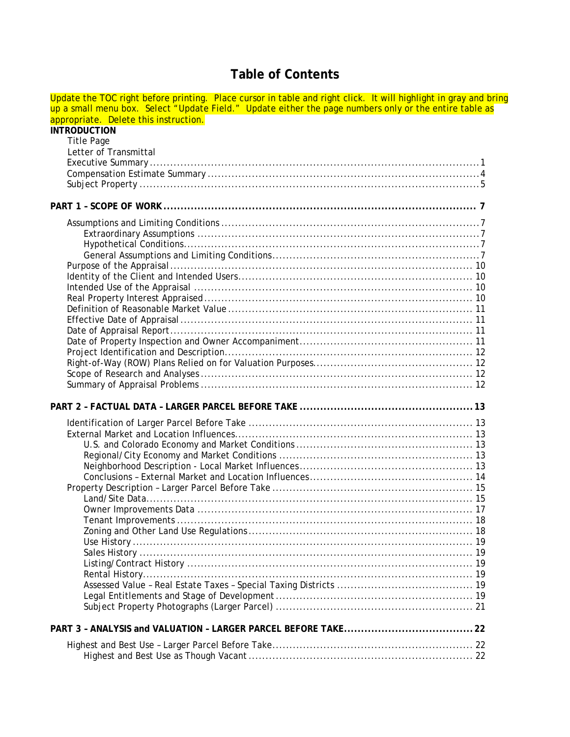# Table of Contents

Update the TOC right before printing. Place cursor in table and right click. It will highlight in gray and bring up a small menu box. Select "Update Field." Update either the page numbers only or the entire table as appropriate. Delete this instruction.

**INTRODUCTION**

- Title Page
- Letter of Transmittal
- Executive Summary ........ 1
- Compensation Estimate Summary ........ 4
- Subject Property ........ 5

**PART 1 – SCOPE OF WORK ........ 7**

- Assumptions and Limiting Conditions ........ 7
  - Extraordinary Assumptions ........ 7
  - Hypothetical Conditions ........ 7
  - General Assumptions and Limiting Conditions ........ 7
- Purpose of the Appraisal ........ 10
- Identity of the Client and Intended Users ........ 10
- Intended Use of the Appraisal ........ 10
- Real Property Interest Appraised ........ 10
- Definition of Reasonable Market Value ........ 11
- Effective Date of Appraisal ........ 11
- Date of Appraisal Report ........ 11
- Date of Property Inspection and Owner Accompaniment ........ 11
- Project Identification and Description ........ 12
- Right-of-Way (ROW) Plans Relied on for Valuation Purposes ........ 12
- Scope of Research and Analyses ........ 12
- Summary of Appraisal Problems ........ 12

**PART 2 – FACTUAL DATA – LARGER PARCEL BEFORE TAKE ........ 13**

- Identification of Larger Parcel Before Take ........ 13
- External Market and Location Influences ........ 13
  - U.S. and Colorado Economy and Market Conditions ........ 13
  - Regional/City Economy and Market Conditions ........ 13
  - Neighborhood Description - Local Market Influences ........ 13
  - Conclusions – External Market and Location Influences ........ 14
- Property Description – Larger Parcel Before Take ........ 15
  - Land/Site Data ........ 15
  - Owner Improvements Data ........ 17
  - Tenant Improvements ........ 18
  - Zoning and Other Land Use Regulations ........ 18
  - Use History ........ 19
  - Sales History ........ 19
  - Listing/Contract History ........ 19
  - Rental History ........ 19
  - Assessed Value – Real Estate Taxes – Special Taxing Districts ........ 19
  - Legal Entitlements and Stage of Development ........ 19
  - Subject Property Photographs (Larger Parcel) ........ 21

**PART 3 – ANALYSIS and VALUATION – LARGER PARCEL BEFORE TAKE ........ 22**

- Highest and Best Use – Larger Parcel Before Take ........ 22
  - Highest and Best Use as Though Vacant ........ 22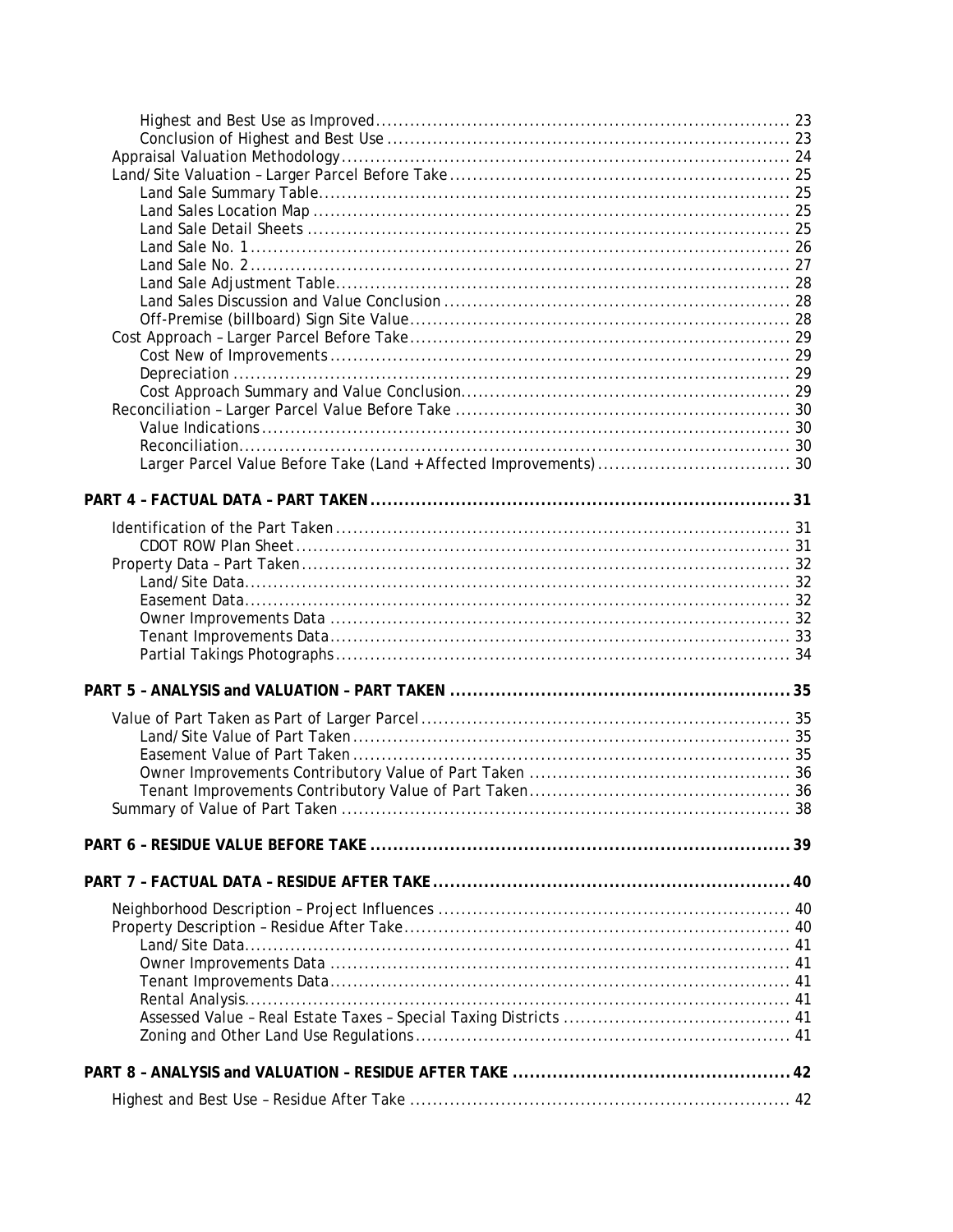Highest and Best Use as Improved ........................................................................ 23
Conclusion of Highest and Best Use ..................................................................... 23
Appraisal Valuation Methodology .............................................................................. 24
Land/Site Valuation – Larger Parcel Before Take ........................................................... 25
Land Sale Summary Table................................................................................. 25
Land Sales Location Map .................................................................................. 25
Land Sale Detail Sheets .................................................................................... 25
Land Sale No. 1 .............................................................................................. 26
Land Sale No. 2 .............................................................................................. 27
Land Sale Adjustment Table............................................................................... 28
Land Sales Discussion and Value Conclusion ............................................................ 28
Off-Premise (billboard) Sign Site Value.................................................................. 28
Cost Approach – Larger Parcel Before Take.................................................................. 29
Cost New of Improvements ................................................................................ 29
Depreciation ................................................................................................. 29
Cost Approach Summary and Value Conclusion......................................................... 29
Reconciliation – Larger Parcel Value Before Take .......................................................... 30
Value Indications............................................................................................ 30
Reconciliation................................................................................................ 30
Larger Parcel Value Before Take (Land + Affected Improvements) ................................. 30

**PART 4 – FACTUAL DATA – PART TAKEN ......................................................................... 31**

Identification of the Part Taken ............................................................................... 31
CDOT ROW Plan Sheet ..................................................................................... 31
Property Data – Part Taken..................................................................................... 32
Land/Site Data................................................................................................ 32
Easement Data................................................................................................ 32
Owner Improvements Data ................................................................................ 32
Tenant Improvements Data................................................................................ 33
Partial Takings Photographs ............................................................................... 34

**PART 5 – ANALYSIS and VALUATION – PART TAKEN ........................................................... 35**

Value of Part Taken as Part of Larger Parcel ................................................................ 35
Land/Site Value of Part Taken ............................................................................ 35
Easement Value of Part Taken ............................................................................ 35
Owner Improvements Contributory Value of Part Taken ............................................. 36
Tenant Improvements Contributory Value of Part Taken............................................. 36
Summary of Value of Part Taken .............................................................................. 38

**PART 6 – RESIDUE VALUE BEFORE TAKE ......................................................................... 39**

**PART 7 – FACTUAL DATA – RESIDUE AFTER TAKE .............................................................. 40**

Neighborhood Description – Project Influences ............................................................ 40
Property Description – Residue After Take.................................................................. 40
Land/Site Data................................................................................................ 41
Owner Improvements Data ................................................................................ 41
Tenant Improvements Data................................................................................ 41
Rental Analysis............................................................................................... 41
Assessed Value – Real Estate Taxes – Special Taxing Districts ....................................... 41
Zoning and Other Land Use Regulations ................................................................ 41

**PART 8 – ANALYSIS and VALUATION – RESIDUE AFTER TAKE ................................................ 42**

Highest and Best Use – Residue After Take .................................................................. 42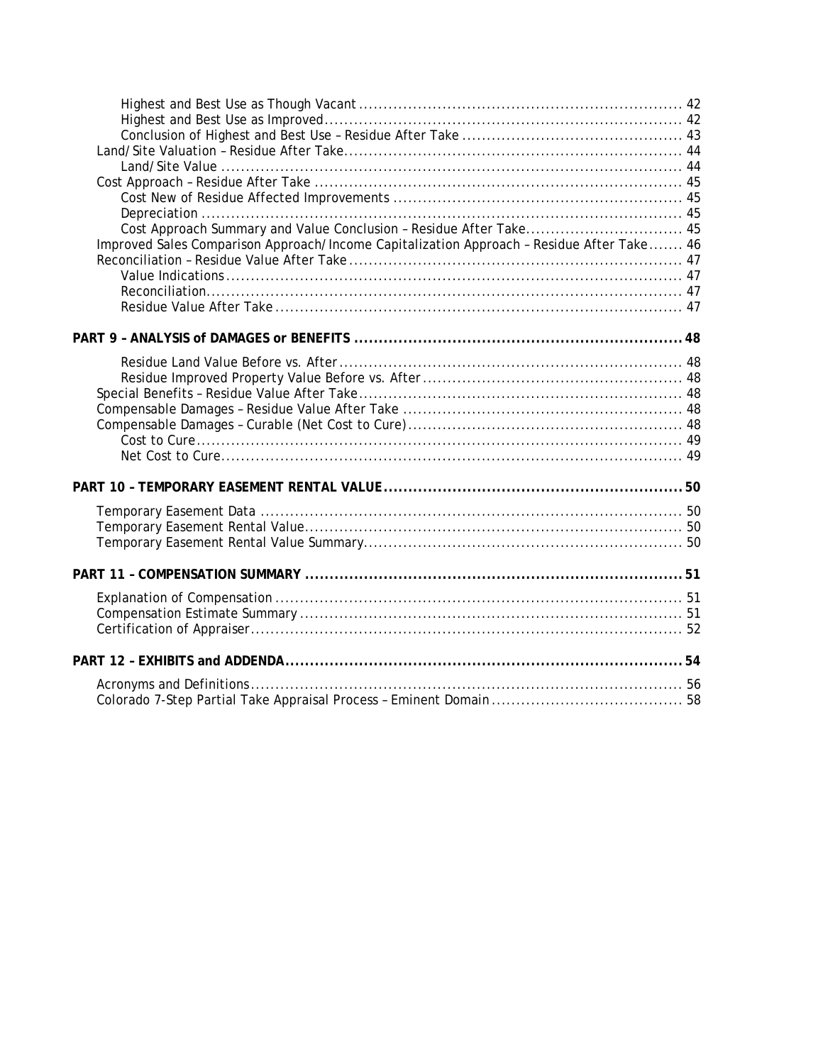Highest and Best Use as Though Vacant ................................................................. 42
Highest and Best Use as Improved ......................................................................... 42
Conclusion of Highest and Best Use – Residue After Take ............................................ 43
Land/Site Valuation – Residue After Take ..................................................................... 44
Land/Site Value ............................................................................................................ 44
Cost Approach – Residue After Take .............................................................................. 45
Cost New of Residue Affected Improvements ........................................................... 45
Depreciation ................................................................................................................. 45
Cost Approach Summary and Value Conclusion – Residue After Take ............................... 45
Improved Sales Comparison Approach/Income Capitalization Approach – Residue After Take ....... 46
Reconciliation – Residue Value After Take ....................................................................... 47
Value Indications ............................................................................................................ 47
Reconciliation ................................................................................................................. 47
Residue Value After Take ................................................................................................ 47

**PART 9 – ANALYSIS of DAMAGES or BENEFITS ................................................................... 48**

Residue Land Value Before vs. After ................................................................................. 48
Residue Improved Property Value Before vs. After .......................................................... 48
Special Benefits – Residue Value After Take ..................................................................... 48
Compensable Damages – Residue Value After Take .......................................................... 48
Compensable Damages – Curable (Net Cost to Cure) ......................................................... 48
Cost to Cure ....................................................................................................................... 49
Net Cost to Cure ................................................................................................................. 49

**PART 10 – TEMPORARY EASEMENT RENTAL VALUE .............................................................. 50**

Temporary Easement Data ..................................................................................................... 50
Temporary Easement Rental Value ........................................................................................ 50
Temporary Easement Rental Value Summary ........................................................................ 50

**PART 11 – COMPENSATION SUMMARY ................................................................................ 51**

Explanation of Compensation ................................................................................................ 51
Compensation Estimate Summary ......................................................................................... 51
Certification of Appraiser ....................................................................................................... 52

**PART 12 – EXHIBITS and ADDENDA ...................................................................................... 54**

Acronyms and Definitions ....................................................................................................... 56
Colorado 7-Step Partial Take Appraisal Process – Eminent Domain ....................................... 58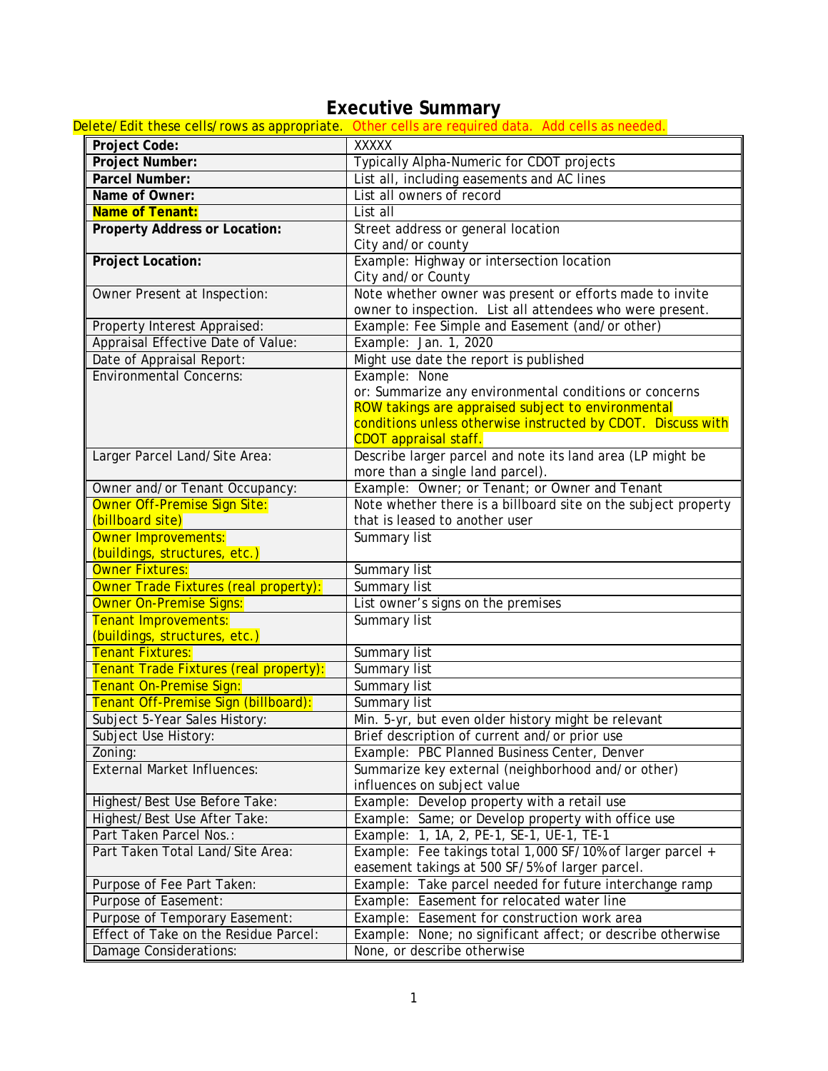# Executive Summary

Delete/Edit these cells/rows as appropriate. Other cells are required data. Add cells as needed.

| | |
|---|---|
| **Project Code:** | XXXXX |
| **Project Number:** | Typically Alpha-Numeric for CDOT projects |
| **Parcel Number:** | List all, including easements and AC lines |
| **Name of Owner:** | List all owners of record |
| **Name of Tenant:** | List all |
| **Property Address or Location:** | Street address or general location<br>City and/or county |
| **Project Location:** | Example: Highway or intersection location<br>City and/or County |
| Owner Present at Inspection: | Note whether owner was present or efforts made to invite owner to inspection. List all attendees who were present. |
| Property Interest Appraised: | Example: Fee Simple and Easement (and/or other) |
| Appraisal Effective Date of Value: | Example: Jan. 1, 2020 |
| Date of Appraisal Report: | Might use date the report is published |
| Environmental Concerns: | Example: None<br>or: Summarize any environmental conditions or concerns<br>ROW takings are appraised subject to environmental conditions unless otherwise instructed by CDOT. Discuss with CDOT appraisal staff. |
| Larger Parcel Land/Site Area: | Describe larger parcel and note its land area (LP might be more than a single land parcel). |
| Owner and/or Tenant Occupancy: | Example: Owner; or Tenant; or Owner and Tenant |
| Owner Off-Premise Sign Site: (billboard site) | Note whether there is a billboard site on the subject property that is leased to another user |
| Owner Improvements: (buildings, structures, etc.) | Summary list |
| Owner Fixtures: | Summary list |
| Owner Trade Fixtures (real property): | Summary list |
| Owner On-Premise Signs: | List owner's signs on the premises |
| Tenant Improvements: (buildings, structures, etc.) | Summary list |
| Tenant Fixtures: | Summary list |
| Tenant Trade Fixtures (real property): | Summary list |
| Tenant On-Premise Sign: | Summary list |
| Tenant Off-Premise Sign (billboard): | Summary list |
| Subject 5-Year Sales History: | Min. 5-yr, but even older history might be relevant |
| Subject Use History: | Brief description of current and/or prior use |
| Zoning: | Example: PBC Planned Business Center, Denver |
| External Market Influences: | Summarize key external (neighborhood and/or other) influences on subject value |
| Highest/Best Use Before Take: | Example: Develop property with a retail use |
| Highest/Best Use After Take: | Example: Same; or Develop property with office use |
| Part Taken Parcel Nos.: | Example: 1, 1A, 2, PE-1, SE-1, UE-1, TE-1 |
| Part Taken Total Land/Site Area: | Example: Fee takings total 1,000 SF/10% of larger parcel + easement takings at 500 SF/5% of larger parcel. |
| Purpose of Fee Part Taken: | Example: Take parcel needed for future interchange ramp |
| Purpose of Easement: | Example: Easement for relocated water line |
| Purpose of Temporary Easement: | Example: Easement for construction work area |
| Effect of Take on the Residue Parcel: | Example: None; no significant affect; or describe otherwise |
| Damage Considerations: | None, or describe otherwise |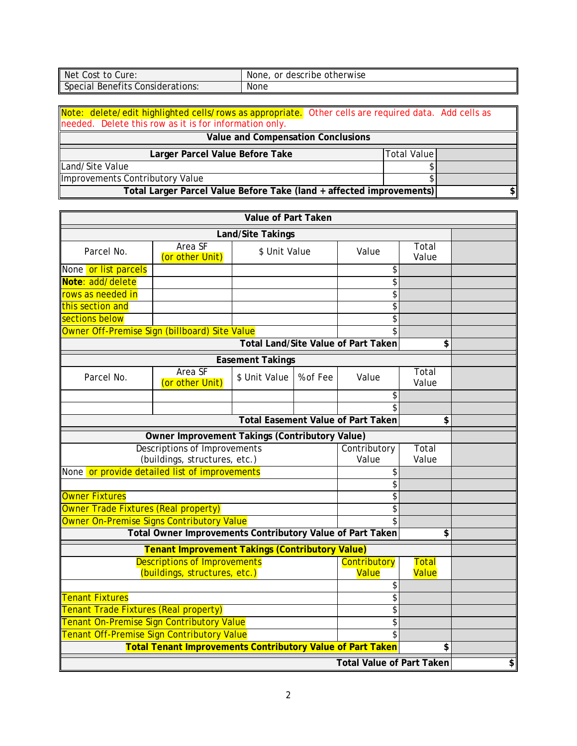| Net Cost to Cure: | None, or describe otherwise |
|---|---|
| Special Benefits Considerations: | None |

| Note: delete/edit highlighted cells/rows as appropriate. Other cells are required data. Add cells as needed. Delete this row as it is for information only. | | |
|---|---|---|
| **Value and Compensation Conclusions** | | |
| **Larger Parcel Value Before Take** | Total Value | |
| Land/Site Value | $ | |
| Improvements Contributory Value | $ | |
| **Total Larger Parcel Value Before Take (land + affected improvements)** | | **$** |

| **Value of Part Taken** | | | | | | |
|---|---|---|---|---|---|---|
| **Land/Site Takings** | | | | | | |
| Parcel No. | Area SF (or other Unit) | $ Unit Value | | Value | Total Value | |
| None or list parcels | | | | $ | | |
| **Note**: add/delete | | | | $ | | |
| rows as needed in | | | | $ | | |
| this section and | | | | $ | | |
| sections below | | | | $ | | |
| Owner Off-Premise Sign (billboard) Site Value | | | | $ | | |
| **Total Land/Site Value of Part Taken** | | | | | **$** | |
| **Easement Takings** | | | | | | |
| Parcel No. | Area SF (or other Unit) | $ Unit Value | % of Fee | Value | Total Value | |
| | | | | $ | | |
| | | | | $ | | |
| **Total Easement Value of Part Taken** | | | | | **$** | |
| **Owner Improvement Takings (Contributory Value)** | | | | | | |
| Descriptions of Improvements (buildings, structures, etc.) | | | | Contributory Value | Total Value | |
| None or provide detailed list of improvements | | | | $ | | |
| | | | | $ | | |
| Owner Fixtures | | | | $ | | |
| Owner Trade Fixtures (Real property) | | | | $ | | |
| Owner On-Premise Signs Contributory Value | | | | $ | | |
| **Total Owner Improvements Contributory Value of Part Taken** | | | | | **$** | |
| **Tenant Improvement Takings (Contributory Value)** | | | | | | |
| Descriptions of Improvements (buildings, structures, etc.) | | | | Contributory Value | Total Value | |
| | | | | $ | | |
| Tenant Fixtures | | | | $ | | |
| Tenant Trade Fixtures (Real property) | | | | $ | | |
| Tenant On-Premise Sign Contributory Value | | | | $ | | |
| Tenant Off-Premise Sign Contributory Value | | | | $ | | |
| **Total Tenant Improvements Contributory Value of Part Taken** | | | | | **$** | |
| **Total Value of Part Taken** | | | | | | **$** |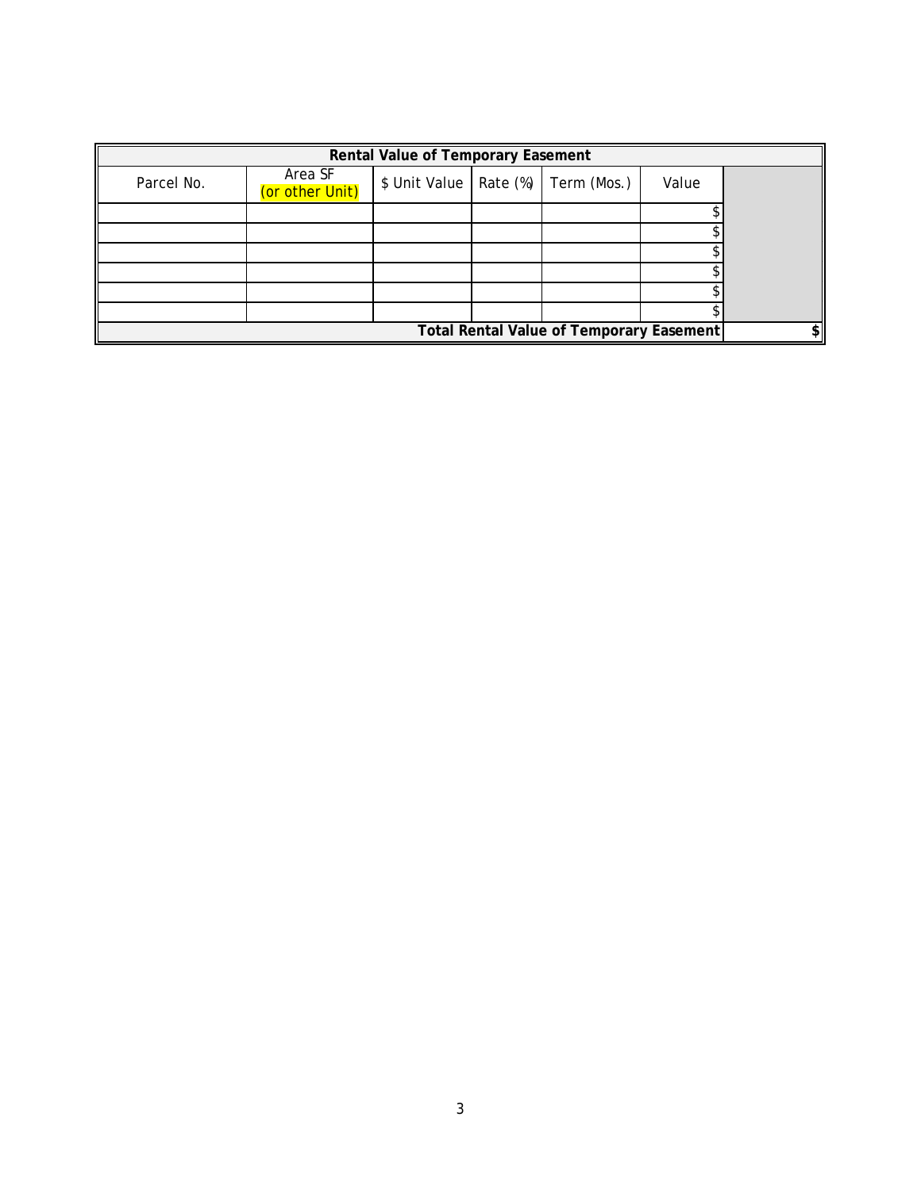| Rental Value of Temporary Easement | | | | | | |
| --- | --- | --- | --- | --- | --- | --- |
| Parcel No. | Area SF (or other Unit) | $ Unit Value | Rate (%) | Term (Mos.) | Value | |
| | | | | | $ | |
| | | | | | $ | |
| | | | | | $ | |
| | | | | | $ | |
| | | | | | $ | |
| | | | | | $ | |
| **Total Rental Value of Temporary Easement** | | | | | | $ |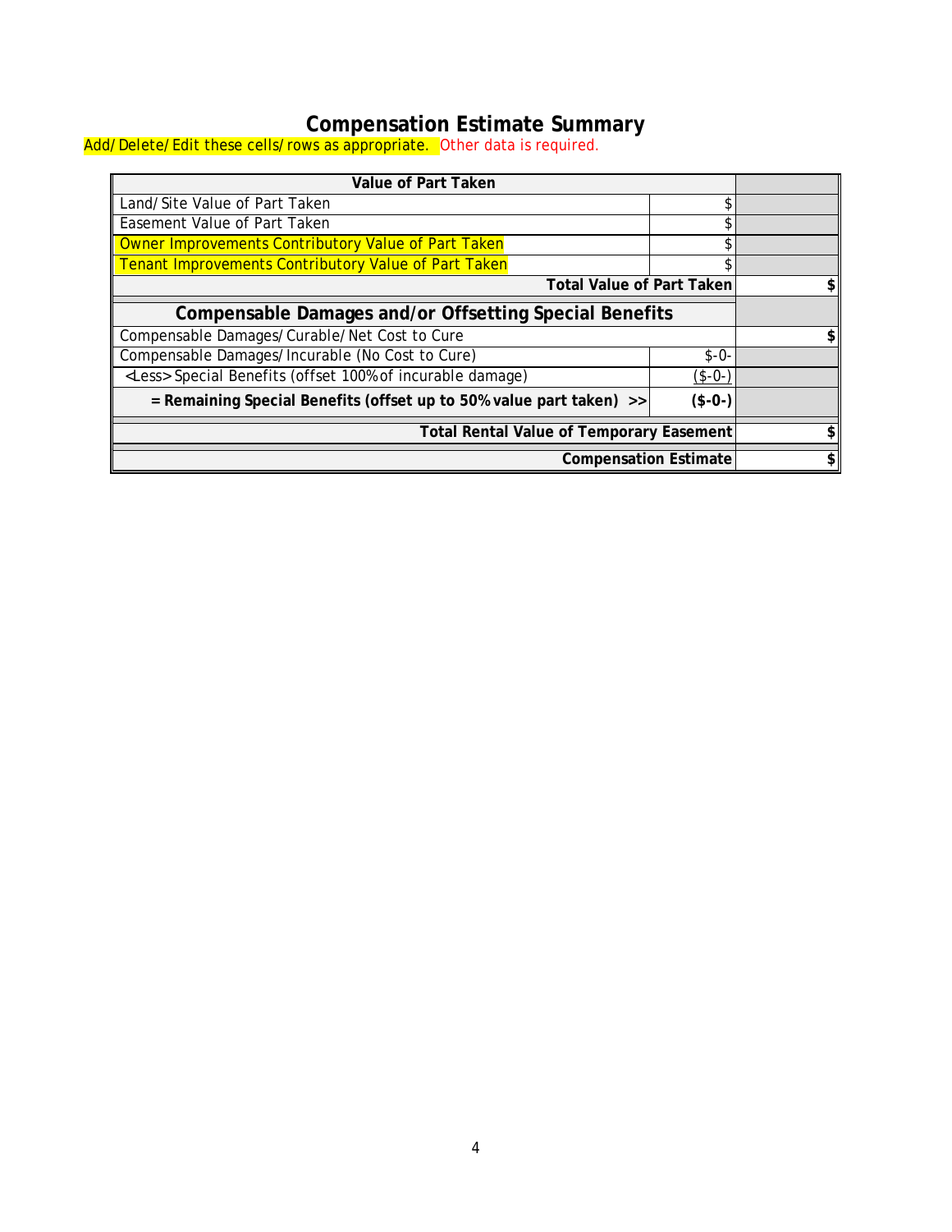# Compensation Estimate Summary

Add/Delete/Edit these cells/rows as appropriate. Other data is required.

| Value of Part Taken | | |
|---|---|---|
| Land/Site Value of Part Taken | $ | |
| Easement Value of Part Taken | $ | |
| Owner Improvements Contributory Value of Part Taken | $ | |
| Tenant Improvements Contributory Value of Part Taken | $ | |
| **Total Value of Part Taken** | | **$** |
| **Compensable Damages and/or Offsetting Special Benefits** | | |
| Compensable Damages/Curable/Net Cost to Cure | | **$** |
| Compensable Damages/Incurable (No Cost to Cure) | $-0- | |
| <Less> Special Benefits (offset 100% of incurable damage) | ($-0-) | |
| **= Remaining Special Benefits (offset up to 50% value part taken) >>** | **($-0-)** | |
| **Total Rental Value of Temporary Easement** | | **$** |
| **Compensation Estimate** | | **$** |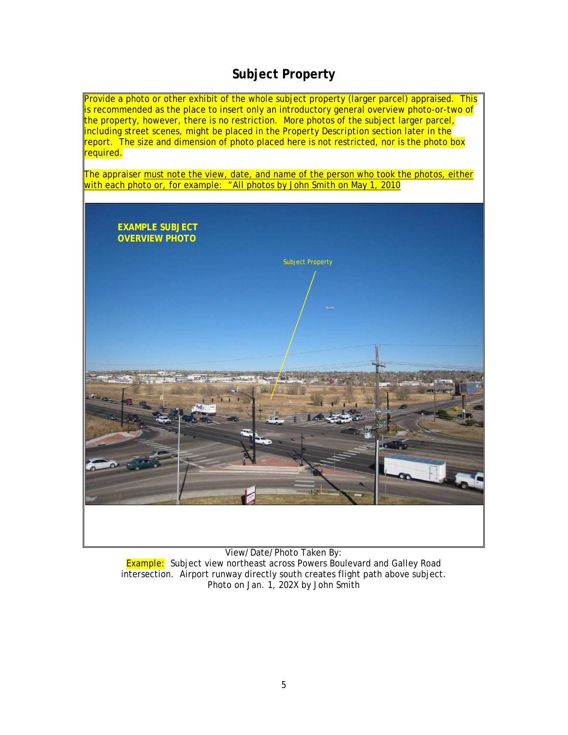# Subject Property

Provide a photo or other exhibit of the whole subject property (larger parcel) appraised. This is recommended as the place to insert only an introductory general overview photo-or-two of the property, however, there is no restriction. More photos of the subject larger parcel, including street scenes, might be placed in the Property Description section later in the report. The size and dimension of photo placed here is not restricted, nor is the photo box required.

The appraiser must note the view, date, and name of the person who took the photos, either with each photo or, for example: "All photos by John Smith on May 1, 2010

View/Date/Photo Taken By:

Example: Subject view northeast across Powers Boulevard and Galley Road intersection. Airport runway directly south creates flight path above subject. Photo on Jan. 1, 202X by John Smith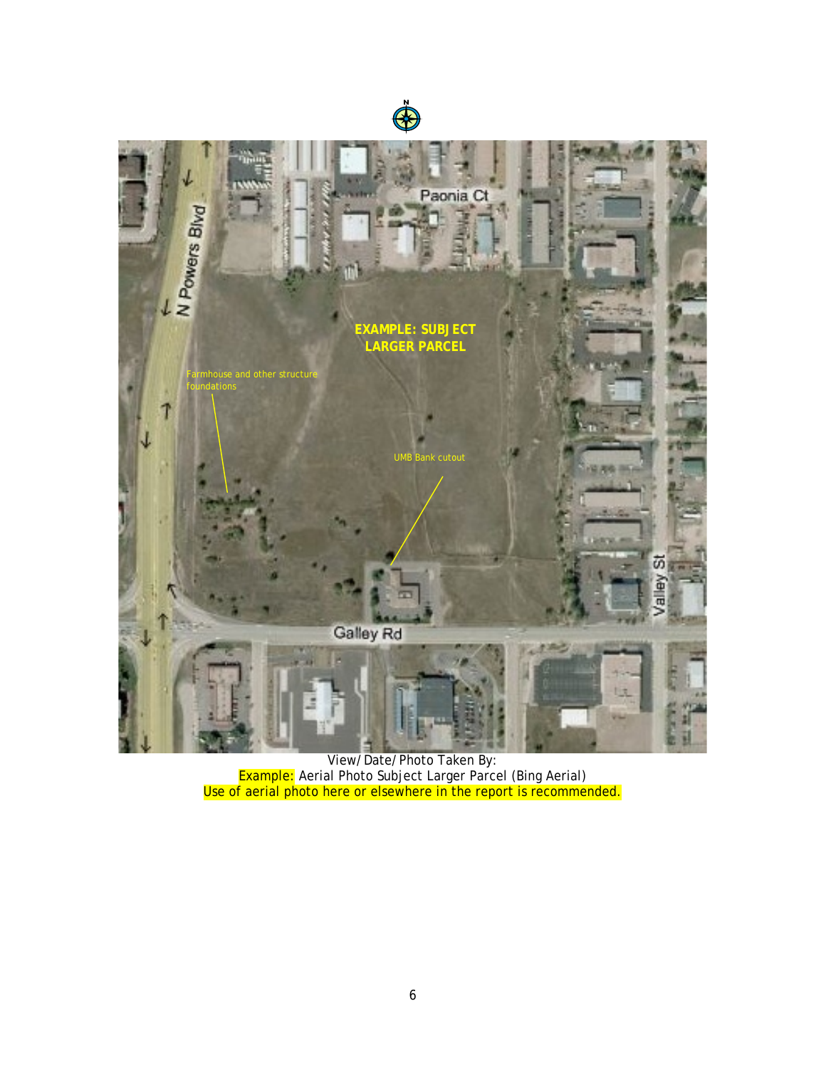View/Date/Photo Taken By:

Example: Aerial Photo Subject Larger Parcel (Bing Aerial)

Use of aerial photo here or elsewhere in the report is recommended.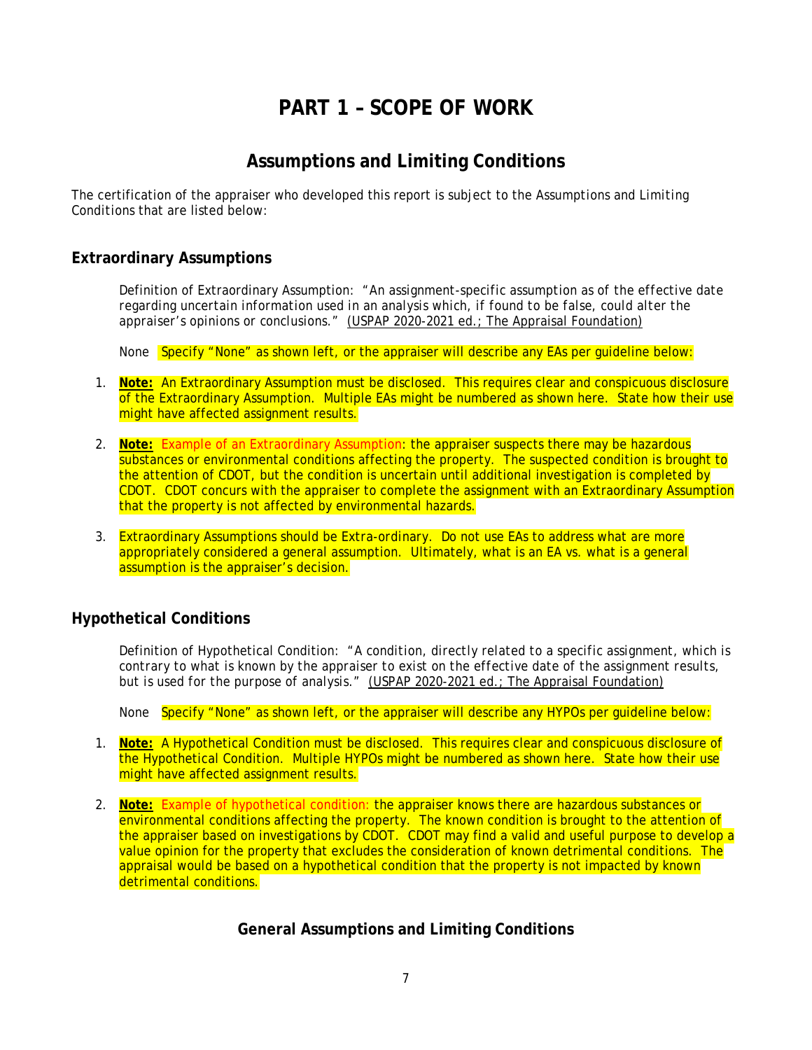# PART 1 – SCOPE OF WORK

## Assumptions and Limiting Conditions

The certification of the appraiser who developed this report is subject to the Assumptions and Limiting Conditions that are listed below:

### Extraordinary Assumptions

Definition of Extraordinary Assumption: "An assignment-specific assumption as of the effective date regarding uncertain information used in an analysis which, if found to be false, could alter the appraiser's opinions or conclusions." (USPAP 2020-2021 ed.; The Appraisal Foundation)

None Specify "None" as shown left, or the appraiser will describe any EAs per guideline below:

1. **Note:** An Extraordinary Assumption must be disclosed. This requires clear and conspicuous disclosure of the Extraordinary Assumption. Multiple EAs might be numbered as shown here. State how their use might have affected assignment results.
2. **Note:** Example of an Extraordinary Assumption: the appraiser suspects there may be hazardous substances or environmental conditions affecting the property. The suspected condition is brought to the attention of CDOT, but the condition is uncertain until additional investigation is completed by CDOT. CDOT concurs with the appraiser to complete the assignment with an Extraordinary Assumption that the property is not affected by environmental hazards.
3. Extraordinary Assumptions should be Extra-ordinary. Do not use EAs to address what are more appropriately considered a general assumption. Ultimately, what is an EA vs. what is a general assumption is the appraiser's decision.

### Hypothetical Conditions

Definition of Hypothetical Condition: "A condition, directly related to a specific assignment, which is contrary to what is known by the appraiser to exist on the effective date of the assignment results, but is used for the purpose of analysis." (USPAP 2020-2021 ed.; The Appraisal Foundation)

None Specify "None" as shown left, or the appraiser will describe any HYPOs per guideline below:

1. **Note:** A Hypothetical Condition must be disclosed. This requires clear and conspicuous disclosure of the Hypothetical Condition. Multiple HYPOs might be numbered as shown here. State how their use might have affected assignment results.
2. **Note:** Example of hypothetical condition: the appraiser knows there are hazardous substances or environmental conditions affecting the property. The known condition is brought to the attention of the appraiser based on investigations by CDOT. CDOT may find a valid and useful purpose to develop a value opinion for the property that excludes the consideration of known detrimental conditions. The appraisal would be based on a hypothetical condition that the property is not impacted by known detrimental conditions.

### General Assumptions and Limiting Conditions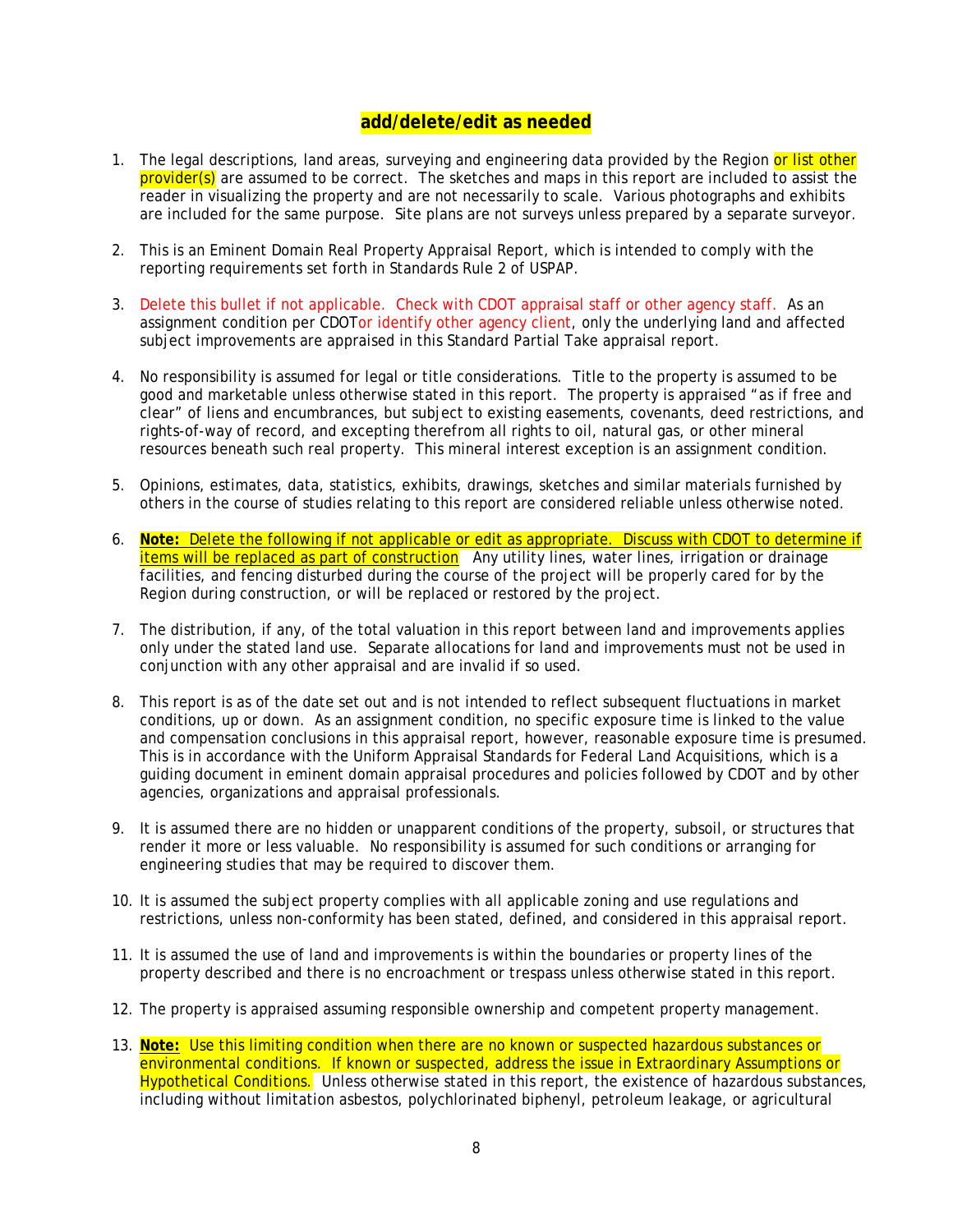**add/delete/edit as needed**

1. The legal descriptions, land areas, surveying and engineering data provided by the Region or list other provider(s) are assumed to be correct. The sketches and maps in this report are included to assist the reader in visualizing the property and are not necessarily to scale. Various photographs and exhibits are included for the same purpose. Site plans are not surveys unless prepared by a separate surveyor.

2. This is an Eminent Domain Real Property Appraisal Report, which is intended to comply with the reporting requirements set forth in Standards Rule 2 of USPAP.

3. Delete this bullet if not applicable. Check with CDOT appraisal staff or other agency staff. As an assignment condition per CDOTor identify other agency client, only the underlying land and affected subject improvements are appraised in this Standard Partial Take appraisal report.

4. No responsibility is assumed for legal or title considerations. Title to the property is assumed to be good and marketable unless otherwise stated in this report. The property is appraised "as if free and clear" of liens and encumbrances, but subject to existing easements, covenants, deed restrictions, and rights-of-way of record, and excepting therefrom all rights to oil, natural gas, or other mineral resources beneath such real property. This mineral interest exception is an assignment condition.

5. Opinions, estimates, data, statistics, exhibits, drawings, sketches and similar materials furnished by others in the course of studies relating to this report are considered reliable unless otherwise noted.

6. **Note:** Delete the following if not applicable or edit as appropriate. Discuss with CDOT to determine if items will be replaced as part of construction Any utility lines, water lines, irrigation or drainage facilities, and fencing disturbed during the course of the project will be properly cared for by the Region during construction, or will be replaced or restored by the project.

7. The distribution, if any, of the total valuation in this report between land and improvements applies only under the stated land use. Separate allocations for land and improvements must not be used in conjunction with any other appraisal and are invalid if so used.

8. This report is as of the date set out and is not intended to reflect subsequent fluctuations in market conditions, up or down. As an assignment condition, no specific exposure time is linked to the value and compensation conclusions in this appraisal report, however, reasonable exposure time is presumed. This is in accordance with the Uniform Appraisal Standards for Federal Land Acquisitions, which is a guiding document in eminent domain appraisal procedures and policies followed by CDOT and by other agencies, organizations and appraisal professionals.

9. It is assumed there are no hidden or unapparent conditions of the property, subsoil, or structures that render it more or less valuable. No responsibility is assumed for such conditions or arranging for engineering studies that may be required to discover them.

10. It is assumed the subject property complies with all applicable zoning and use regulations and restrictions, unless non-conformity has been stated, defined, and considered in this appraisal report.

11. It is assumed the use of land and improvements is within the boundaries or property lines of the property described and there is no encroachment or trespass unless otherwise stated in this report.

12. The property is appraised assuming responsible ownership and competent property management.

13. **Note:** Use this limiting condition when there are no known or suspected hazardous substances or environmental conditions. If known or suspected, address the issue in Extraordinary Assumptions or Hypothetical Conditions. Unless otherwise stated in this report, the existence of hazardous substances, including without limitation asbestos, polychlorinated biphenyl, petroleum leakage, or agricultural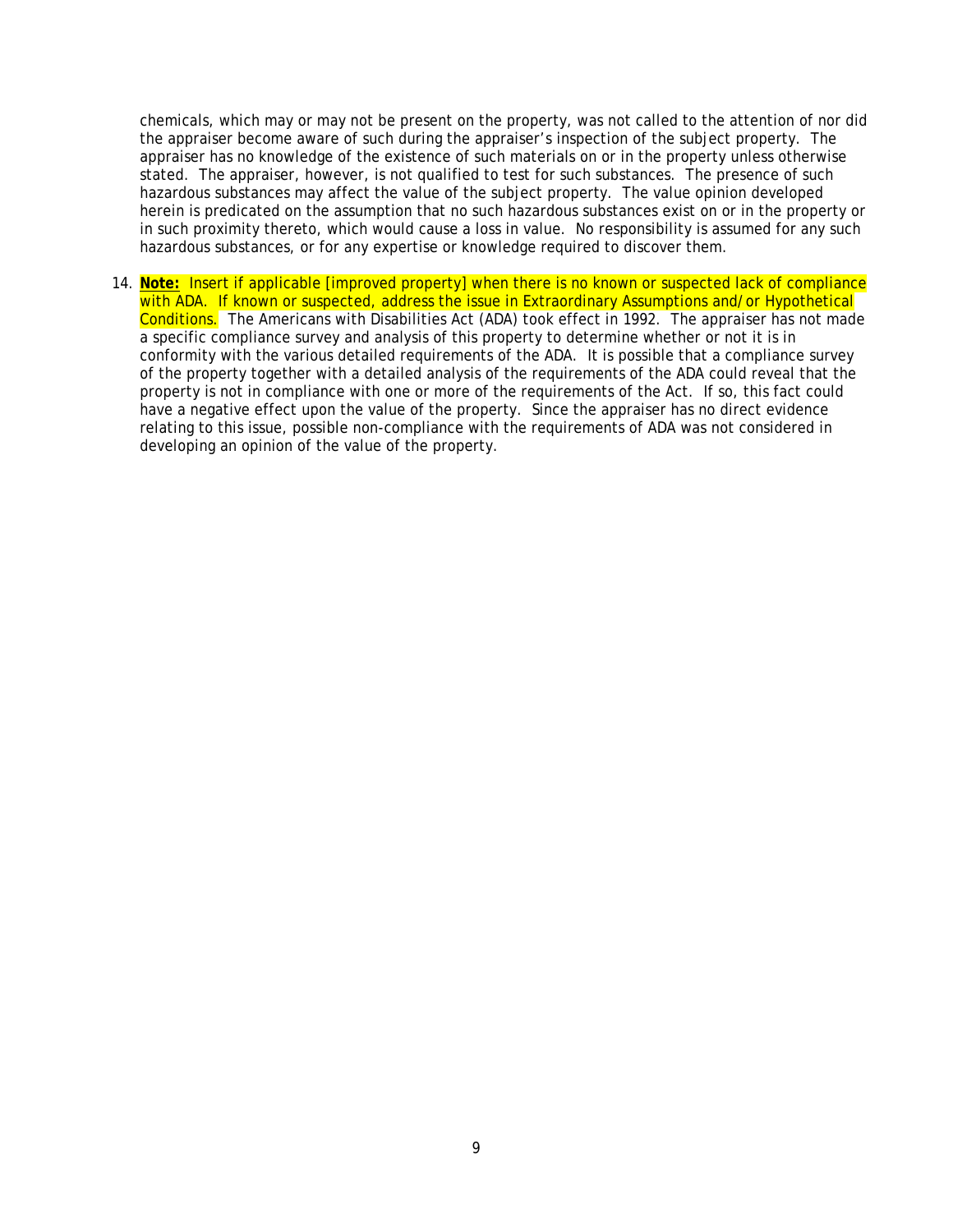chemicals, which may or may not be present on the property, was not called to the attention of nor did the appraiser become aware of such during the appraiser's inspection of the subject property. The appraiser has no knowledge of the existence of such materials on or in the property unless otherwise stated. The appraiser, however, is not qualified to test for such substances. The presence of such hazardous substances may affect the value of the subject property. The value opinion developed herein is predicated on the assumption that no such hazardous substances exist on or in the property or in such proximity thereto, which would cause a loss in value. No responsibility is assumed for any such hazardous substances, or for any expertise or knowledge required to discover them.

14. **Note:** Insert if applicable [improved property] when there is no known or suspected lack of compliance with ADA. If known or suspected, address the issue in Extraordinary Assumptions and/or Hypothetical Conditions. The Americans with Disabilities Act (ADA) took effect in 1992. The appraiser has not made a specific compliance survey and analysis of this property to determine whether or not it is in conformity with the various detailed requirements of the ADA. It is possible that a compliance survey of the property together with a detailed analysis of the requirements of the ADA could reveal that the property is not in compliance with one or more of the requirements of the Act. If so, this fact could have a negative effect upon the value of the property. Since the appraiser has no direct evidence relating to this issue, possible non-compliance with the requirements of ADA was not considered in developing an opinion of the value of the property.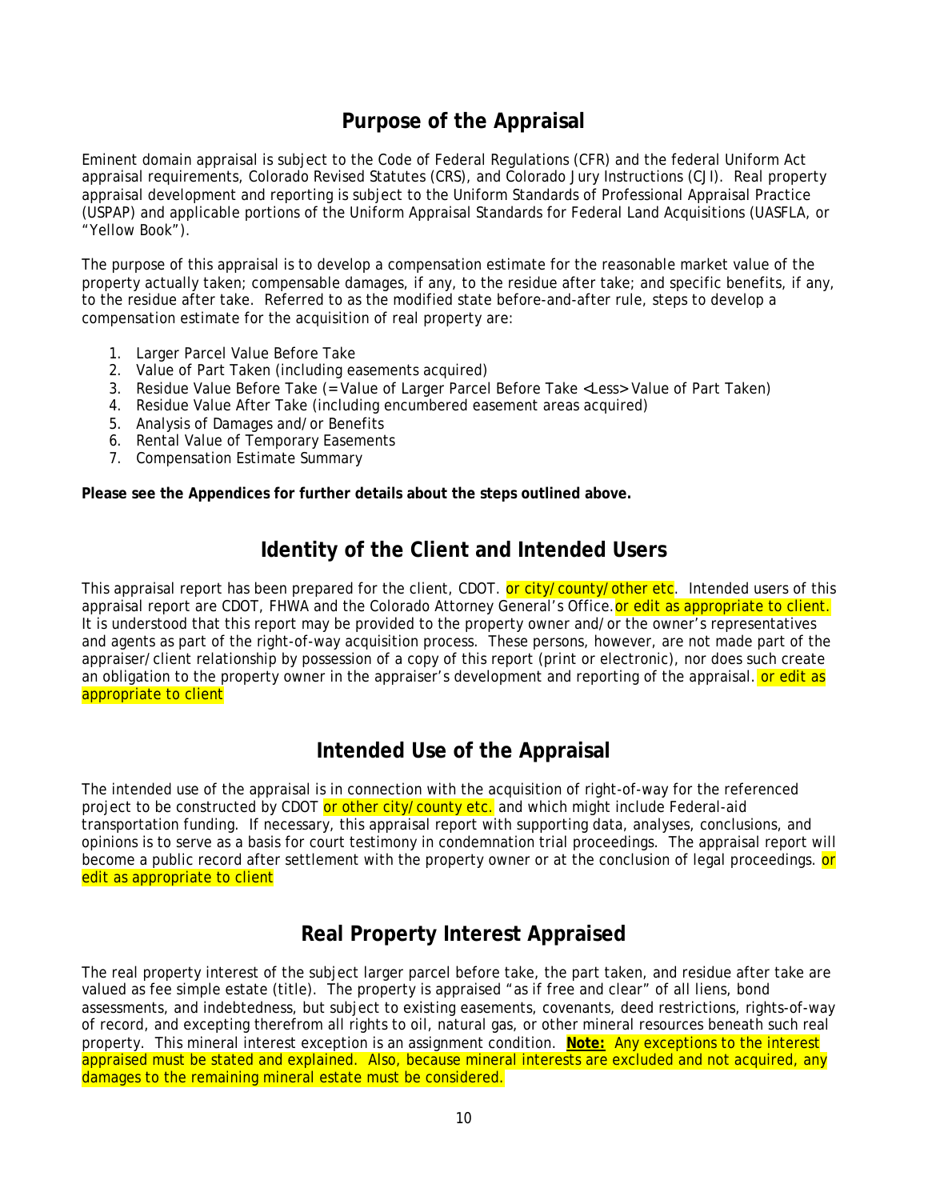## Purpose of the Appraisal

Eminent domain appraisal is subject to the Code of Federal Regulations (CFR) and the federal Uniform Act appraisal requirements, Colorado Revised Statutes (CRS), and Colorado Jury Instructions (CJI). Real property appraisal development and reporting is subject to the Uniform Standards of Professional Appraisal Practice (USPAP) and applicable portions of the Uniform Appraisal Standards for Federal Land Acquisitions (UASFLA, or "Yellow Book").

The purpose of this appraisal is to develop a compensation estimate for the reasonable market value of the property actually taken; compensable damages, if any, to the residue after take; and specific benefits, if any, to the residue after take. Referred to as the modified state before-and-after rule, steps to develop a compensation estimate for the acquisition of real property are:

1. Larger Parcel Value Before Take
2. Value of Part Taken (including easements acquired)
3. Residue Value Before Take (= Value of Larger Parcel Before Take <Less> Value of Part Taken)
4. Residue Value After Take (including encumbered easement areas acquired)
5. Analysis of Damages and/or Benefits
6. Rental Value of Temporary Easements
7. Compensation Estimate Summary

**Please see the Appendices for further details about the steps outlined above.**

## Identity of the Client and Intended Users

This appraisal report has been prepared for the client, CDOT. or city/county/other etc. Intended users of this appraisal report are CDOT, FHWA and the Colorado Attorney General's Office. or edit as appropriate to client. It is understood that this report may be provided to the property owner and/or the owner's representatives and agents as part of the right-of-way acquisition process. These persons, however, are not made part of the appraiser/client relationship by possession of a copy of this report (print or electronic), nor does such create an obligation to the property owner in the appraiser's development and reporting of the appraisal. or edit as appropriate to client

## Intended Use of the Appraisal

The intended use of the appraisal is in connection with the acquisition of right-of-way for the referenced project to be constructed by CDOT or other city/county etc. and which might include Federal-aid transportation funding. If necessary, this appraisal report with supporting data, analyses, conclusions, and opinions is to serve as a basis for court testimony in condemnation trial proceedings. The appraisal report will become a public record after settlement with the property owner or at the conclusion of legal proceedings. or edit as appropriate to client

## Real Property Interest Appraised

The real property interest of the subject larger parcel before take, the part taken, and residue after take are valued as fee simple estate (title). The property is appraised "as if free and clear" of all liens, bond assessments, and indebtedness, but subject to existing easements, covenants, deed restrictions, rights-of-way of record, and excepting therefrom all rights to oil, natural gas, or other mineral resources beneath such real property. This mineral interest exception is an assignment condition. **Note:** Any exceptions to the interest appraised must be stated and explained. Also, because mineral interests are excluded and not acquired, any damages to the remaining mineral estate must be considered.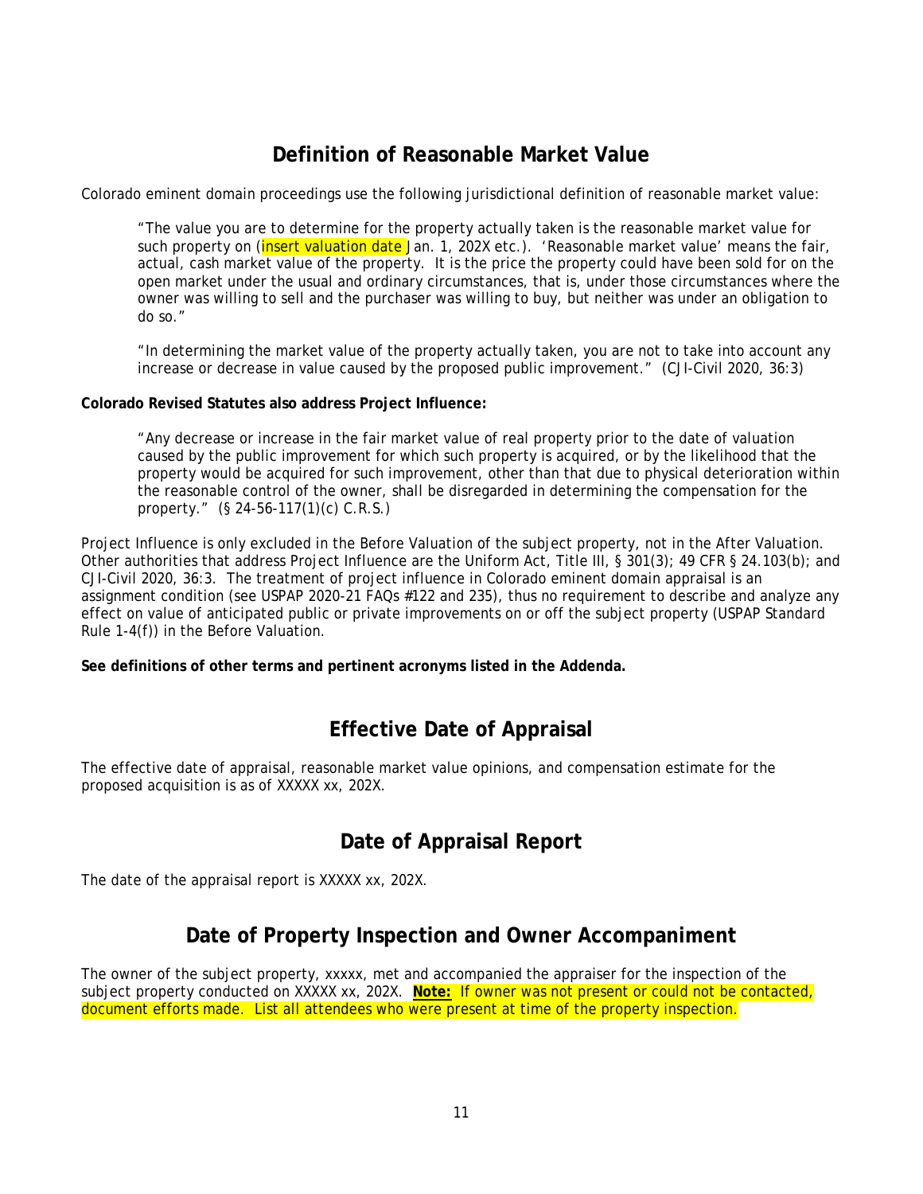## Definition of Reasonable Market Value

Colorado eminent domain proceedings use the following jurisdictional definition of reasonable market value:

> "The value you are to determine for the property actually taken is the reasonable market value for such property on (insert valuation date Jan. 1, 202X etc.). 'Reasonable market value' means the fair, actual, cash market value of the property. It is the price the property could have been sold for on the open market under the usual and ordinary circumstances, that is, under those circumstances where the owner was willing to sell and the purchaser was willing to buy, but neither was under an obligation to do so."
>
> "In determining the market value of the property actually taken, you are not to take into account any increase or decrease in value caused by the proposed public improvement." (CJI-Civil 2020, 36:3)

**Colorado Revised Statutes also address Project Influence:**

> "Any decrease or increase in the fair market value of real property prior to the date of valuation caused by the public improvement for which such property is acquired, or by the likelihood that the property would be acquired for such improvement, other than that due to physical deterioration within the reasonable control of the owner, shall be disregarded in determining the compensation for the property." (§ 24-56-117(1)(c) C.R.S.)

Project Influence is only excluded in the Before Valuation of the subject property, not in the After Valuation. Other authorities that address Project Influence are the Uniform Act, Title III, § 301(3); 49 CFR § 24.103(b); and CJI-Civil 2020, 36:3. The treatment of project influence in Colorado eminent domain appraisal is an assignment condition (see USPAP 2020-21 FAQs #122 and 235), thus no requirement to describe and analyze any effect on value of anticipated public or private improvements on or off the subject property (USPAP Standard Rule 1-4(f)) in the Before Valuation.

**See definitions of other terms and pertinent acronyms listed in the Addenda.**

## Effective Date of Appraisal

The effective date of appraisal, reasonable market value opinions, and compensation estimate for the proposed acquisition is as of XXXXX xx, 202X.

## Date of Appraisal Report

The date of the appraisal report is XXXXX xx, 202X.

## Date of Property Inspection and Owner Accompaniment

The owner of the subject property, xxxxx, met and accompanied the appraiser for the inspection of the subject property conducted on XXXXX xx, 202X. **Note:** If owner was not present or could not be contacted, document efforts made. List all attendees who were present at time of the property inspection.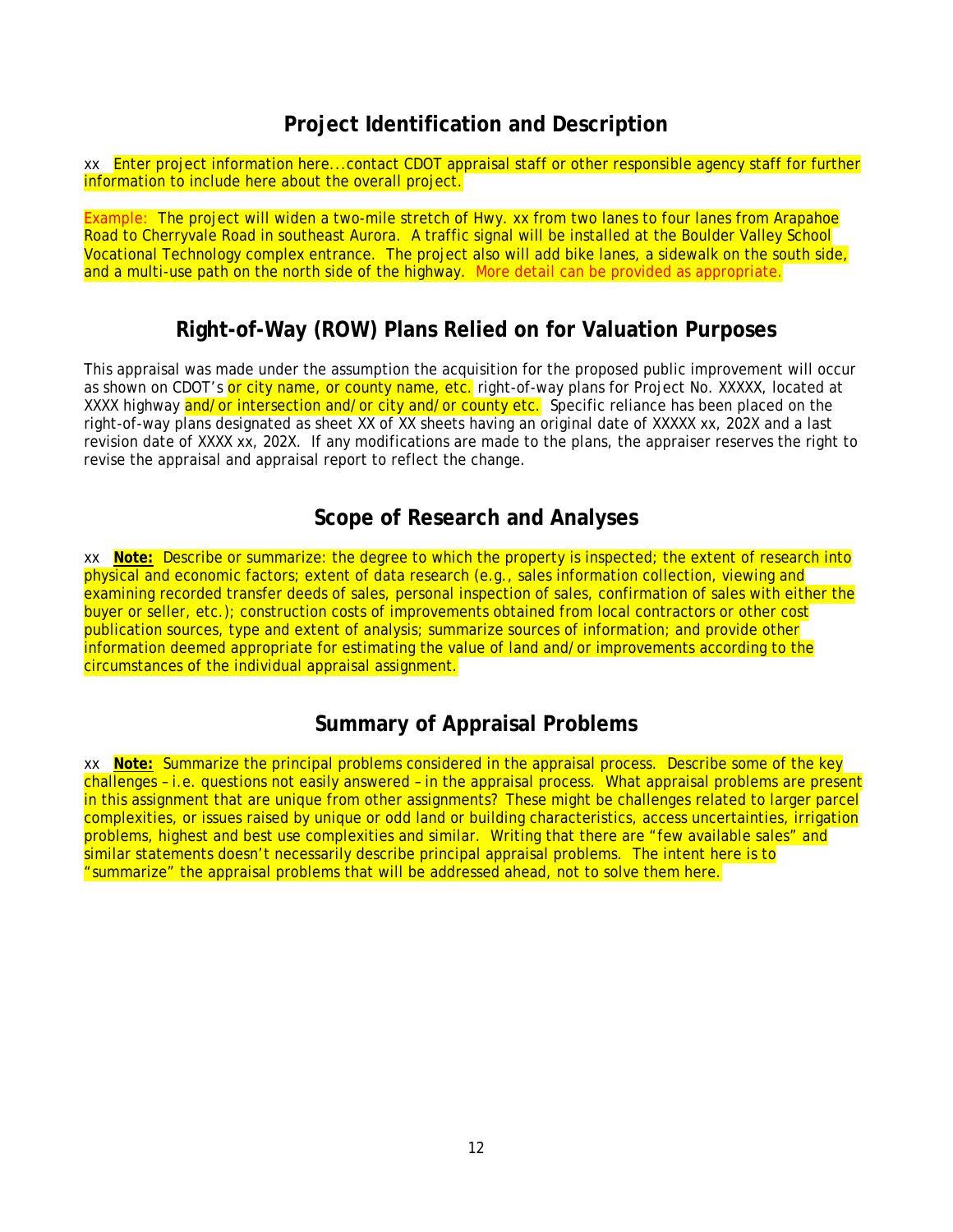## Project Identification and Description

xx Enter project information here...contact CDOT appraisal staff or other responsible agency staff for further information to include here about the overall project.

Example: The project will widen a two-mile stretch of Hwy. xx from two lanes to four lanes from Arapahoe Road to Cherryvale Road in southeast Aurora. A traffic signal will be installed at the Boulder Valley School Vocational Technology complex entrance. The project also will add bike lanes, a sidewalk on the south side, and a multi-use path on the north side of the highway. More detail can be provided as appropriate.

## Right-of-Way (ROW) Plans Relied on for Valuation Purposes

This appraisal was made under the assumption the acquisition for the proposed public improvement will occur as shown on CDOT's or city name, or county name, etc. right-of-way plans for Project No. XXXXX, located at XXXX highway and/or intersection and/or city and/or county etc. Specific reliance has been placed on the right-of-way plans designated as sheet XX of XX sheets having an original date of XXXXX xx, 202X and a last revision date of XXXX xx, 202X. If any modifications are made to the plans, the appraiser reserves the right to revise the appraisal and appraisal report to reflect the change.

## Scope of Research and Analyses

xx **Note:** Describe or summarize: the degree to which the property is inspected; the extent of research into physical and economic factors; extent of data research (e.g., sales information collection, viewing and examining recorded transfer deeds of sales, personal inspection of sales, confirmation of sales with either the buyer or seller, etc.); construction costs of improvements obtained from local contractors or other cost publication sources, type and extent of analysis; summarize sources of information; and provide other information deemed appropriate for estimating the value of land and/or improvements according to the circumstances of the individual appraisal assignment.

## Summary of Appraisal Problems

xx **Note:** Summarize the principal problems considered in the appraisal process. Describe some of the key challenges – i.e. questions not easily answered – in the appraisal process. What appraisal problems are present in this assignment that are unique from other assignments? These might be challenges related to larger parcel complexities, or issues raised by unique or odd land or building characteristics, access uncertainties, irrigation problems, highest and best use complexities and similar. Writing that there are "few available sales" and similar statements doesn't necessarily describe principal appraisal problems. The intent here is to "summarize" the appraisal problems that will be addressed ahead, not to solve them here.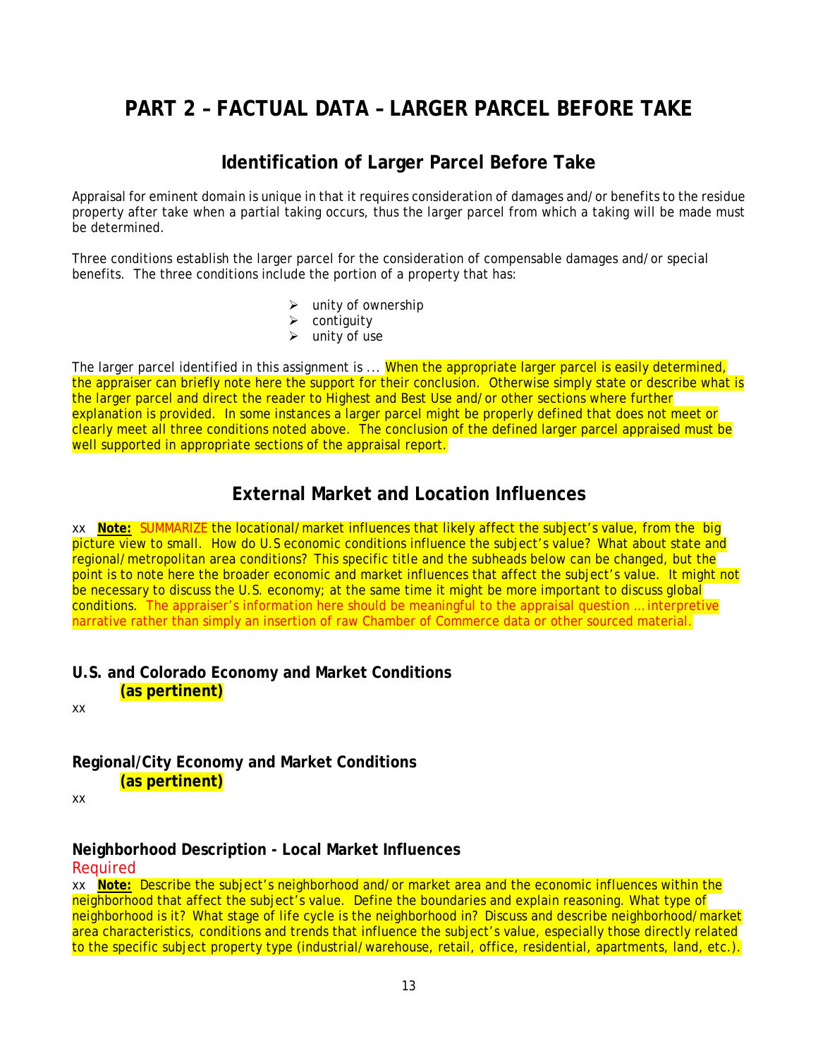# PART 2 – FACTUAL DATA – LARGER PARCEL BEFORE TAKE

## Identification of Larger Parcel Before Take

Appraisal for eminent domain is unique in that it requires consideration of damages and/or benefits to the residue property after take when a partial taking occurs, thus the larger parcel from which a taking will be made must be determined.

Three conditions establish the larger parcel for the consideration of compensable damages and/or special benefits. The three conditions include the portion of a property that has:

- unity of ownership
- contiguity
- unity of use

The larger parcel identified in this assignment is ... When the appropriate larger parcel is easily determined, the appraiser can briefly note here the support for their conclusion. Otherwise simply state or describe what is the larger parcel and direct the reader to Highest and Best Use and/or other sections where further explanation is provided. In some instances a larger parcel might be properly defined that does not meet or clearly meet all three conditions noted above. The conclusion of the defined larger parcel appraised must be well supported in appropriate sections of the appraisal report.

## External Market and Location Influences

xx **Note:** SUMMARIZE the locational/market influences that likely affect the subject's value, from the big picture view to small. How do U.S economic conditions influence the subject's value? What about state and regional/metropolitan area conditions? This specific title and the subheads below can be changed, but the point is to note here the broader economic and market influences that affect the subject's value. It might not be necessary to discuss the U.S. economy; at the same time it might be more important to discuss global conditions. The appraiser's information here should be meaningful to the appraisal question … interpretive narrative rather than simply an insertion of raw Chamber of Commerce data or other sourced material.

### U.S. and Colorado Economy and Market Conditions
**(as pertinent)**

xx

### Regional/City Economy and Market Conditions
**(as pertinent)**

xx

### Neighborhood Description - Local Market Influences
Required

xx **Note:** Describe the subject's neighborhood and/or market area and the economic influences within the neighborhood that affect the subject's value. Define the boundaries and explain reasoning. What type of neighborhood is it? What stage of life cycle is the neighborhood in? Discuss and describe neighborhood/market area characteristics, conditions and trends that influence the subject's value, especially those directly related to the specific subject property type (industrial/warehouse, retail, office, residential, apartments, land, etc.).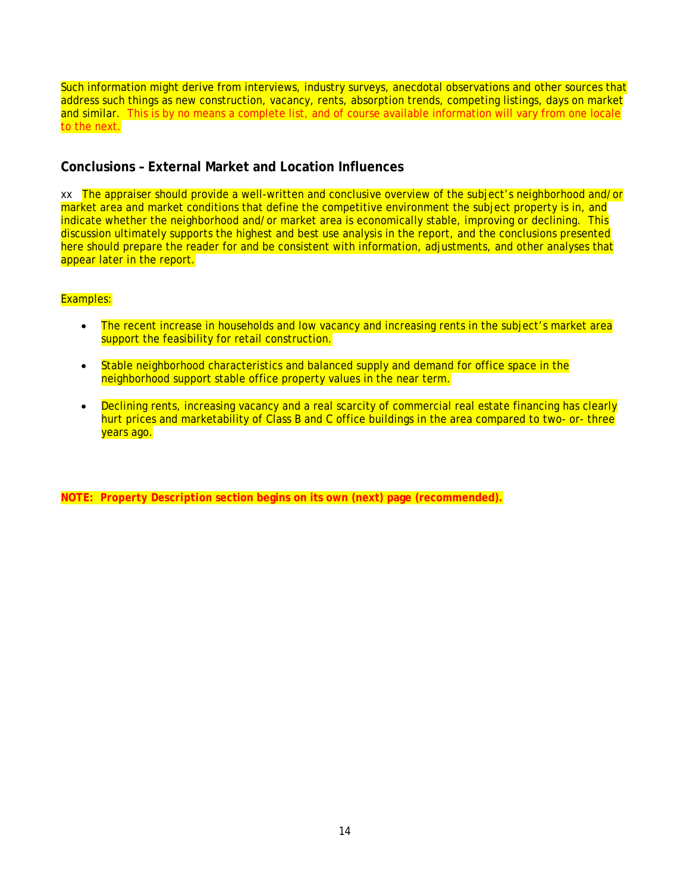Such information might derive from interviews, industry surveys, anecdotal observations and other sources that address such things as new construction, vacancy, rents, absorption trends, competing listings, days on market and similar. This is by no means a complete list, and of course available information will vary from one locale to the next.

## Conclusions – External Market and Location Influences

xx The appraiser should provide a well-written and conclusive overview of the subject's neighborhood and/or market area and market conditions that define the competitive environment the subject property is in, and indicate whether the neighborhood and/or market area is economically stable, improving or declining. This discussion ultimately supports the highest and best use analysis in the report, and the conclusions presented here should prepare the reader for and be consistent with information, adjustments, and other analyses that appear later in the report.

Examples:

- The recent increase in households and low vacancy and increasing rents in the subject's market area support the feasibility for retail construction.
- Stable neighborhood characteristics and balanced supply and demand for office space in the neighborhood support stable office property values in the near term.
- Declining rents, increasing vacancy and a real scarcity of commercial real estate financing has clearly hurt prices and marketability of Class B and C office buildings in the area compared to two- or- three years ago.

**NOTE: Property Description section begins on its own (next) page (recommended).**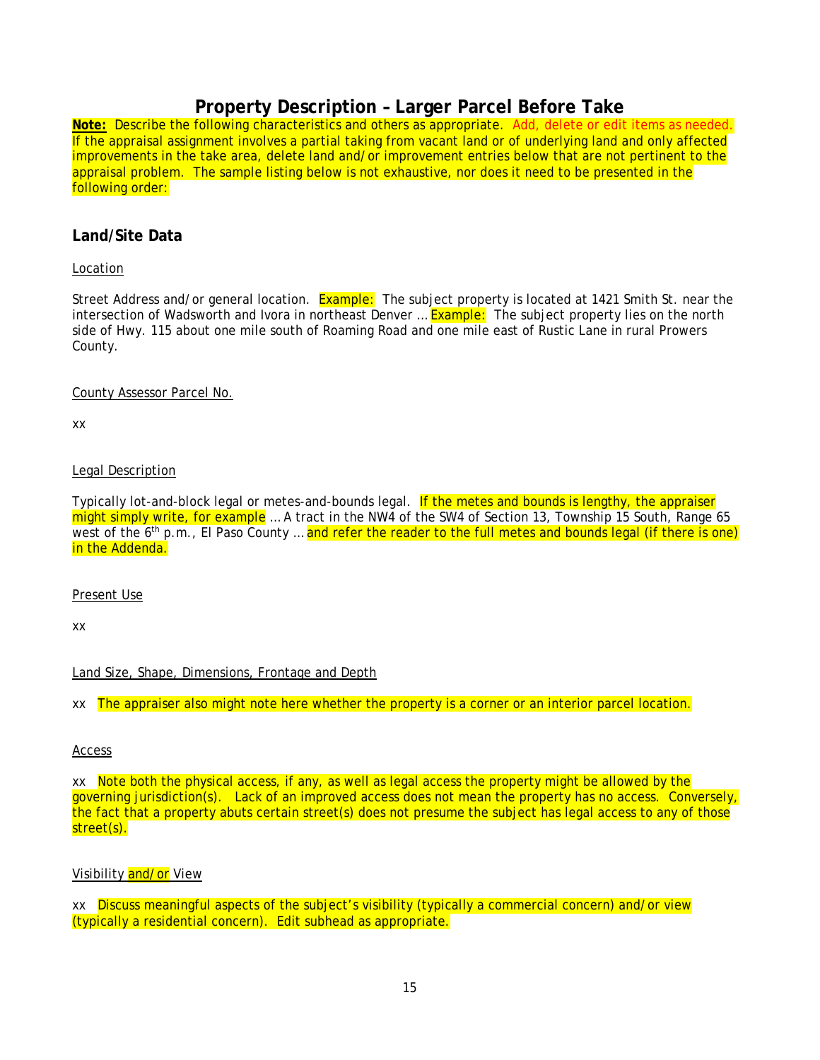# Property Description – Larger Parcel Before Take

**Note:** Describe the following characteristics and others as appropriate. Add, delete or edit items as needed. If the appraisal assignment involves a partial taking from vacant land or of underlying land and only affected improvements in the take area, delete land and/or improvement entries below that are not pertinent to the appraisal problem. The sample listing below is not exhaustive, nor does it need to be presented in the following order:

## Land/Site Data

Location

Street Address and/or general location. Example: The subject property is located at 1421 Smith St. near the intersection of Wadsworth and Ivora in northeast Denver … Example: The subject property lies on the north side of Hwy. 115 about one mile south of Roaming Road and one mile east of Rustic Lane in rural Prowers County.

County Assessor Parcel No.

xx

Legal Description

Typically lot-and-block legal or metes-and-bounds legal. If the metes and bounds is lengthy, the appraiser might simply write, for example … A tract in the NW4 of the SW4 of Section 13, Township 15 South, Range 65 west of the 6th p.m., El Paso County … and refer the reader to the full metes and bounds legal (if there is one) in the Addenda.

Present Use

xx

Land Size, Shape, Dimensions, Frontage and Depth

xx The appraiser also might note here whether the property is a corner or an interior parcel location.

Access

xx Note both the physical access, if any, as well as legal access the property might be allowed by the governing jurisdiction(s). Lack of an improved access does not mean the property has no access. Conversely, the fact that a property abuts certain street(s) does not presume the subject has legal access to any of those street(s).

Visibility and/or View

xx Discuss meaningful aspects of the subject's visibility (typically a commercial concern) and/or view (typically a residential concern). Edit subhead as appropriate.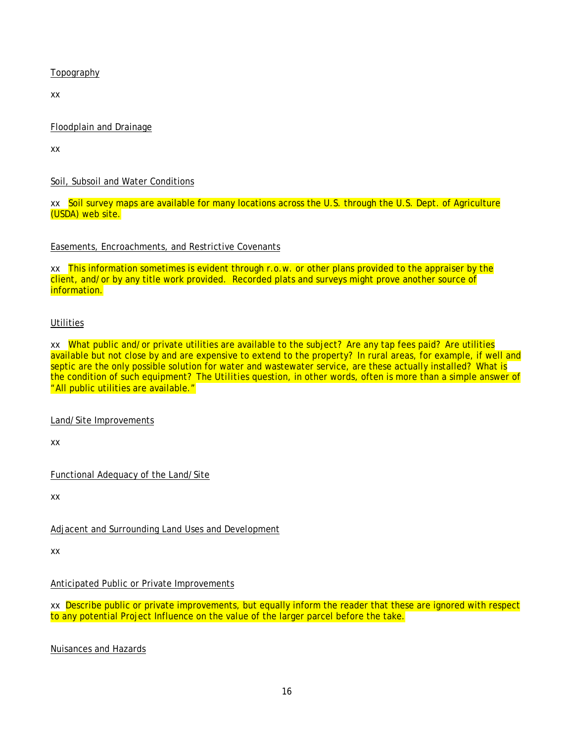Topography

xx

Floodplain and Drainage

xx

Soil, Subsoil and Water Conditions

xx Soil survey maps are available for many locations across the U.S. through the U.S. Dept. of Agriculture (USDA) web site.

Easements, Encroachments, and Restrictive Covenants

xx This information sometimes is evident through r.o.w. or other plans provided to the appraiser by the client, and/or by any title work provided. Recorded plats and surveys might prove another source of information.

Utilities

xx What public and/or private utilities are available to the subject? Are any tap fees paid? Are utilities available but not close by and are expensive to extend to the property? In rural areas, for example, if well and septic are the only possible solution for water and wastewater service, are these actually installed? What is the condition of such equipment? The Utilities question, in other words, often is more than a simple answer of "All public utilities are available."

Land/Site Improvements

xx

Functional Adequacy of the Land/Site

xx

Adjacent and Surrounding Land Uses and Development

xx

Anticipated Public or Private Improvements

xx Describe public or private improvements, but equally inform the reader that these are ignored with respect to any potential Project Influence on the value of the larger parcel before the take.

Nuisances and Hazards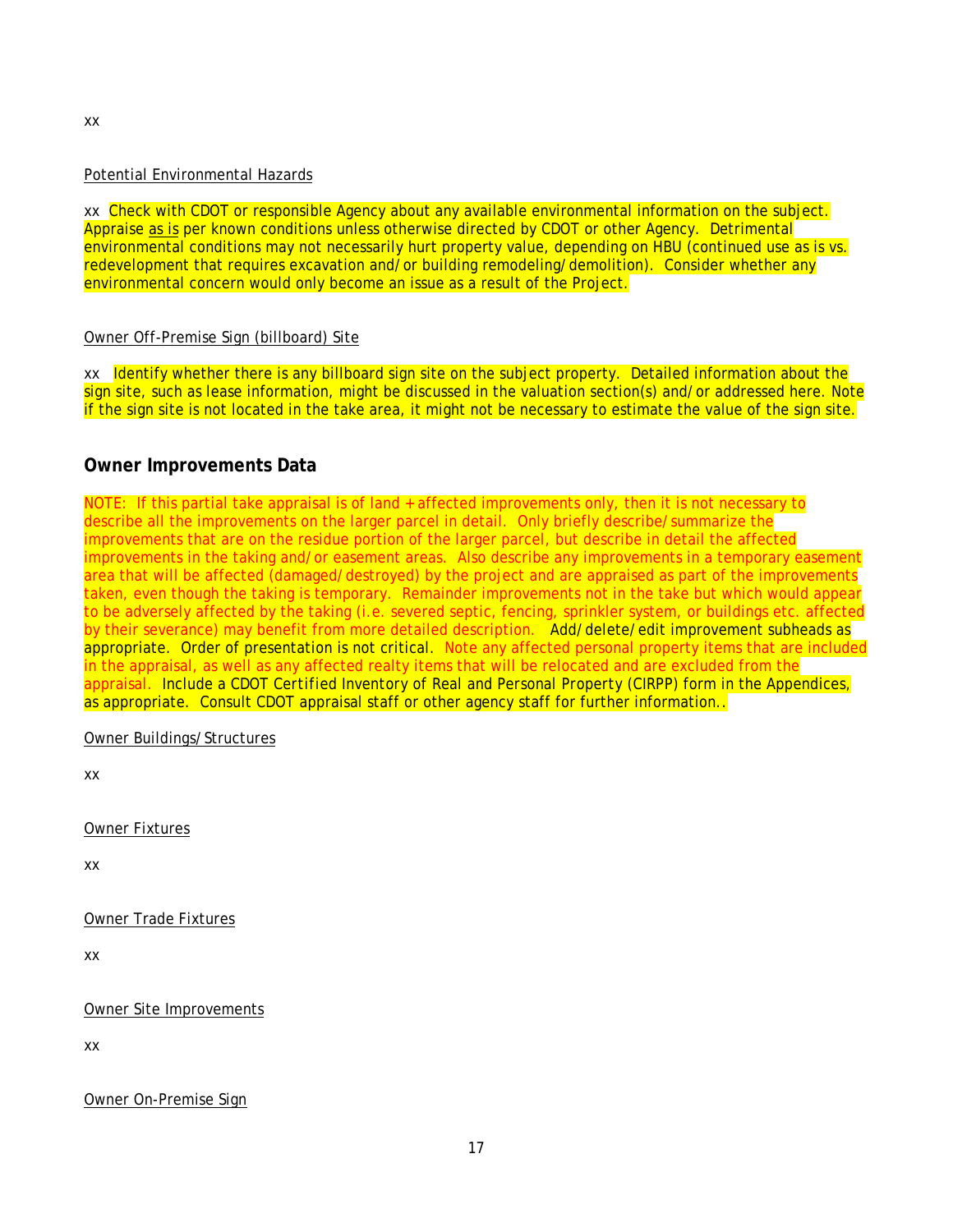xx

Potential Environmental Hazards

xx Check with CDOT or responsible Agency about any available environmental information on the subject. Appraise as is per known conditions unless otherwise directed by CDOT or other Agency. Detrimental environmental conditions may not necessarily hurt property value, depending on HBU (continued use as is vs. redevelopment that requires excavation and/or building remodeling/demolition). Consider whether any environmental concern would only become an issue as a result of the Project.

Owner Off-Premise Sign (billboard) Site

xx Identify whether there is any billboard sign site on the subject property. Detailed information about the sign site, such as lease information, might be discussed in the valuation section(s) and/or addressed here. Note if the sign site is not located in the take area, it might not be necessary to estimate the value of the sign site.

### Owner Improvements Data

NOTE: If this partial take appraisal is of land + affected improvements only, then it is not necessary to describe all the improvements on the larger parcel in detail. Only briefly describe/summarize the improvements that are on the residue portion of the larger parcel, but describe in detail the affected improvements in the taking and/or easement areas. Also describe any improvements in a temporary easement area that will be affected (damaged/destroyed) by the project and are appraised as part of the improvements taken, even though the taking is temporary. Remainder improvements not in the take but which would appear to be adversely affected by the taking (i.e. severed septic, fencing, sprinkler system, or buildings etc. affected by their severance) may benefit from more detailed description. Add/delete/edit improvement subheads as appropriate. Order of presentation is not critical. Note any affected personal property items that are included in the appraisal, as well as any affected realty items that will be relocated and are excluded from the appraisal. Include a CDOT Certified Inventory of Real and Personal Property (CIRPP) form in the Appendices, as appropriate. Consult CDOT appraisal staff or other agency staff for further information..

Owner Buildings/Structures

xx

Owner Fixtures

xx

Owner Trade Fixtures

xx

Owner Site Improvements

xx

Owner On-Premise Sign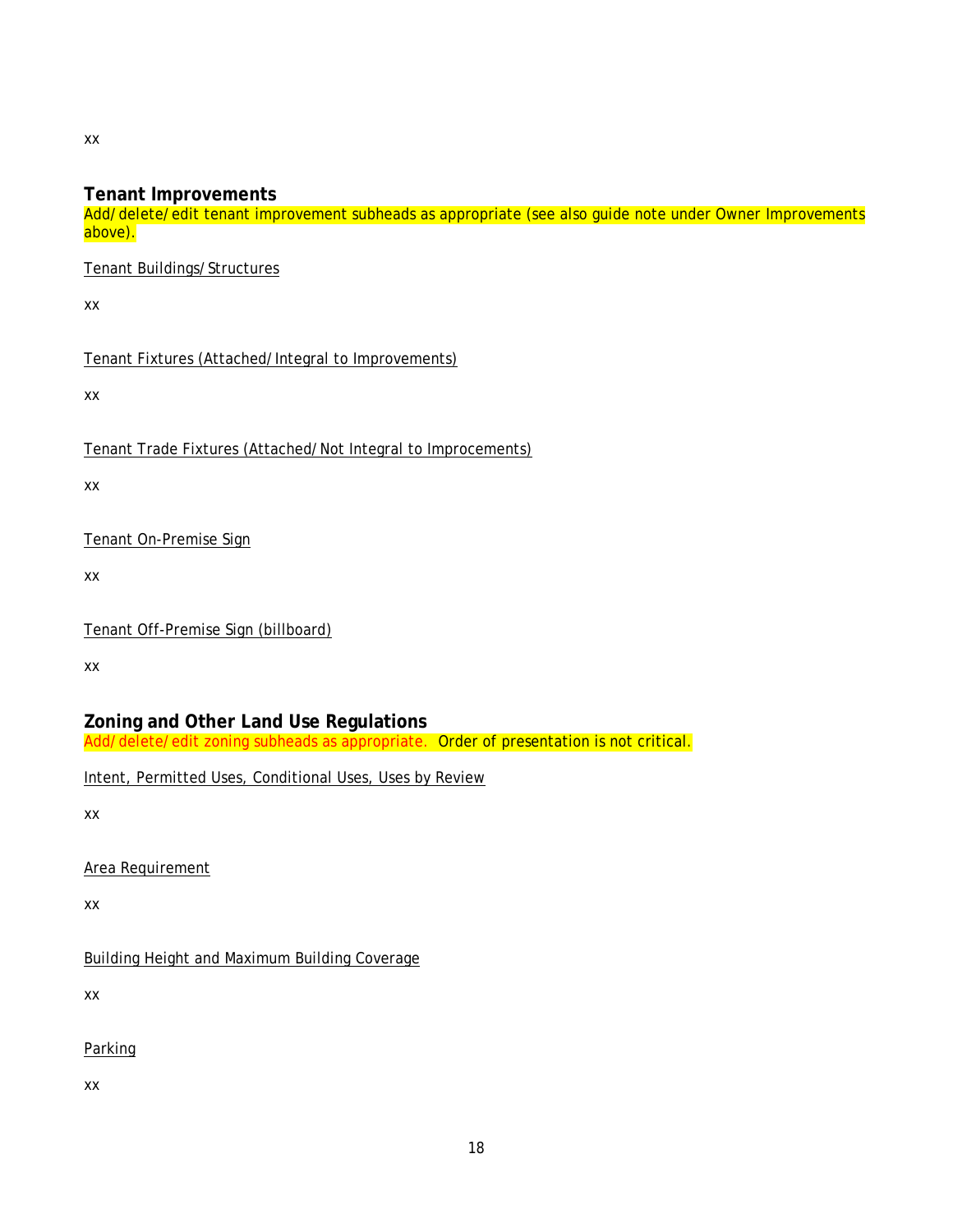xx

## Tenant Improvements

Add/delete/edit tenant improvement subheads as appropriate (see also guide note under Owner Improvements above).

Tenant Buildings/Structures

xx

Tenant Fixtures (Attached/Integral to Improvements)

xx

Tenant Trade Fixtures (Attached/Not Integral to Improcements)

xx

Tenant On-Premise Sign

xx

Tenant Off-Premise Sign (billboard)

xx

## Zoning and Other Land Use Regulations

Add/delete/edit zoning subheads as appropriate. Order of presentation is not critical.

Intent, Permitted Uses, Conditional Uses, Uses by Review

xx

Area Requirement

xx

Building Height and Maximum Building Coverage

xx

Parking

xx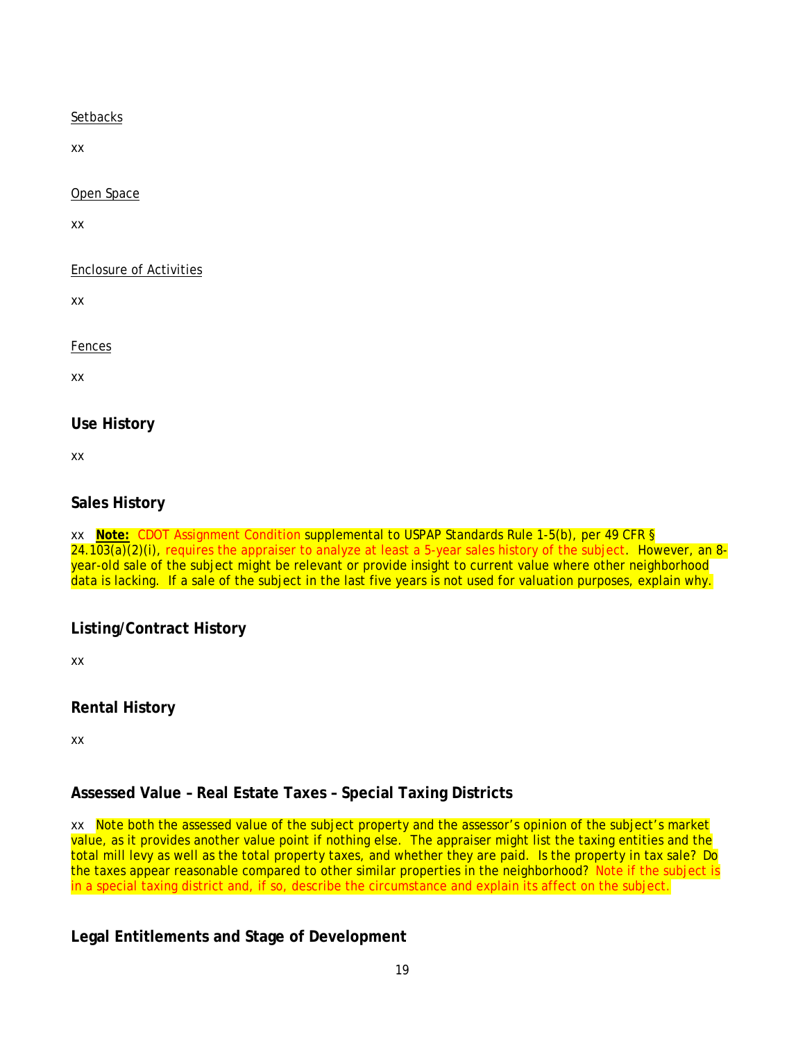Setbacks

xx

Open Space

xx

Enclosure of Activities

xx

Fences

xx

## Use History

xx

## Sales History

xx **Note:** CDOT Assignment Condition supplemental to USPAP Standards Rule 1-5(b), per 49 CFR § 24.103(a)(2)(i), requires the appraiser to analyze at least a 5-year sales history of the subject. However, an 8-year-old sale of the subject might be relevant or provide insight to current value where other neighborhood data is lacking. If a sale of the subject in the last five years is not used for valuation purposes, explain why.

## Listing/Contract History

xx

## Rental History

xx

## Assessed Value – Real Estate Taxes – Special Taxing Districts

xx Note both the assessed value of the subject property and the assessor's opinion of the subject's market value, as it provides another value point if nothing else. The appraiser might list the taxing entities and the total mill levy as well as the total property taxes, and whether they are paid. Is the property in tax sale? Do the taxes appear reasonable compared to other similar properties in the neighborhood? Note if the subject is in a special taxing district and, if so, describe the circumstance and explain its affect on the subject.

## Legal Entitlements and Stage of Development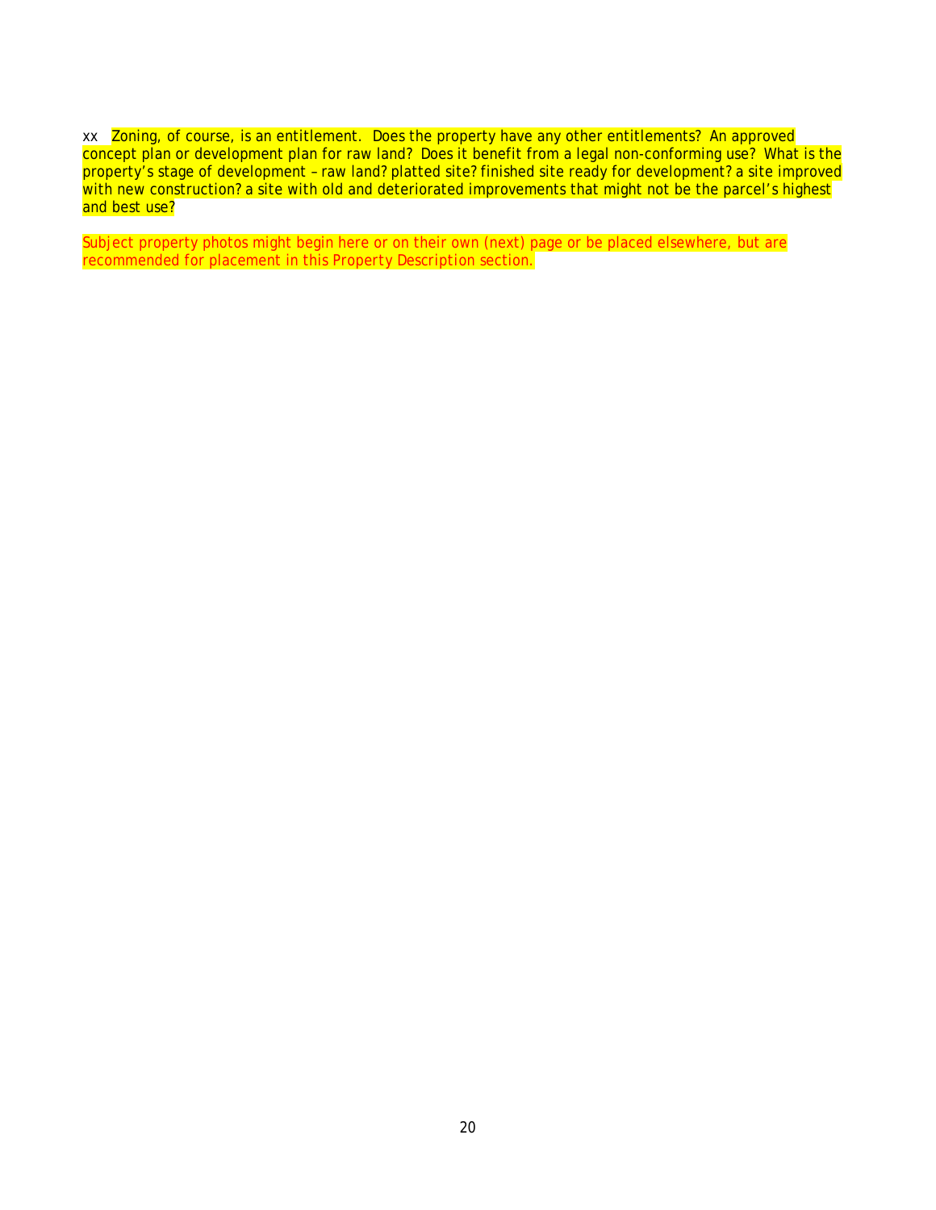xx  Zoning, of course, is an entitlement.  Does the property have any other entitlements?  An approved concept plan or development plan for raw land?  Does it benefit from a legal non-conforming use?  What is the property's stage of development – raw land? platted site? finished site ready for development? a site improved with new construction? a site with old and deteriorated improvements that might not be the parcel's highest and best use?

*Subject property photos might begin here or on their own (next) page or be placed elsewhere, but are recommended for placement in this Property Description section.*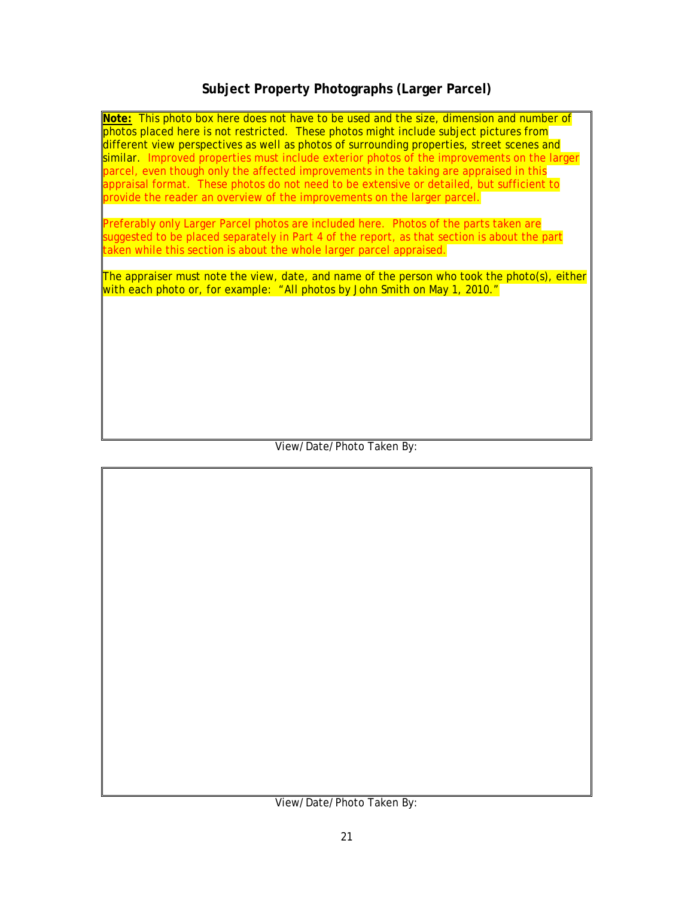## Subject Property Photographs (Larger Parcel)

**Note:** This photo box here does not have to be used and the size, dimension and number of photos placed here is not restricted. These photos might include subject pictures from different view perspectives as well as photos of surrounding properties, street scenes and similar. Improved properties must include exterior photos of the improvements on the larger parcel, even though only the affected improvements in the taking are appraised in this appraisal format. These photos do not need to be extensive or detailed, but sufficient to provide the reader an overview of the improvements on the larger parcel.

Preferably only Larger Parcel photos are included here. Photos of the parts taken are suggested to be placed separately in Part 4 of the report, as that section is about the part taken while this section is about the whole larger parcel appraised.

The appraiser must note the view, date, and name of the person who took the photo(s), either with each photo or, for example: "All photos by John Smith on May 1, 2010."

View/Date/Photo Taken By:

View/Date/Photo Taken By: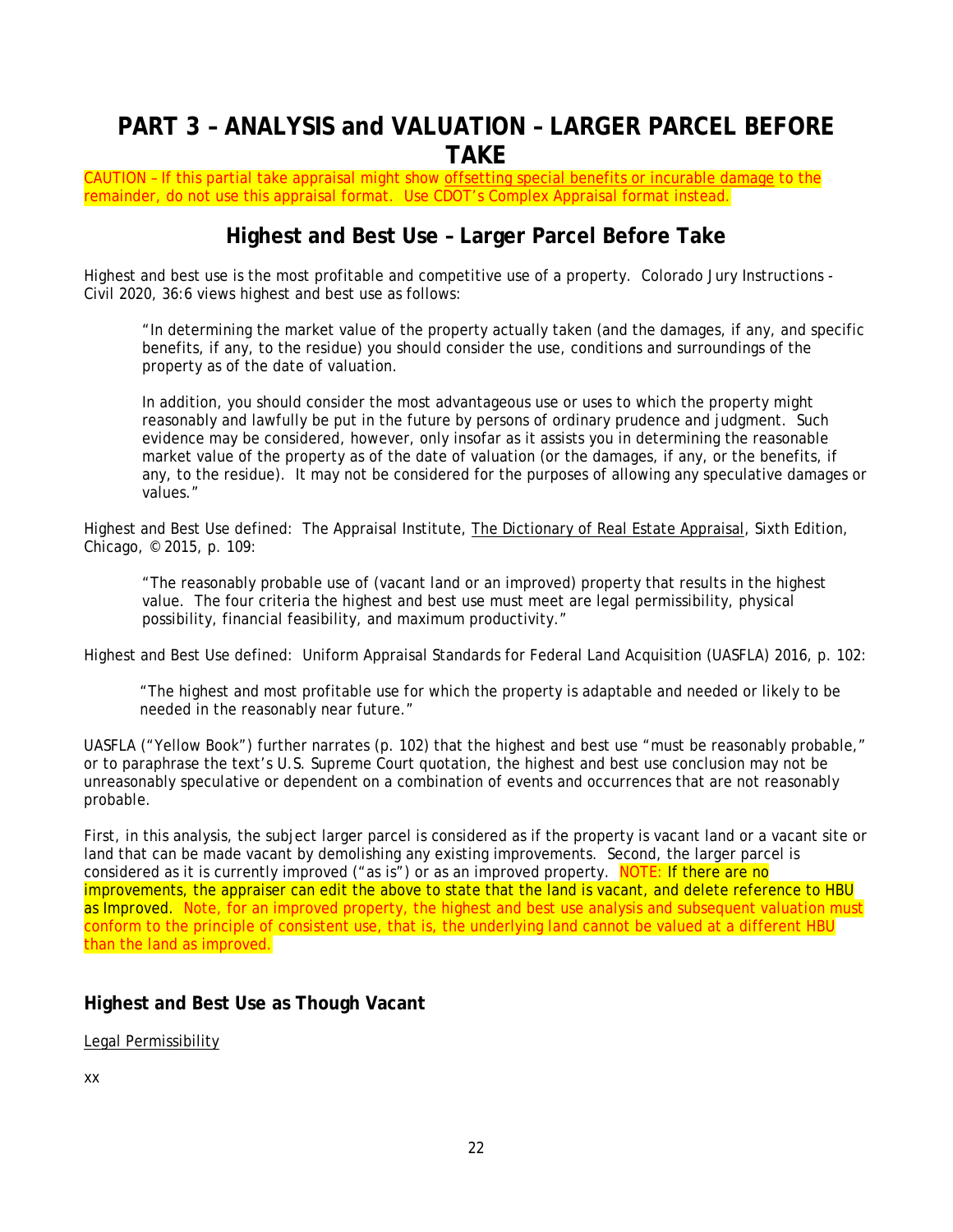# PART 3 – ANALYSIS and VALUATION – LARGER PARCEL BEFORE TAKE

CAUTION – If this partial take appraisal might show offsetting special benefits or incurable damage to the remainder, do not use this appraisal format. Use CDOT's Complex Appraisal format instead.

## Highest and Best Use – Larger Parcel Before Take

Highest and best use is the most profitable and competitive use of a property. Colorado Jury Instructions - Civil 2020, 36:6 views highest and best use as follows:

> "In determining the market value of the property actually taken (and the damages, if any, and specific benefits, if any, to the residue) you should consider the use, conditions and surroundings of the property as of the date of valuation.
>
> In addition, you should consider the most advantageous use or uses to which the property might reasonably and lawfully be put in the future by persons of ordinary prudence and judgment. Such evidence may be considered, however, only insofar as it assists you in determining the reasonable market value of the property as of the date of valuation (or the damages, if any, or the benefits, if any, to the residue). It may not be considered for the purposes of allowing any speculative damages or values."

Highest and Best Use defined: The Appraisal Institute, The Dictionary of Real Estate Appraisal, Sixth Edition, Chicago, © 2015, p. 109:

> "The reasonably probable use of (vacant land or an improved) property that results in the highest value. The four criteria the highest and best use must meet are legal permissibility, physical possibility, financial feasibility, and maximum productivity."

Highest and Best Use defined: Uniform Appraisal Standards for Federal Land Acquisition (UASFLA) 2016, p. 102:

> "The highest and most profitable use for which the property is adaptable and needed or likely to be needed in the reasonably near future."

UASFLA ("Yellow Book") further narrates (p. 102) that the highest and best use "must be reasonably probable," or to paraphrase the text's U.S. Supreme Court quotation, the highest and best use conclusion may not be unreasonably speculative or dependent on a combination of events and occurrences that are not reasonably probable.

First, in this analysis, the subject larger parcel is considered as if the property is vacant land or a vacant site or land that can be made vacant by demolishing any existing improvements. Second, the larger parcel is considered as it is currently improved ("as is") or as an improved property. NOTE: If there are no improvements, the appraiser can edit the above to state that the land is vacant, and delete reference to HBU as Improved. Note, for an improved property, the highest and best use analysis and subsequent valuation must conform to the principle of consistent use, that is, the underlying land cannot be valued at a different HBU than the land as improved.

### Highest and Best Use as Though Vacant

Legal Permissibility

xx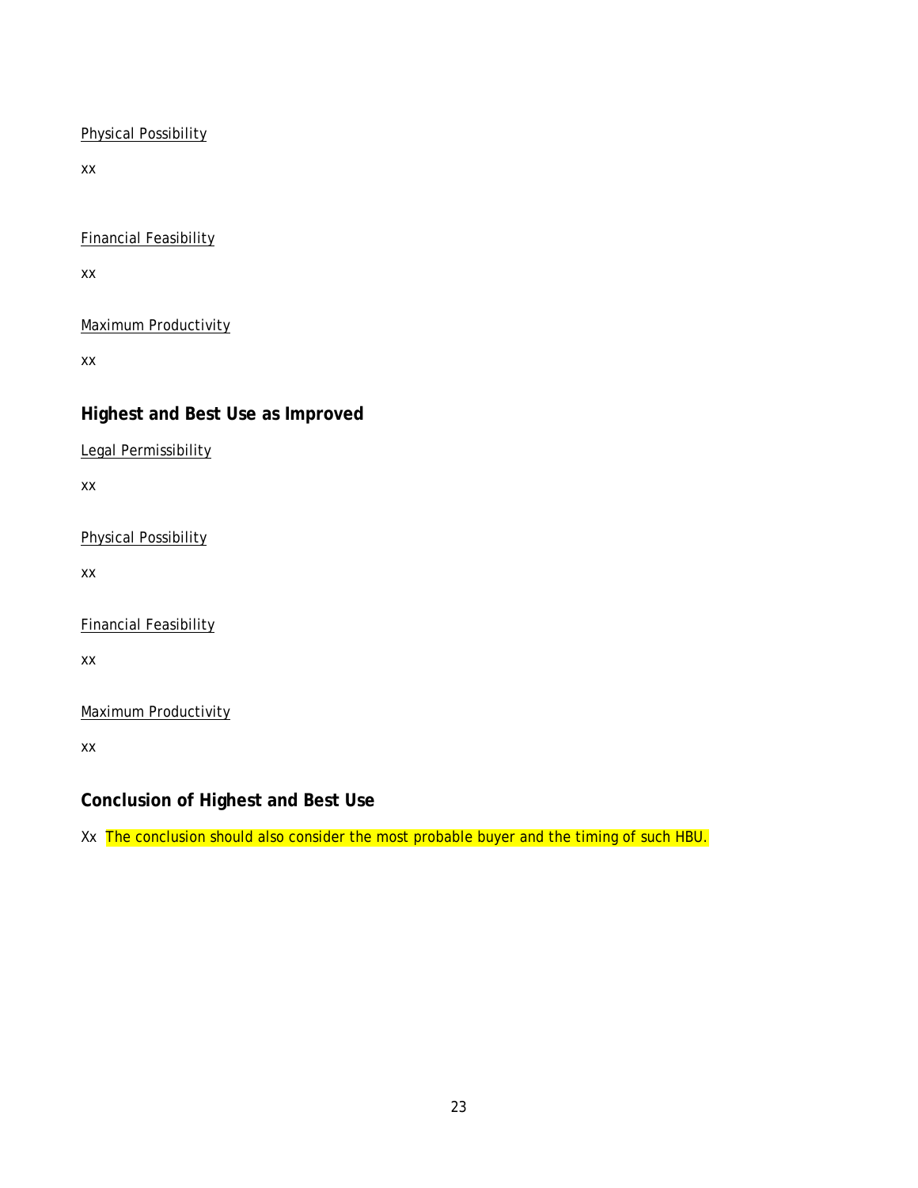Physical Possibility

xx

Financial Feasibility

xx

Maximum Productivity

xx

## Highest and Best Use as Improved

Legal Permissibility

xx

Physical Possibility

xx

Financial Feasibility

xx

Maximum Productivity

xx

## Conclusion of Highest and Best Use

Xx The conclusion should also consider the most probable buyer and the timing of such HBU.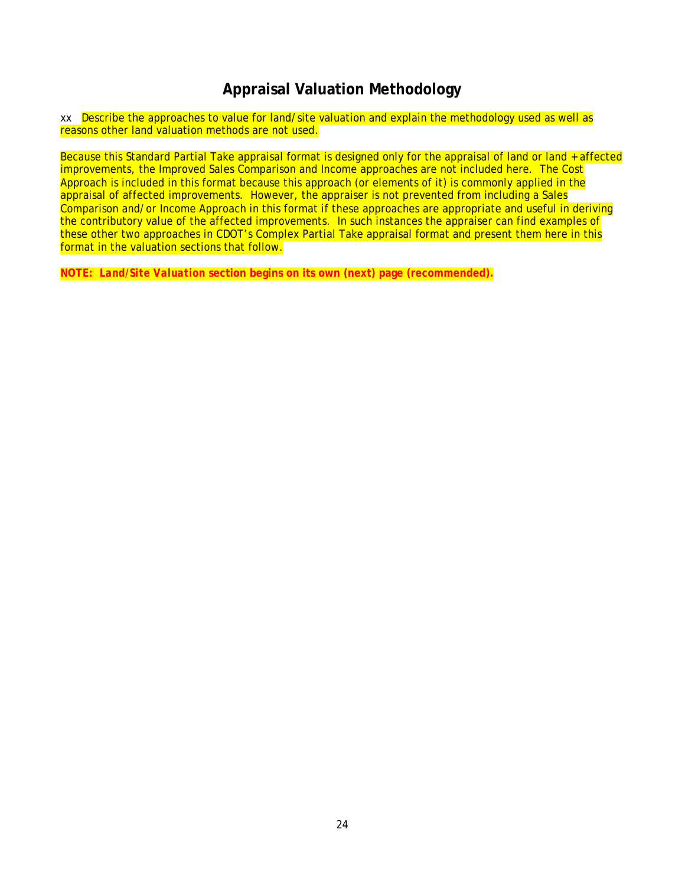# Appraisal Valuation Methodology

xx Describe the approaches to value for land/site valuation and explain the methodology used as well as reasons other land valuation methods are not used.

Because this Standard Partial Take appraisal format is designed only for the appraisal of land or land + affected improvements, the Improved Sales Comparison and Income approaches are not included here. The Cost Approach is included in this format because this approach (or elements of it) is commonly applied in the appraisal of affected improvements. However, the appraiser is not prevented from including a Sales Comparison and/or Income Approach in this format if these approaches are appropriate and useful in deriving the contributory value of the affected improvements. In such instances the appraiser can find examples of these other two approaches in CDOT's Complex Partial Take appraisal format and present them here in this format in the valuation sections that follow.

***NOTE: Land/Site Valuation section begins on its own (next) page (recommended).***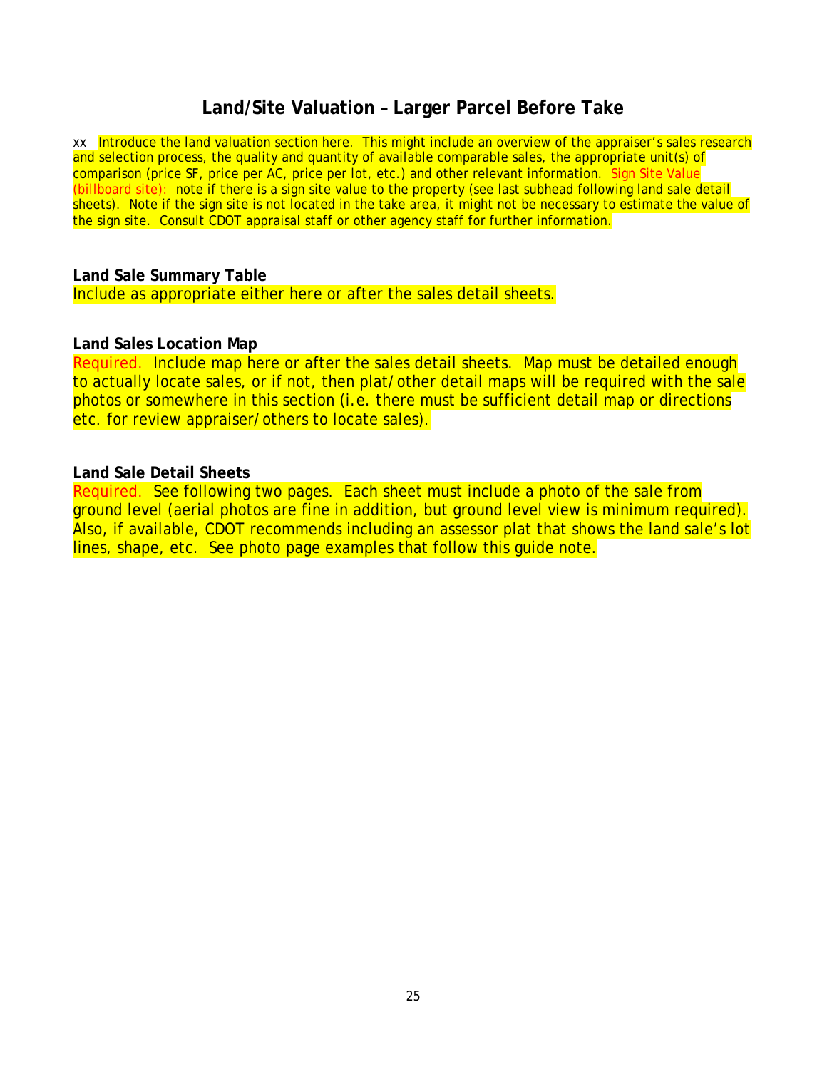## Land/Site Valuation – Larger Parcel Before Take

xx Introduce the land valuation section here. This might include an overview of the appraiser's sales research and selection process, the quality and quantity of available comparable sales, the appropriate unit(s) of comparison (price SF, price per AC, price per lot, etc.) and other relevant information. Sign Site Value (billboard site): note if there is a sign site value to the property (see last subhead following land sale detail sheets). Note if the sign site is not located in the take area, it might not be necessary to estimate the value of the sign site. Consult CDOT appraisal staff or other agency staff for further information.

**Land Sale Summary Table**

Include as appropriate either here or after the sales detail sheets.

**Land Sales Location Map**

Required. Include map here or after the sales detail sheets. Map must be detailed enough to actually locate sales, or if not, then plat/other detail maps will be required with the sale photos or somewhere in this section (i.e. there must be sufficient detail map or directions etc. for review appraiser/others to locate sales).

**Land Sale Detail Sheets**

Required. See following two pages. Each sheet must include a photo of the sale from ground level (aerial photos are fine in addition, but ground level view is minimum required). Also, if available, CDOT recommends including an assessor plat that shows the land sale's lot lines, shape, etc. See photo page examples that follow this guide note.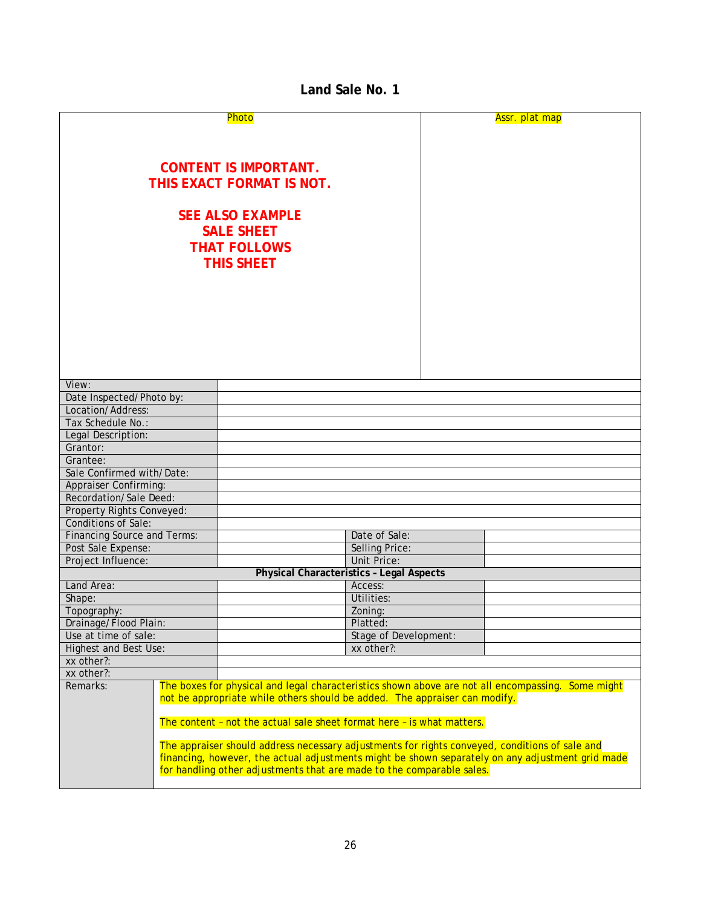## Land Sale No. 1

| Photo | Assr. plat map |
|---|---|
| **CONTENT IS IMPORTANT. THIS EXACT FORMAT IS NOT.** <br><br> **SEE ALSO EXAMPLE SALE SHEET THAT FOLLOWS THIS SHEET** | |

| | | | |
|---|---|---|---|
| View: | | | |
| Date Inspected/Photo by: | | | |
| Location/Address: | | | |
| Tax Schedule No.: | | | |
| Legal Description: | | | |
| Grantor: | | | |
| Grantee: | | | |
| Sale Confirmed with/Date: | | | |
| Appraiser Confirming: | | | |
| Recordation/Sale Deed: | | | |
| Property Rights Conveyed: | | | |
| Conditions of Sale: | | | |
| Financing Source and Terms: | | Date of Sale: | |
| Post Sale Expense: | | Selling Price: | |
| Project Influence: | | Unit Price: | |
| **Physical Characteristics – Legal Aspects** | | | |
| Land Area: | | Access: | |
| Shape: | | Utilities: | |
| Topography: | | Zoning: | |
| Drainage/Flood Plain: | | Platted: | |
| Use at time of sale: | | Stage of Development: | |
| Highest and Best Use: | | xx other?: | |
| xx other?: | | | |
| xx other?: | | | |
| Remarks: | The boxes for physical and legal characteristics shown above are not all encompassing. Some might not be appropriate while others should be added. The appraiser can modify.<br><br>The content – not the actual sale sheet format here – is what matters.<br><br>The appraiser should address necessary adjustments for rights conveyed, conditions of sale and financing, however, the actual adjustments might be shown separately on any adjustment grid made for handling other adjustments that are made to the comparable sales. | | |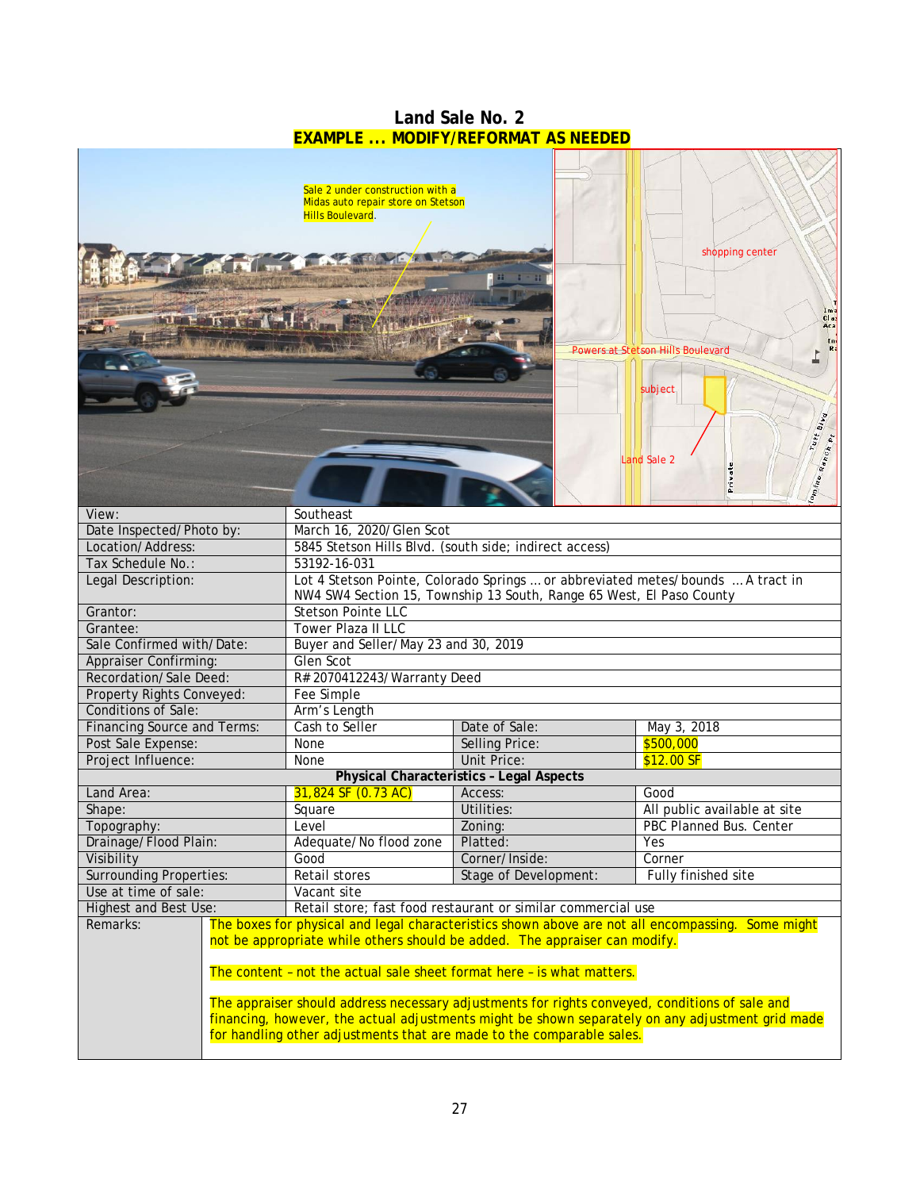# Land Sale No. 2

**EXAMPLE ... MODIFY/REFORMAT AS NEEDED**

Sale 2 under construction with a Midas auto repair store on Stetson Hills Boulevard.

shopping center

Powers at Stetson Hills Boulevard

subject

Land Sale 2

| | | | |
|---|---|---|---|
| View: | Southeast | | |
| Date Inspected/Photo by: | March 16, 2020/Glen Scot | | |
| Location/Address: | 5845 Stetson Hills Blvd. (south side; indirect access) | | |
| Tax Schedule No.: | 53192-16-031 | | |
| Legal Description: | Lot 4 Stetson Pointe, Colorado Springs ... or abbreviated metes/bounds ... A tract in NW4 SW4 Section 15, Township 13 South, Range 65 West, El Paso County | | |
| Grantor: | Stetson Pointe LLC | | |
| Grantee: | Tower Plaza II LLC | | |
| Sale Confirmed with/Date: | Buyer and Seller/May 23 and 30, 2019 | | |
| Appraiser Confirming: | Glen Scot | | |
| Recordation/Sale Deed: | R#2070412243/Warranty Deed | | |
| Property Rights Conveyed: | Fee Simple | | |
| Conditions of Sale: | Arm's Length | | |
| Financing Source and Terms: | Cash to Seller | Date of Sale: | May 3, 2018 |
| Post Sale Expense: | None | Selling Price: | $500,000 |
| Project Influence: | None | Unit Price: | $12.00 SF |
| **Physical Characteristics – Legal Aspects** | | | |
| Land Area: | 31,824 SF (0.73 AC) | Access: | Good |
| Shape: | Square | Utilities: | All public available at site |
| Topography: | Level | Zoning: | PBC Planned Bus. Center |
| Drainage/Flood Plain: | Adequate/No flood zone | Platted: | Yes |
| Visibility | Good | Corner/Inside: | Corner |
| Surrounding Properties: | Retail stores | Stage of Development: | Fully finished site |
| Use at time of sale: | Vacant site | | |
| Highest and Best Use: | Retail store; fast food restaurant or similar commercial use | | |

**Remarks:**

The boxes for physical and legal characteristics shown above are not all encompassing. Some might not be appropriate while others should be added. The appraiser can modify.

The content – not the actual sale sheet format here – is what matters.

The appraiser should address necessary adjustments for rights conveyed, conditions of sale and financing, however, the actual adjustments might be shown separately on any adjustment grid made for handling other adjustments that are made to the comparable sales.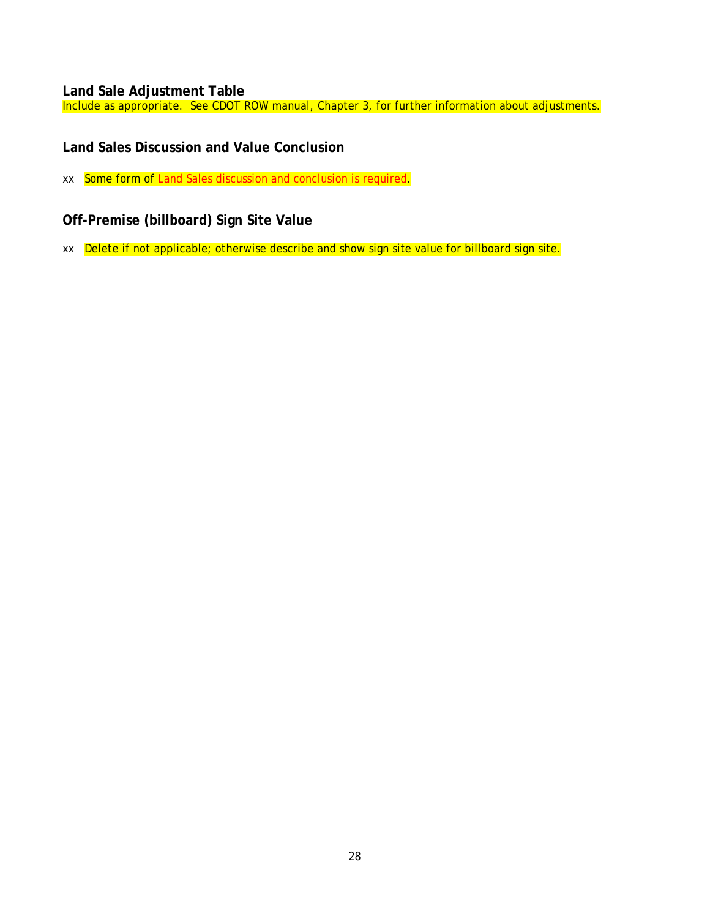### Land Sale Adjustment Table

Include as appropriate. See CDOT ROW manual, Chapter 3, for further information about adjustments.

### Land Sales Discussion and Value Conclusion

xx Some form of Land Sales discussion and conclusion is required.

### Off-Premise (billboard) Sign Site Value

xx Delete if not applicable; otherwise describe and show sign site value for billboard sign site.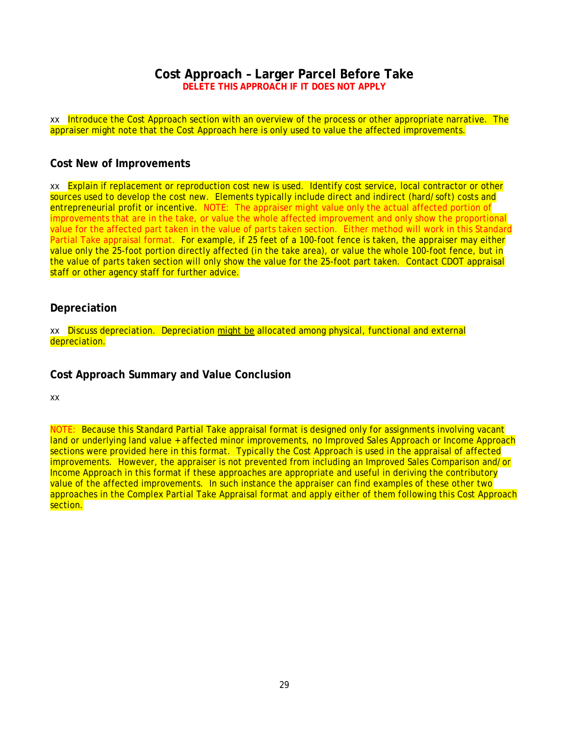# Cost Approach – Larger Parcel Before Take

**DELETE THIS APPROACH IF IT DOES NOT APPLY**

xx Introduce the Cost Approach section with an overview of the process or other appropriate narrative. The appraiser might note that the Cost Approach here is only used to value the affected improvements.

## Cost New of Improvements

xx Explain if replacement or reproduction cost new is used. Identify cost service, local contractor or other sources used to develop the cost new. Elements typically include direct and indirect (hard/soft) costs and entrepreneurial profit or incentive. NOTE: The appraiser might value only the actual affected portion of improvements that are in the take, or value the whole affected improvement and only show the proportional value for the affected part taken in the value of parts taken section. Either method will work in this Standard Partial Take appraisal format. For example, if 25 feet of a 100-foot fence is taken, the appraiser may either value only the 25-foot portion directly affected (in the take area), or value the whole 100-foot fence, but in the value of parts taken section will only show the value for the 25-foot part taken. Contact CDOT appraisal staff or other agency staff for further advice.

## Depreciation

xx Discuss depreciation. Depreciation might be allocated among physical, functional and external depreciation.

## Cost Approach Summary and Value Conclusion

xx

NOTE: Because this Standard Partial Take appraisal format is designed only for assignments involving vacant land or underlying land value + affected minor improvements, no Improved Sales Approach or Income Approach sections were provided here in this format. Typically the Cost Approach is used in the appraisal of affected improvements. However, the appraiser is not prevented from including an Improved Sales Comparison and/or Income Approach in this format if these approaches are appropriate and useful in deriving the contributory value of the affected improvements. In such instance the appraiser can find examples of these other two approaches in the Complex Partial Take Appraisal format and apply either of them following this Cost Approach section.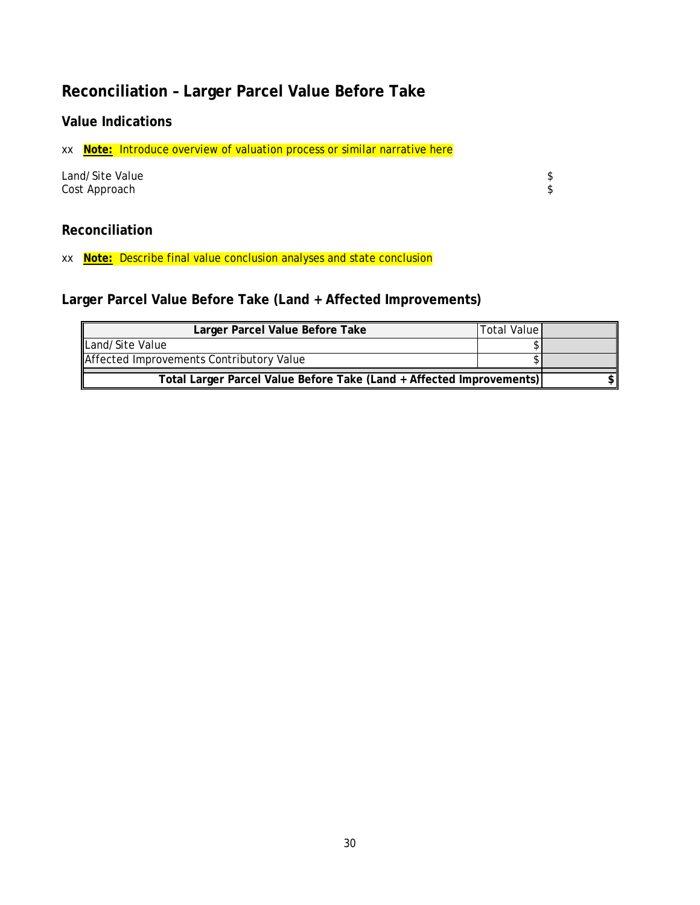## Reconciliation – Larger Parcel Value Before Take

### Value Indications

xx **Note:** Introduce overview of valuation process or similar narrative here

| | |
|---|---|
| Land/Site Value | $ |
| Cost Approach | $ |

### Reconciliation

xx **Note:** Describe final value conclusion analyses and state conclusion

### Larger Parcel Value Before Take (Land + Affected Improvements)

| **Larger Parcel Value Before Take** | Total Value | |
|---|---|---|
| Land/Site Value | $ | |
| Affected Improvements Contributory Value | $ | |
| **Total Larger Parcel Value Before Take (Land + Affected Improvements)** | | **$** |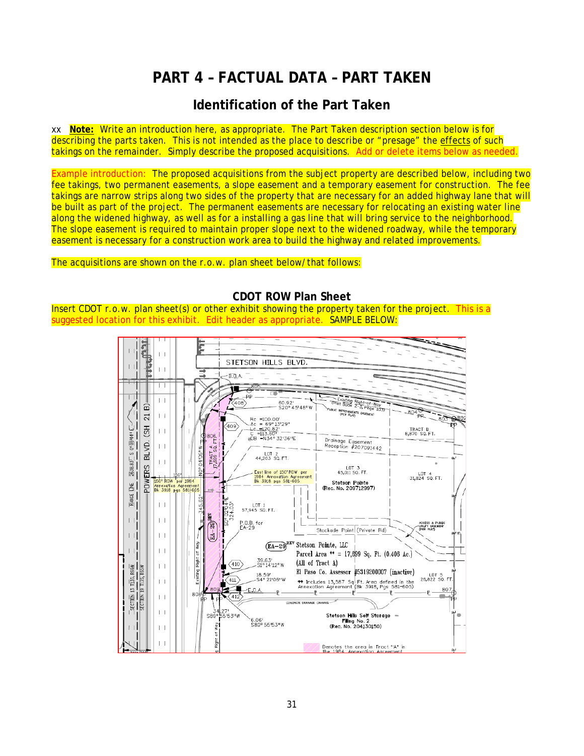# PART 4 – FACTUAL DATA – PART TAKEN

## Identification of the Part Taken

xx **Note:** Write an introduction here, as appropriate. The Part Taken description section below is for describing the parts taken. This is not intended as the place to describe or "presage" the effects of such takings on the remainder. Simply describe the proposed acquisitions. Add or delete items below as needed.

Example introduction: The proposed acquisitions from the subject property are described below, including two fee takings, two permanent easements, a slope easement and a temporary easement for construction. The fee takings are narrow strips along two sides of the property that are necessary for an added highway lane that will be built as part of the project. The permanent easements are necessary for relocating an existing water line along the widened highway, as well as for a installing a gas line that will bring service to the neighborhood. The slope easement is required to maintain proper slope next to the widened roadway, while the temporary easement is necessary for a construction work area to build the highway and related improvements.

The acquisitions are shown on the r.o.w. plan sheet below/that follows:

### CDOT ROW Plan Sheet

Insert CDOT r.o.w. plan sheet(s) or other exhibit showing the property taken for the project. This is a suggested location for this exhibit. Edit header as appropriate. SAMPLE BELOW: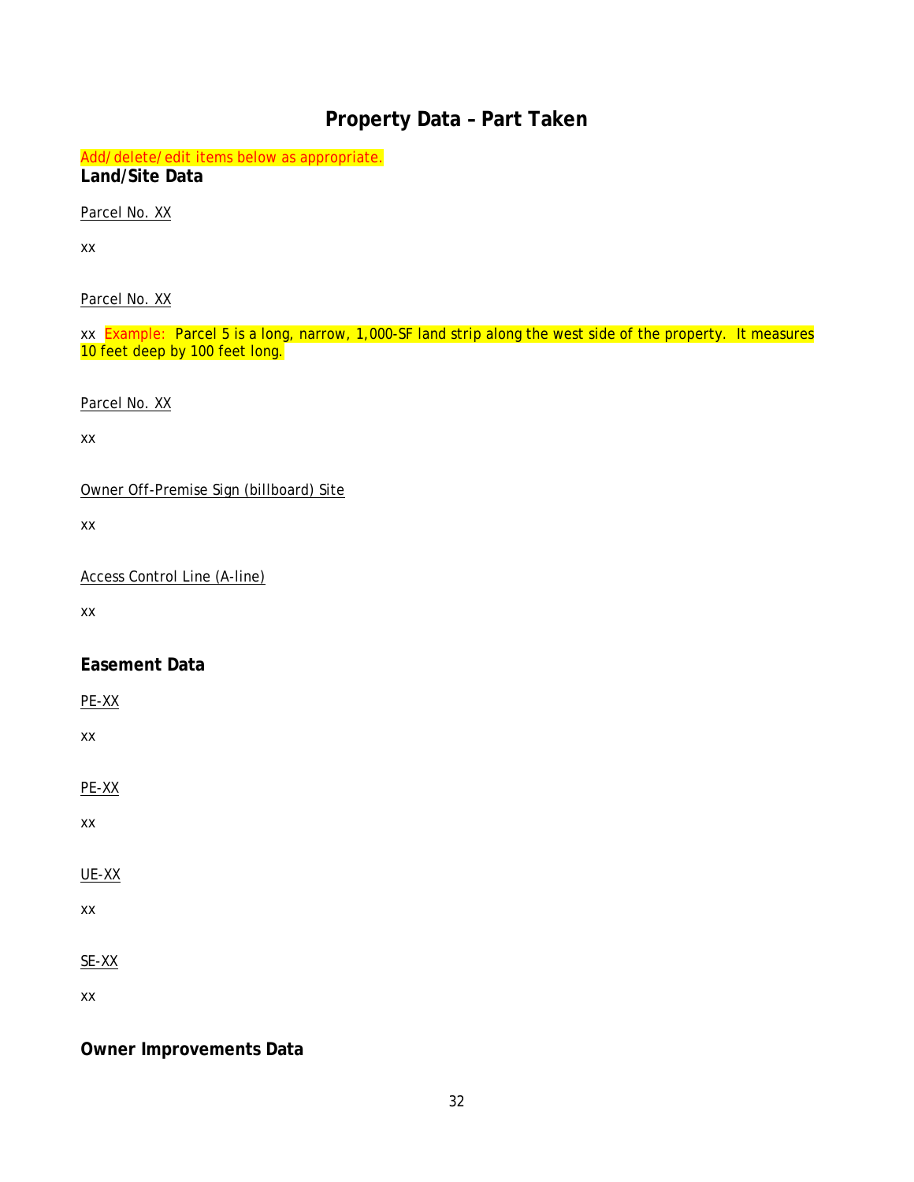# Property Data – Part Taken

*Add/delete/edit items below as appropriate.*

**Land/Site Data**

Parcel No. XX

xx

Parcel No. XX

xx Example: Parcel 5 is a long, narrow, 1,000-SF land strip along the west side of the property. It measures 10 feet deep by 100 feet long.

Parcel No. XX

xx

Owner Off-Premise Sign (billboard) Site

xx

Access Control Line (A-line)

xx

## Easement Data

PE-XX

xx

PE-XX

xx

UE-XX

xx

SE-XX

xx

## Owner Improvements Data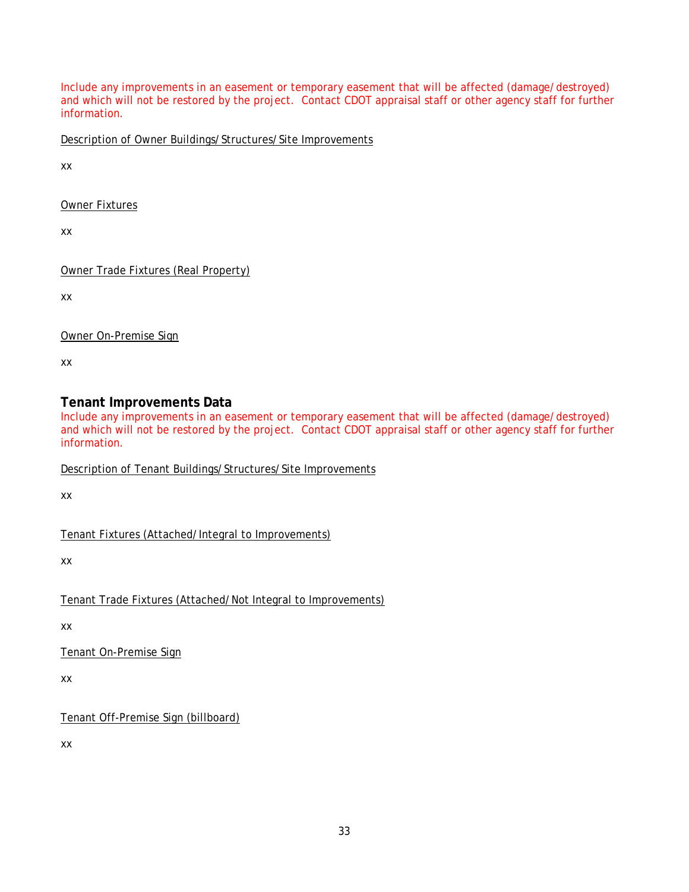Include any improvements in an easement or temporary easement that will be affected (damage/destroyed) and which will not be restored by the project. Contact CDOT appraisal staff or other agency staff for further information.

<u>Description of Owner Buildings/Structures/Site Improvements</u>

xx

<u>Owner Fixtures</u>

xx

<u>Owner Trade Fixtures (Real Property)</u>

xx

<u>Owner On-Premise Sign</u>

xx

## Tenant Improvements Data

Include any improvements in an easement or temporary easement that will be affected (damage/destroyed) and which will not be restored by the project. Contact CDOT appraisal staff or other agency staff for further information.

<u>Description of Tenant Buildings/Structures/Site Improvements</u>

xx

<u>Tenant Fixtures (Attached/Integral to Improvements)</u>

xx

<u>Tenant Trade Fixtures (Attached/Not Integral to Improvements)</u>

xx

<u>Tenant On-Premise Sign</u>

xx

<u>Tenant Off-Premise Sign (billboard)</u>

xx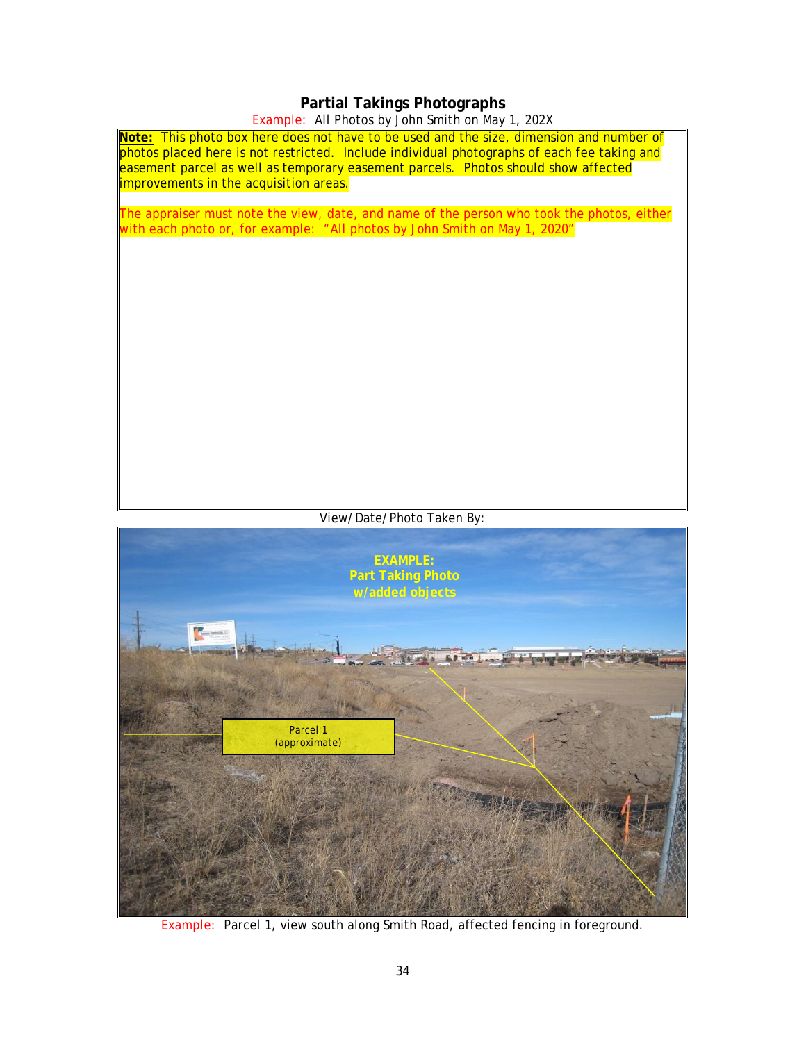## Partial Takings Photographs

Example: All Photos by John Smith on May 1, 202X

**Note:** This photo box here does not have to be used and the size, dimension and number of photos placed here is not restricted. Include individual photographs of each fee taking and easement parcel as well as temporary easement parcels. Photos should show affected improvements in the acquisition areas.

The appraiser must note the view, date, and name of the person who took the photos, either with each photo or, for example: "All photos by John Smith on May 1, 2020"

View/Date/Photo Taken By:

Example: Parcel 1, view south along Smith Road, affected fencing in foreground.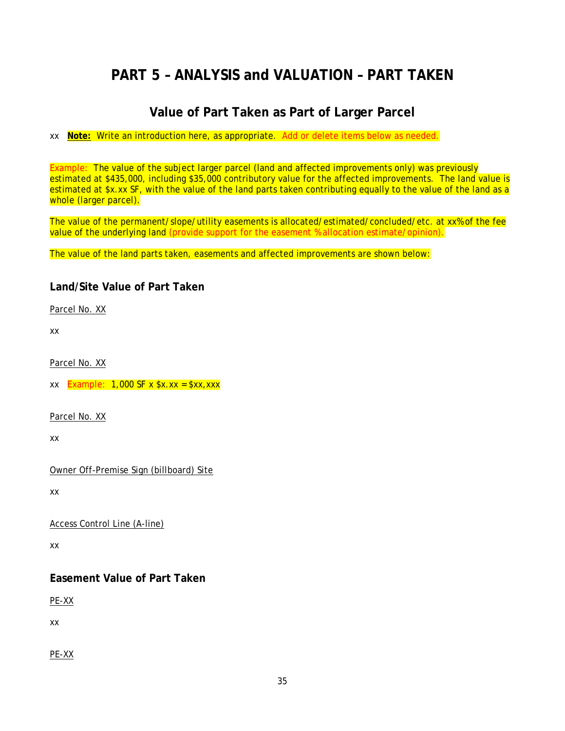# PART 5 – ANALYSIS and VALUATION – PART TAKEN

## Value of Part Taken as Part of Larger Parcel

xx **Note:** Write an introduction here, as appropriate. Add or delete items below as needed.

Example: The value of the subject larger parcel (land and affected improvements only) was previously estimated at $435,000, including $35,000 contributory value for the affected improvements. The land value is estimated at $x.xx SF, with the value of the land parts taken contributing equally to the value of the land as a whole (larger parcel).

The value of the permanent/slope/utility easements is allocated/estimated/concluded/etc. at xx% of the fee value of the underlying land (provide support for the easement % allocation estimate/opinion).

The value of the land parts taken, easements and affected improvements are shown below:

### Land/Site Value of Part Taken

Parcel No. XX

xx

Parcel No. XX

xx Example: 1,000 SF x $x.xx = $xx,xxx

Parcel No. XX

xx

Owner Off-Premise Sign (billboard) Site

xx

Access Control Line (A-line)

xx

### Easement Value of Part Taken

PE-XX

xx

PE-XX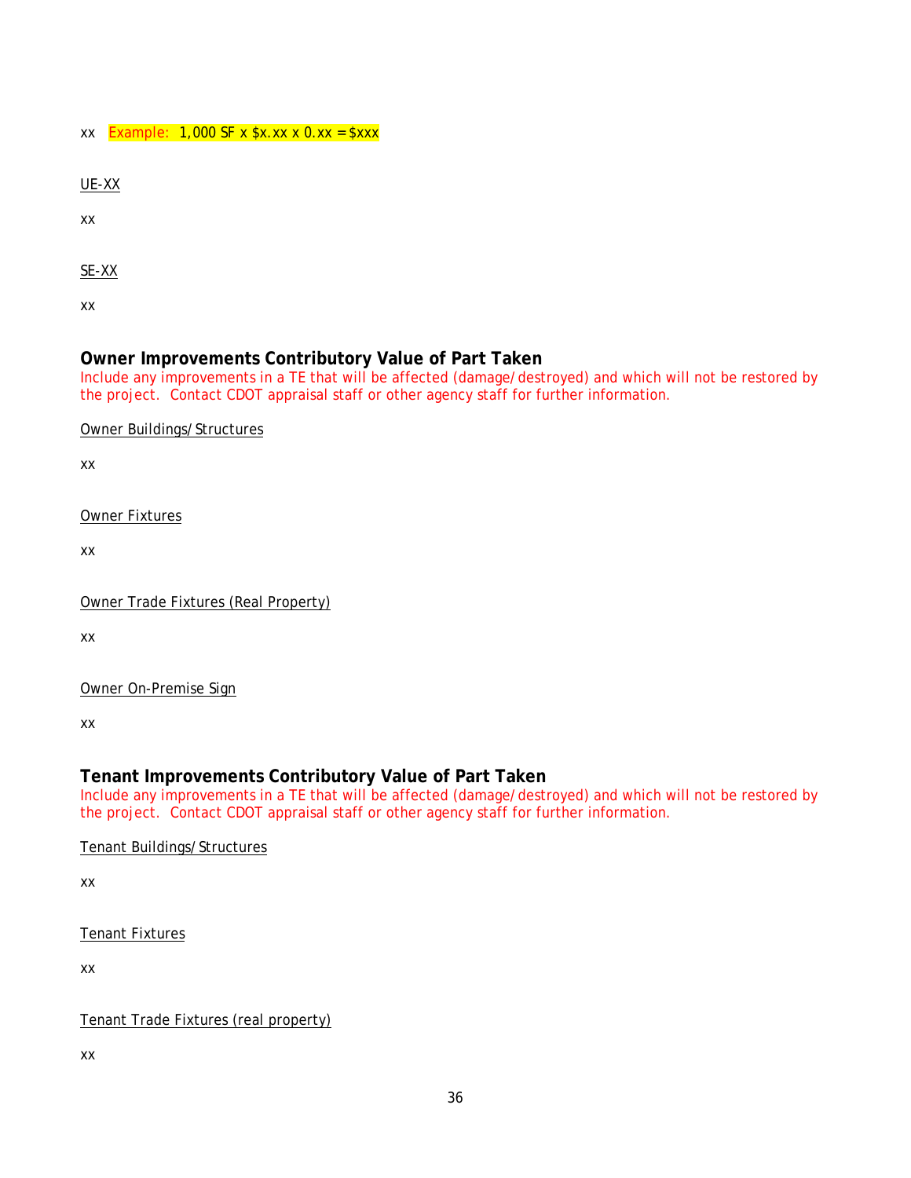xx Example: 1,000 SF x $x.xx x 0.xx = $xxx

<u>UE-XX</u>

xx

<u>SE-XX</u>

xx

## Owner Improvements Contributory Value of Part Taken

Include any improvements in a TE that will be affected (damage/destroyed) and which will not be restored by the project. Contact CDOT appraisal staff or other agency staff for further information.

<u>Owner Buildings/Structures</u>

xx

<u>Owner Fixtures</u>

xx

<u>Owner Trade Fixtures (Real Property)</u>

xx

<u>Owner On-Premise Sign</u>

xx

## Tenant Improvements Contributory Value of Part Taken

Include any improvements in a TE that will be affected (damage/destroyed) and which will not be restored by the project. Contact CDOT appraisal staff or other agency staff for further information.

<u>Tenant Buildings/Structures</u>

xx

<u>Tenant Fixtures</u>

xx

<u>Tenant Trade Fixtures (real property)</u>

xx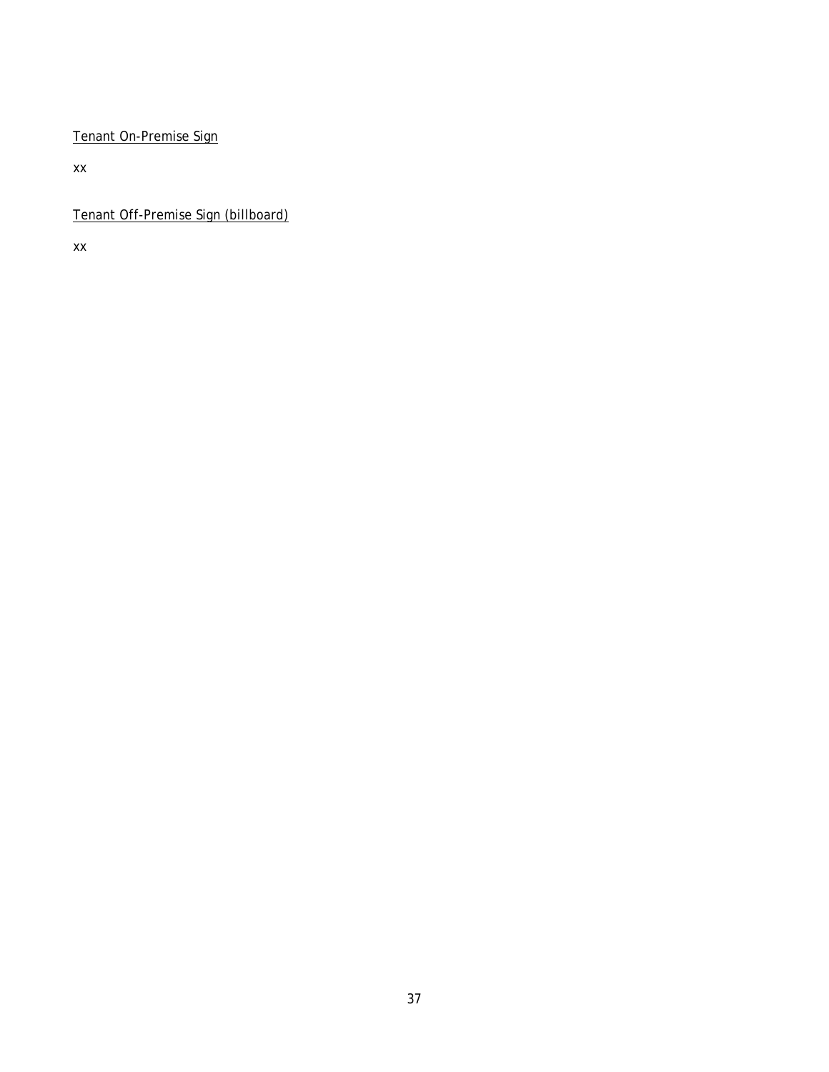<u>Tenant On-Premise Sign</u>

xx

<u>Tenant Off-Premise Sign (billboard)</u>

xx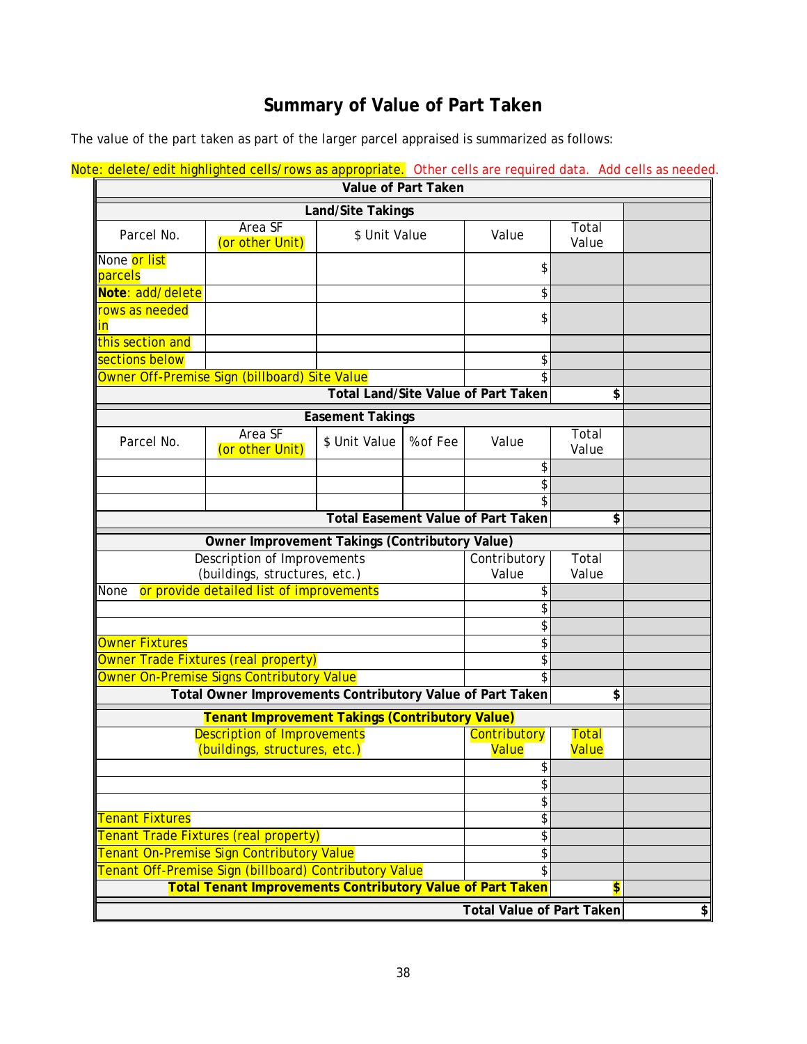## Summary of Value of Part Taken

The value of the part taken as part of the larger parcel appraised is summarized as follows:

Note: delete/edit highlighted cells/rows as appropriate. Other cells are required data. Add cells as needed.

| Value of Part Taken | | | | | | |
|---|---|---|---|---|---|---|
| **Land/Site Takings** | | | | | | |
| Parcel No. | Area SF (or other Unit) | $ Unit Value | | Value | Total Value | |
| None or list parcels | | | | $ | | |
| **Note**: add/delete | | | | $ | | |
| rows as needed in | | | | $ | | |
| this section and | | | | | | |
| sections below | | | | $ | | |
| Owner Off-Premise Sign (billboard) Site Value | | | | $ | | |
| | | | | **Total Land/Site Value of Part Taken** | **$** | |
| **Easement Takings** | | | | | | |
| Parcel No. | Area SF (or other Unit) | $ Unit Value | % of Fee | Value | Total Value | |
| | | | | $ | | |
| | | | | $ | | |
| | | | | $ | | |
| | | | | **Total Easement Value of Part Taken** | **$** | |
| **Owner Improvement Takings (Contributory Value)** | | | | | | |
| Description of Improvements (buildings, structures, etc.) | | | | Contributory Value | Total Value | |
| None or provide detailed list of improvements | | | | $ | | |
| | | | | $ | | |
| | | | | $ | | |
| Owner Fixtures | | | | $ | | |
| Owner Trade Fixtures (real property) | | | | $ | | |
| Owner On-Premise Signs Contributory Value | | | | $ | | |
| | | | | **Total Owner Improvements Contributory Value of Part Taken** | **$** | |
| **Tenant Improvement Takings (Contributory Value)** | | | | | | |
| Description of Improvements (buildings, structures, etc.) | | | | Contributory Value | Total Value | |
| | | | | $ | | |
| | | | | $ | | |
| | | | | $ | | |
| Tenant Fixtures | | | | $ | | |
| Tenant Trade Fixtures (real property) | | | | $ | | |
| Tenant On-Premise Sign Contributory Value | | | | $ | | |
| Tenant Off-Premise Sign (billboard) Contributory Value | | | | $ | | |
| | | | | **Total Tenant Improvements Contributory Value of Part Taken** | **$** | |
| | | | | | **Total Value of Part Taken** | **$** |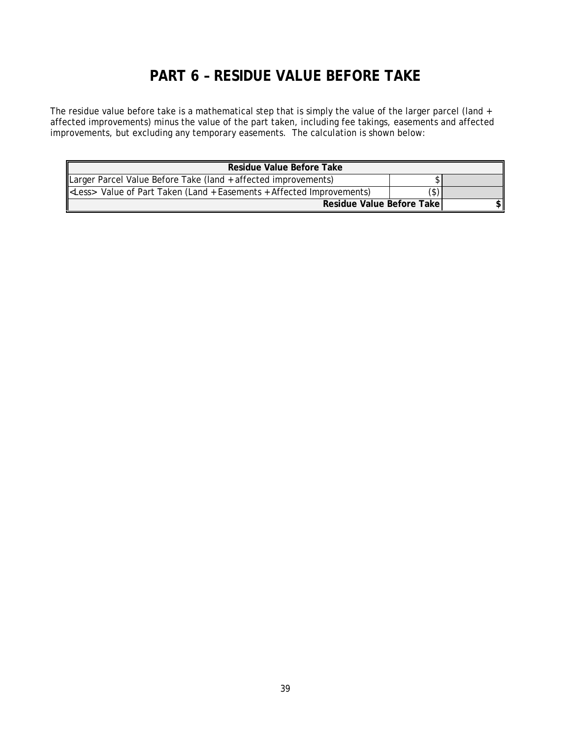# PART 6 – RESIDUE VALUE BEFORE TAKE

The residue value before take is a mathematical step that is simply the value of the larger parcel (land + affected improvements) minus the value of the part taken, including fee takings, easements and affected improvements, but excluding any temporary easements. The calculation is shown below:

| Residue Value Before Take | | |
|---|---|---|
| Larger Parcel Value Before Take (land + affected improvements) | $ | |
| <Less> Value of Part Taken (Land + Easements + Affected Improvements) | ($) | |
| **Residue Value Before Take** | | **$** |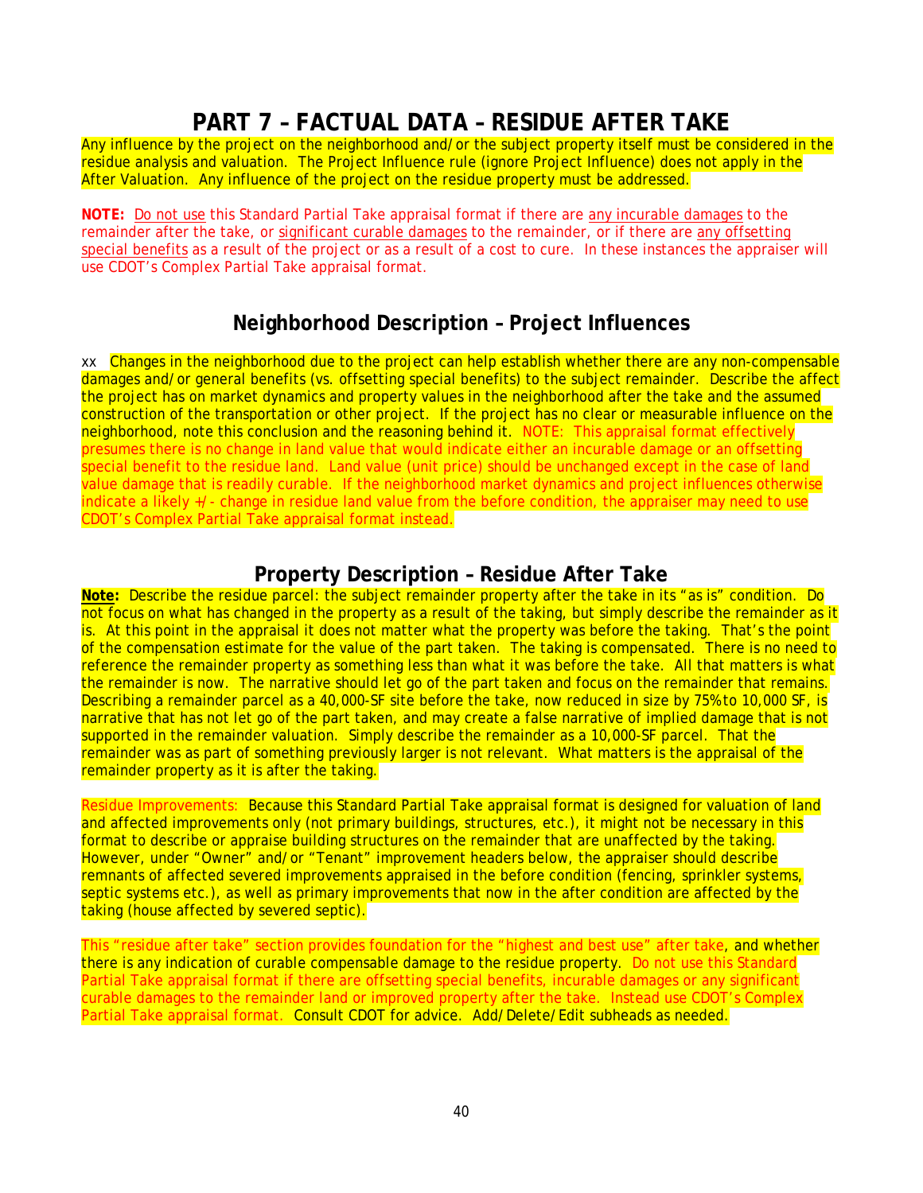# PART 7 – FACTUAL DATA – RESIDUE AFTER TAKE

Any influence by the project on the neighborhood and/or the subject property itself must be considered in the residue analysis and valuation. The Project Influence rule (ignore Project Influence) does not apply in the After Valuation. Any influence of the project on the residue property must be addressed.

**NOTE:** Do not use this Standard Partial Take appraisal format if there are any incurable damages to the remainder after the take, or significant curable damages to the remainder, or if there are any offsetting special benefits as a result of the project or as a result of a cost to cure. In these instances the appraiser will use CDOT's Complex Partial Take appraisal format.

## Neighborhood Description – Project Influences

xx Changes in the neighborhood due to the project can help establish whether there are any non-compensable damages and/or general benefits (vs. offsetting special benefits) to the subject remainder. Describe the affect the project has on market dynamics and property values in the neighborhood after the take and the assumed construction of the transportation or other project. If the project has no clear or measurable influence on the neighborhood, note this conclusion and the reasoning behind it. NOTE: This appraisal format effectively presumes there is no change in land value that would indicate either an incurable damage or an offsetting special benefit to the residue land. Land value (unit price) should be unchanged except in the case of land value damage that is readily curable. If the neighborhood market dynamics and project influences otherwise indicate a likely +/- change in residue land value from the before condition, the appraiser may need to use CDOT's Complex Partial Take appraisal format instead.

## Property Description – Residue After Take

**Note:** Describe the residue parcel: the subject remainder property after the take in its "as is" condition. Do not focus on what has changed in the property as a result of the taking, but simply describe the remainder as it is. At this point in the appraisal it does not matter what the property was before the taking. That's the point of the compensation estimate for the value of the part taken. The taking is compensated. There is no need to reference the remainder property as something less than what it was before the take. All that matters is what the remainder is now. The narrative should let go of the part taken and focus on the remainder that remains. Describing a remainder parcel as a 40,000-SF site before the take, now reduced in size by 75% to 10,000 SF, is narrative that has not let go of the part taken, and may create a false narrative of implied damage that is not supported in the remainder valuation. Simply describe the remainder as a 10,000-SF parcel. That the remainder was as part of something previously larger is not relevant. What matters is the appraisal of the remainder property as it is after the taking.

Residue Improvements: Because this Standard Partial Take appraisal format is designed for valuation of land and affected improvements only (not primary buildings, structures, etc.), it might not be necessary in this format to describe or appraise building structures on the remainder that are unaffected by the taking. However, under "Owner" and/or "Tenant" improvement headers below, the appraiser should describe remnants of affected severed improvements appraised in the before condition (fencing, sprinkler systems, septic systems etc.), as well as primary improvements that now in the after condition are affected by the taking (house affected by severed septic).

This "residue after take" section provides foundation for the "highest and best use" after take, and whether there is any indication of curable compensable damage to the residue property. Do not use this Standard Partial Take appraisal format if there are offsetting special benefits, incurable damages or any significant curable damages to the remainder land or improved property after the take. Instead use CDOT's Complex Partial Take appraisal format. Consult CDOT for advice. Add/Delete/Edit subheads as needed.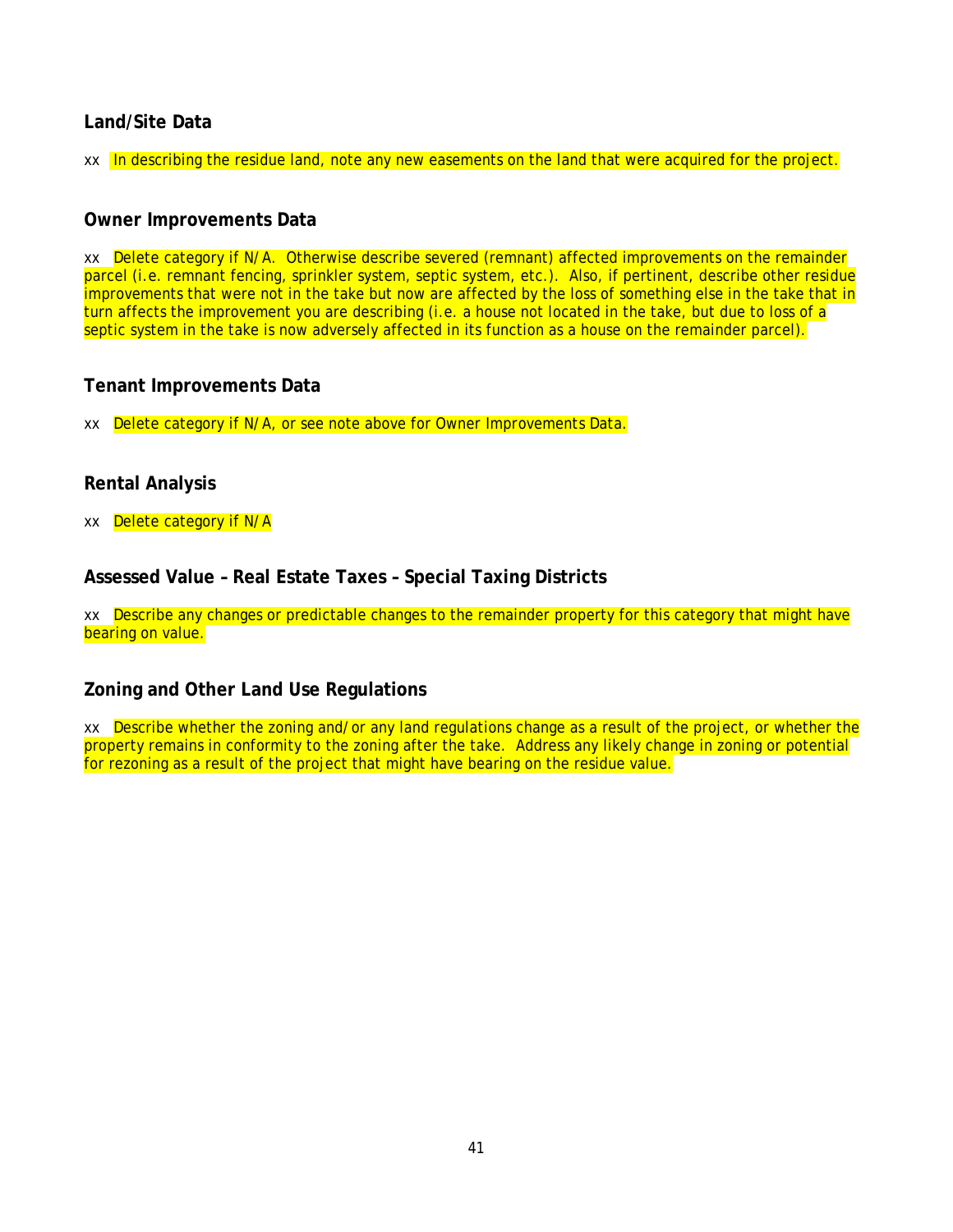### Land/Site Data

xx In describing the residue land, note any new easements on the land that were acquired for the project.

### Owner Improvements Data

xx Delete category if N/A. Otherwise describe severed (remnant) affected improvements on the remainder parcel (i.e. remnant fencing, sprinkler system, septic system, etc.). Also, if pertinent, describe other residue improvements that were not in the take but now are affected by the loss of something else in the take that in turn affects the improvement you are describing (i.e. a house not located in the take, but due to loss of a septic system in the take is now adversely affected in its function as a house on the remainder parcel).

### Tenant Improvements Data

xx Delete category if N/A, or see note above for Owner Improvements Data.

### Rental Analysis

xx Delete category if N/A

### Assessed Value – Real Estate Taxes – Special Taxing Districts

xx Describe any changes or predictable changes to the remainder property for this category that might have bearing on value.

### Zoning and Other Land Use Regulations

xx Describe whether the zoning and/or any land regulations change as a result of the project, or whether the property remains in conformity to the zoning after the take. Address any likely change in zoning or potential for rezoning as a result of the project that might have bearing on the residue value.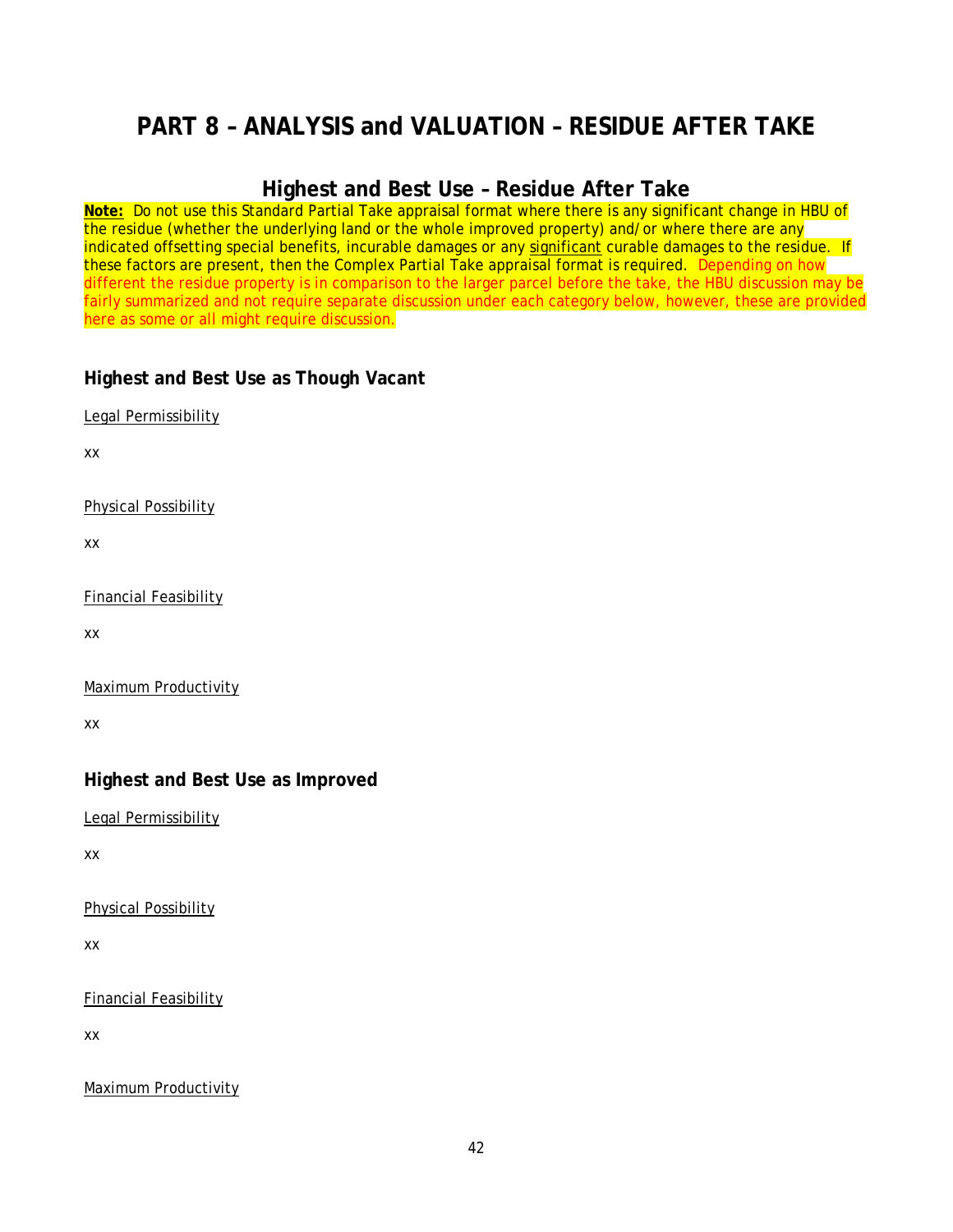# PART 8 – ANALYSIS and VALUATION – RESIDUE AFTER TAKE

## Highest and Best Use – Residue After Take

**Note:** Do not use this Standard Partial Take appraisal format where there is any significant change in HBU of the residue (whether the underlying land or the whole improved property) and/or where there are any indicated offsetting special benefits, incurable damages or any significant curable damages to the residue. If these factors are present, then the Complex Partial Take appraisal format is required. Depending on how different the residue property is in comparison to the larger parcel before the take, the HBU discussion may be fairly summarized and not require separate discussion under each category below, however, these are provided here as some or all might require discussion.

### Highest and Best Use as Though Vacant

Legal Permissibility

xx

Physical Possibility

xx

Financial Feasibility

xx

Maximum Productivity

xx

### Highest and Best Use as Improved

Legal Permissibility

xx

Physical Possibility

xx

Financial Feasibility

xx

Maximum Productivity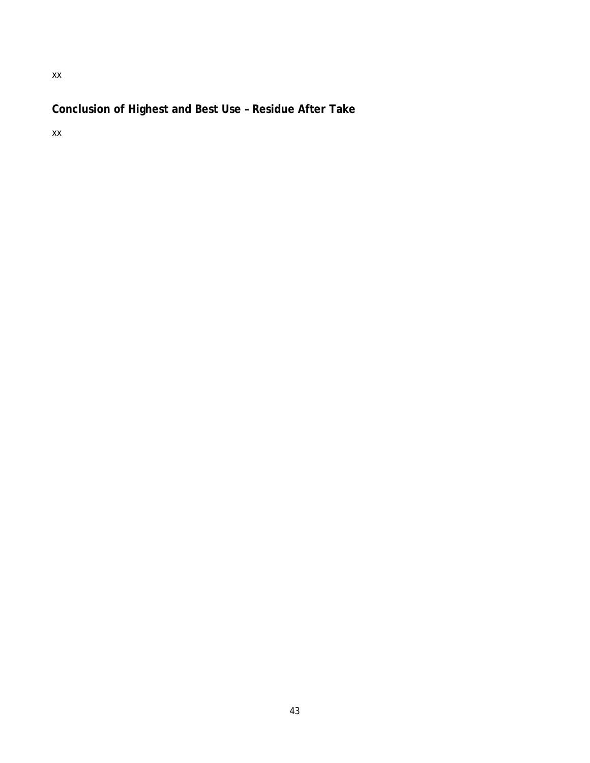xx

## Conclusion of Highest and Best Use – Residue After Take

xx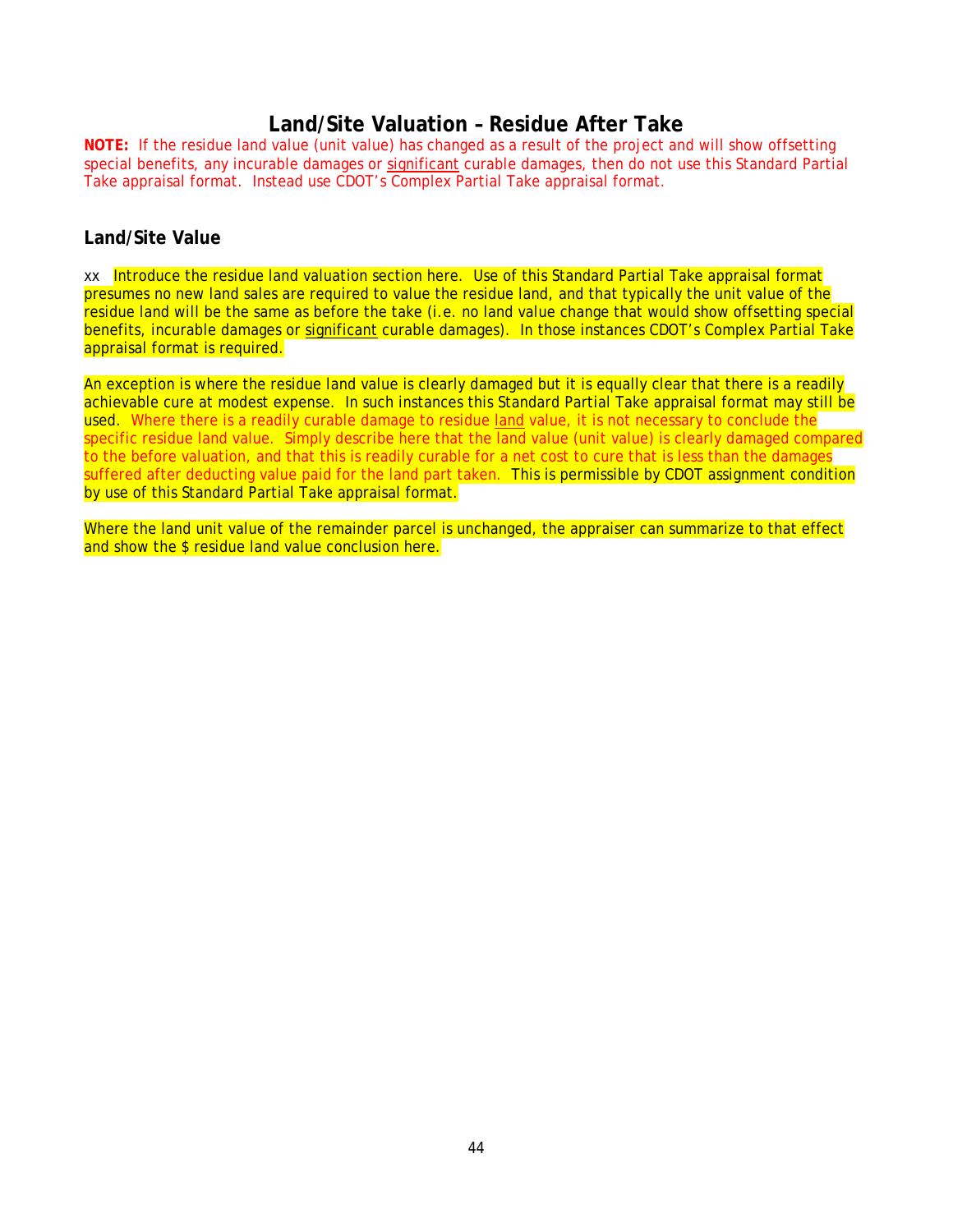# Land/Site Valuation – Residue After Take

**NOTE:** If the residue land value (unit value) has changed as a result of the project and will show offsetting special benefits, any incurable damages or significant curable damages, then do not use this Standard Partial Take appraisal format. Instead use CDOT's Complex Partial Take appraisal format.

## Land/Site Value

xx Introduce the residue land valuation section here. Use of this Standard Partial Take appraisal format presumes no new land sales are required to value the residue land, and that typically the unit value of the residue land will be the same as before the take (i.e. no land value change that would show offsetting special benefits, incurable damages or significant curable damages). In those instances CDOT's Complex Partial Take appraisal format is required.

An exception is where the residue land value is clearly damaged but it is equally clear that there is a readily achievable cure at modest expense. In such instances this Standard Partial Take appraisal format may still be used. Where there is a readily curable damage to residue land value, it is not necessary to conclude the specific residue land value. Simply describe here that the land value (unit value) is clearly damaged compared to the before valuation, and that this is readily curable for a net cost to cure that is less than the damages suffered after deducting value paid for the land part taken. This is permissible by CDOT assignment condition by use of this Standard Partial Take appraisal format.

Where the land unit value of the remainder parcel is unchanged, the appraiser can summarize to that effect and show the $ residue land value conclusion here.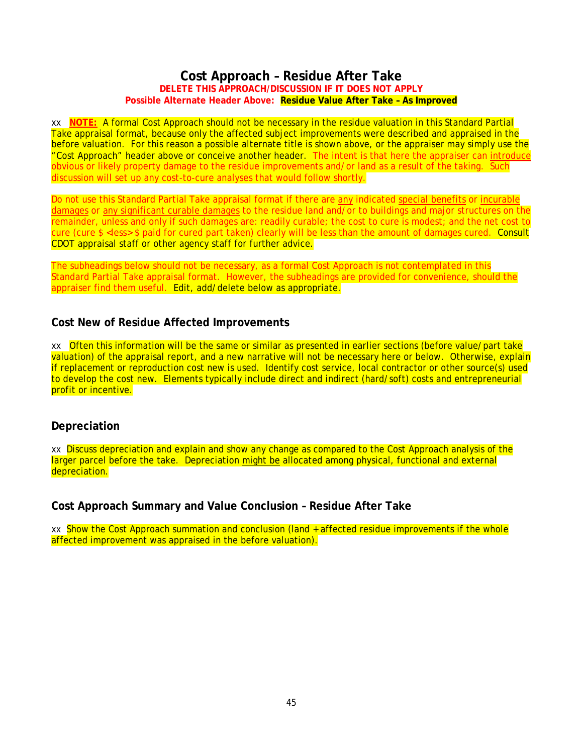## Cost Approach – Residue After Take

**DELETE THIS APPROACH/DISCUSSION IF IT DOES NOT APPLY**

**Possible Alternate Header Above: Residue Value After Take – As Improved**

xx **NOTE:** A formal Cost Approach should not be necessary in the residue valuation in this Standard Partial Take appraisal format, because only the affected subject improvements were described and appraised in the before valuation. For this reason a possible alternate title is shown above, or the appraiser may simply use the "Cost Approach" header above or conceive another header. The intent is that here the appraiser can introduce obvious or likely property damage to the residue improvements and/or land as a result of the taking. Such discussion will set up any cost-to-cure analyses that would follow shortly.

Do not use this Standard Partial Take appraisal format if there are any indicated special benefits or incurable damages or any significant curable damages to the residue land and/or to buildings and major structures on the remainder, unless and only if such damages are: readily curable; the cost to cure is modest; and the net cost to cure (cure $ <less> $ paid for cured part taken) clearly will be less than the amount of damages cured. Consult CDOT appraisal staff or other agency staff for further advice.

The subheadings below should not be necessary, as a formal Cost Approach is not contemplated in this Standard Partial Take appraisal format. However, the subheadings are provided for convenience, should the appraiser find them useful. Edit, add/delete below as appropriate.

### Cost New of Residue Affected Improvements

xx Often this information will be the same or similar as presented in earlier sections (before value/part take valuation) of the appraisal report, and a new narrative will not be necessary here or below. Otherwise, explain if replacement or reproduction cost new is used. Identify cost service, local contractor or other source(s) used to develop the cost new. Elements typically include direct and indirect (hard/soft) costs and entrepreneurial profit or incentive.

### Depreciation

xx Discuss depreciation and explain and show any change as compared to the Cost Approach analysis of the larger parcel before the take. Depreciation might be allocated among physical, functional and external depreciation.

### Cost Approach Summary and Value Conclusion – Residue After Take

xx Show the Cost Approach summation and conclusion (land + affected residue improvements if the whole affected improvement was appraised in the before valuation).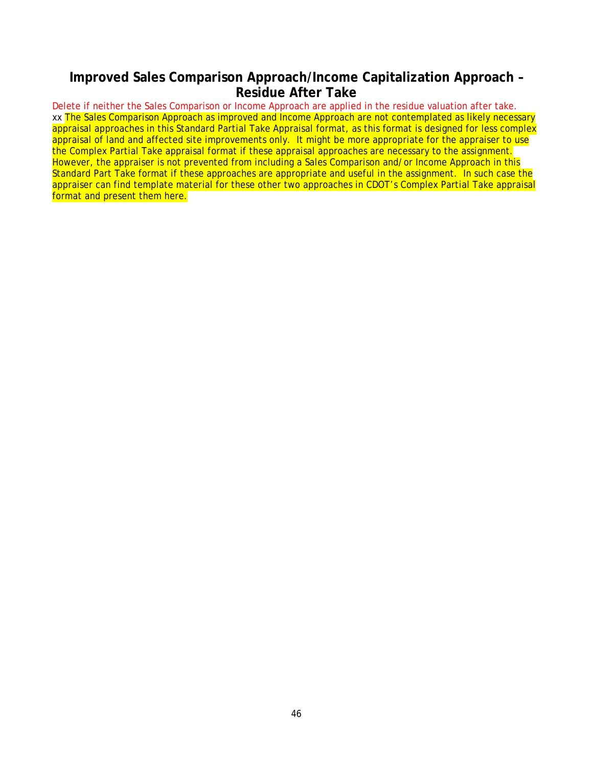## Improved Sales Comparison Approach/Income Capitalization Approach – Residue After Take

Delete if neither the Sales Comparison or Income Approach are applied in the residue valuation after take.

xx The Sales Comparison Approach as improved and Income Approach are not contemplated as likely necessary appraisal approaches in this Standard Partial Take Appraisal format, as this format is designed for less complex appraisal of land and affected site improvements only. It might be more appropriate for the appraiser to use the Complex Partial Take appraisal format if these appraisal approaches are necessary to the assignment. However, the appraiser is not prevented from including a Sales Comparison and/or Income Approach in this Standard Part Take format if these approaches are appropriate and useful in the assignment. In such case the appraiser can find template material for these other two approaches in CDOT's Complex Partial Take appraisal format and present them here.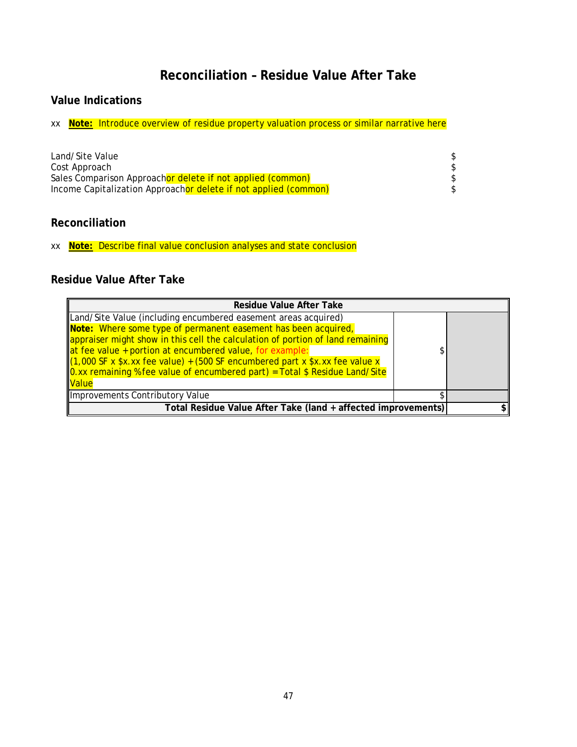# Reconciliation – Residue Value After Take

## Value Indications

xx **Note:** Introduce overview of residue property valuation process or similar narrative here

| | |
|---|---|
| Land/Site Value | $ |
| Cost Approach | $ |
| Sales Comparison Approachor delete if not applied (common) | $ |
| Income Capitalization Approachor delete if not applied (common) | $ |

## Reconciliation

xx **Note:** Describe final value conclusion analyses and state conclusion

## Residue Value After Take

| Residue Value After Take | | |
|---|---|---|
| Land/Site Value (including encumbered easement areas acquired) **Note:** Where some type of permanent easement has been acquired, appraiser might show in this cell the calculation of portion of land remaining at fee value + portion at encumbered value, for example: (1,000 SF x $x.xx fee value) + (500 SF encumbered part x $x.xx fee value x 0.xx remaining %fee value of encumbered part) = Total $ Residue Land/Site Value | $ | |
| Improvements Contributory Value | $ | |
| **Total Residue Value After Take (land + affected improvements)** | | **$** |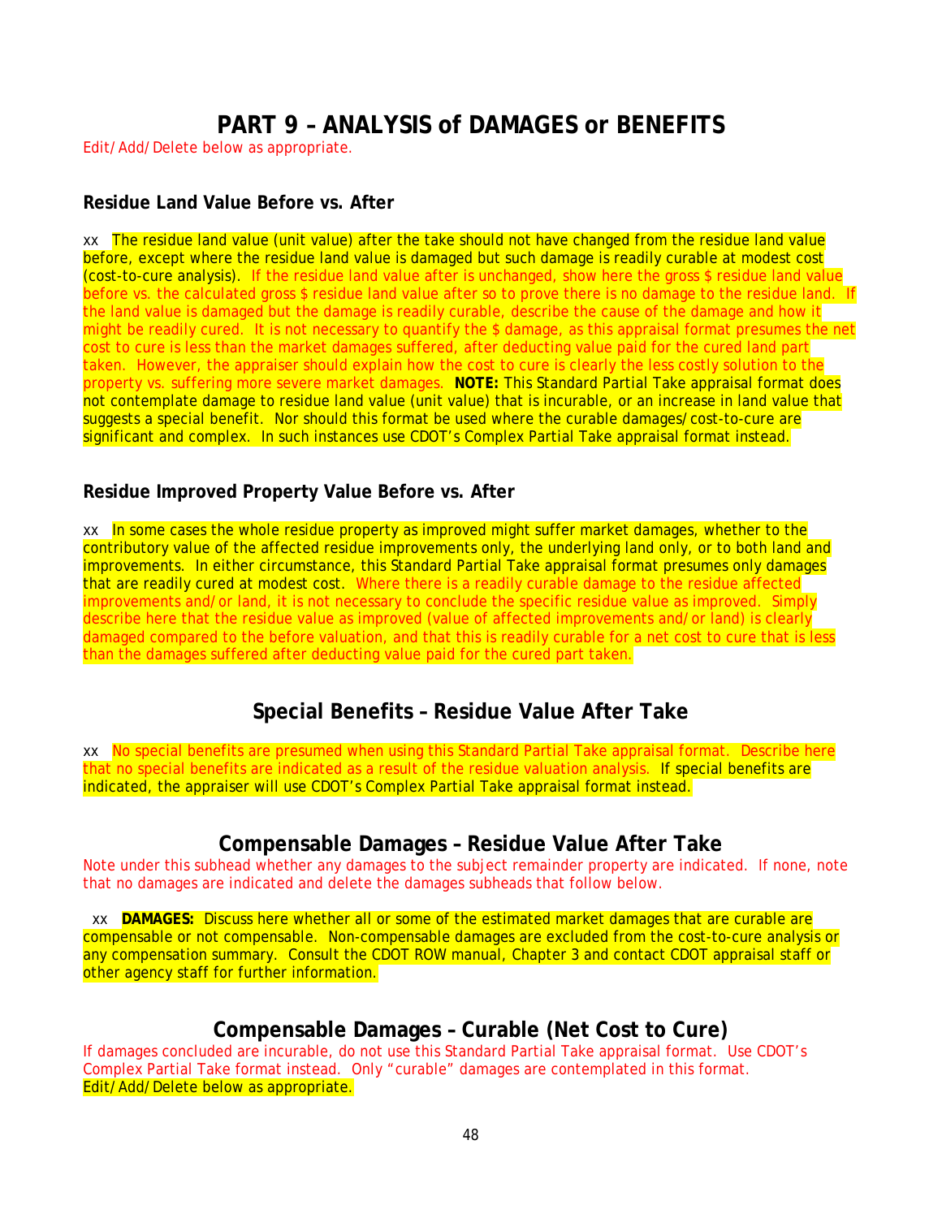# PART 9 – ANALYSIS of DAMAGES or BENEFITS

Edit/Add/Delete below as appropriate.

### Residue Land Value Before vs. After

xx The residue land value (unit value) after the take should not have changed from the residue land value before, except where the residue land value is damaged but such damage is readily curable at modest cost (cost-to-cure analysis). If the residue land value after is unchanged, show here the gross $ residue land value before vs. the calculated gross $ residue land value after so to prove there is no damage to the residue land. If the land value is damaged but the damage is readily curable, describe the cause of the damage and how it might be readily cured. It is not necessary to quantify the $ damage, as this appraisal format presumes the net cost to cure is less than the market damages suffered, after deducting value paid for the cured land part taken. However, the appraiser should explain how the cost to cure is clearly the less costly solution to the property vs. suffering more severe market damages. **NOTE:** This Standard Partial Take appraisal format does not contemplate damage to residue land value (unit value) that is incurable, or an increase in land value that suggests a special benefit. Nor should this format be used where the curable damages/cost-to-cure are significant and complex. In such instances use CDOT's Complex Partial Take appraisal format instead.

### Residue Improved Property Value Before vs. After

xx In some cases the whole residue property as improved might suffer market damages, whether to the contributory value of the affected residue improvements only, the underlying land only, or to both land and improvements. In either circumstance, this Standard Partial Take appraisal format presumes only damages that are readily cured at modest cost. Where there is a readily curable damage to the residue affected improvements and/or land, it is not necessary to conclude the specific residue value as improved. Simply describe here that the residue value as improved (value of affected improvements and/or land) is clearly damaged compared to the before valuation, and that this is readily curable for a net cost to cure that is less than the damages suffered after deducting value paid for the cured part taken.

## Special Benefits – Residue Value After Take

xx No special benefits are presumed when using this Standard Partial Take appraisal format. Describe here that no special benefits are indicated as a result of the residue valuation analysis. If special benefits are indicated, the appraiser will use CDOT's Complex Partial Take appraisal format instead.

## Compensable Damages – Residue Value After Take

Note under this subhead whether any damages to the subject remainder property are indicated. If none, note that no damages are indicated and delete the damages subheads that follow below.

xx **DAMAGES:** Discuss here whether all or some of the estimated market damages that are curable are compensable or not compensable. Non-compensable damages are excluded from the cost-to-cure analysis or any compensation summary. Consult the CDOT ROW manual, Chapter 3 and contact CDOT appraisal staff or other agency staff for further information.

## Compensable Damages – Curable (Net Cost to Cure)

If damages concluded are incurable, do not use this Standard Partial Take appraisal format. Use CDOT's Complex Partial Take format instead. Only "curable" damages are contemplated in this format.
Edit/Add/Delete below as appropriate.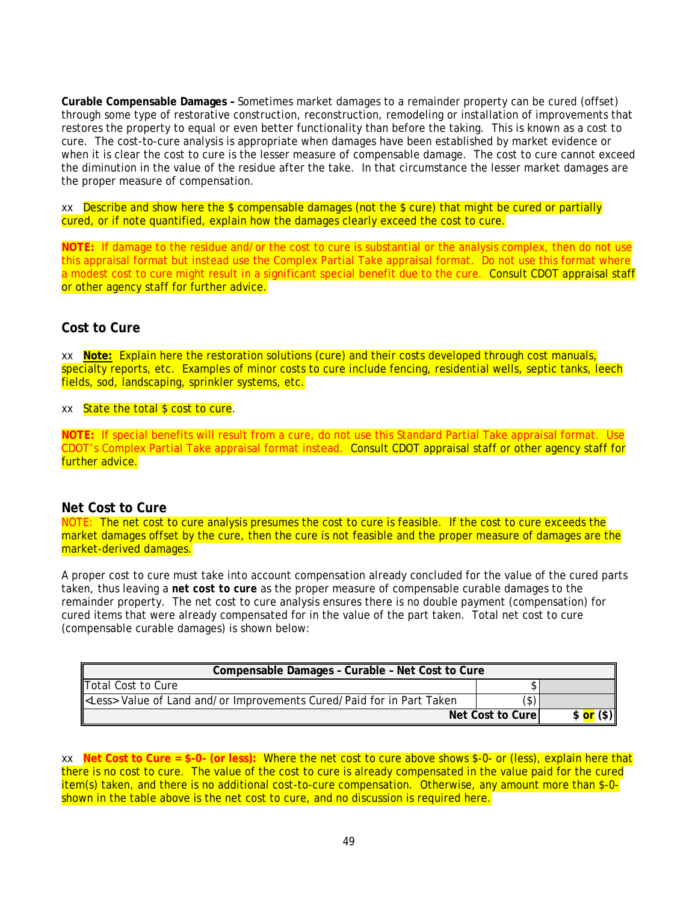**Curable Compensable Damages –** Sometimes market damages to a remainder property can be cured (offset) through some type of restorative construction, reconstruction, remodeling or installation of improvements that restores the property to equal or even better functionality than before the taking. This is known as a cost to cure. The cost-to-cure analysis is appropriate when damages have been established by market evidence or when it is clear the cost to cure is the lesser measure of compensable damage. The cost to cure cannot exceed the diminution in the value of the residue after the take. In that circumstance the lesser market damages are the proper measure of compensation.

xx Describe and show here the $ compensable damages (not the $ cure) that might be cured or partially cured, or if note quantified, explain how the damages clearly exceed the cost to cure.

**NOTE:** If damage to the residue and/or the cost to cure is substantial or the analysis complex, then do not use this appraisal format but instead use the Complex Partial Take appraisal format. Do not use this format where a modest cost to cure might result in a significant special benefit due to the cure. Consult CDOT appraisal staff or other agency staff for further advice.

## Cost to Cure

xx **Note:** Explain here the restoration solutions (cure) and their costs developed through cost manuals, specialty reports, etc. Examples of minor costs to cure include fencing, residential wells, septic tanks, leech fields, sod, landscaping, sprinkler systems, etc.

xx State the total $ cost to cure.

**NOTE:** If special benefits will result from a cure, do not use this Standard Partial Take appraisal format. Use CDOT's Complex Partial Take appraisal format instead. Consult CDOT appraisal staff or other agency staff for further advice.

## Net Cost to Cure

NOTE: The net cost to cure analysis presumes the cost to cure is feasible. If the cost to cure exceeds the market damages offset by the cure, then the cure is not feasible and the proper measure of damages are the market-derived damages.

A proper cost to cure must take into account compensation already concluded for the value of the cured parts taken, thus leaving a **net cost to cure** as the proper measure of compensable curable damages to the remainder property. The net cost to cure analysis ensures there is no double payment (compensation) for cured items that were already compensated for in the value of the part taken. Total net cost to cure (compensable curable damages) is shown below:

| Compensable Damages – Curable – Net Cost to Cure | | |
|---|---|---|
| Total Cost to Cure | $ | |
| <Less> Value of Land and/or Improvements Cured/Paid for in Part Taken | ($) | |
| **Net Cost to Cure** | | **$ or ($)** |

xx **Net Cost to Cure = $-0- (or less):** Where the net cost to cure above shows $-0- or (less), explain here that there is no cost to cure. The value of the cost to cure is already compensated in the value paid for the cured item(s) taken, and there is no additional cost-to-cure compensation. Otherwise, any amount more than $-0- shown in the table above is the net cost to cure, and no discussion is required here.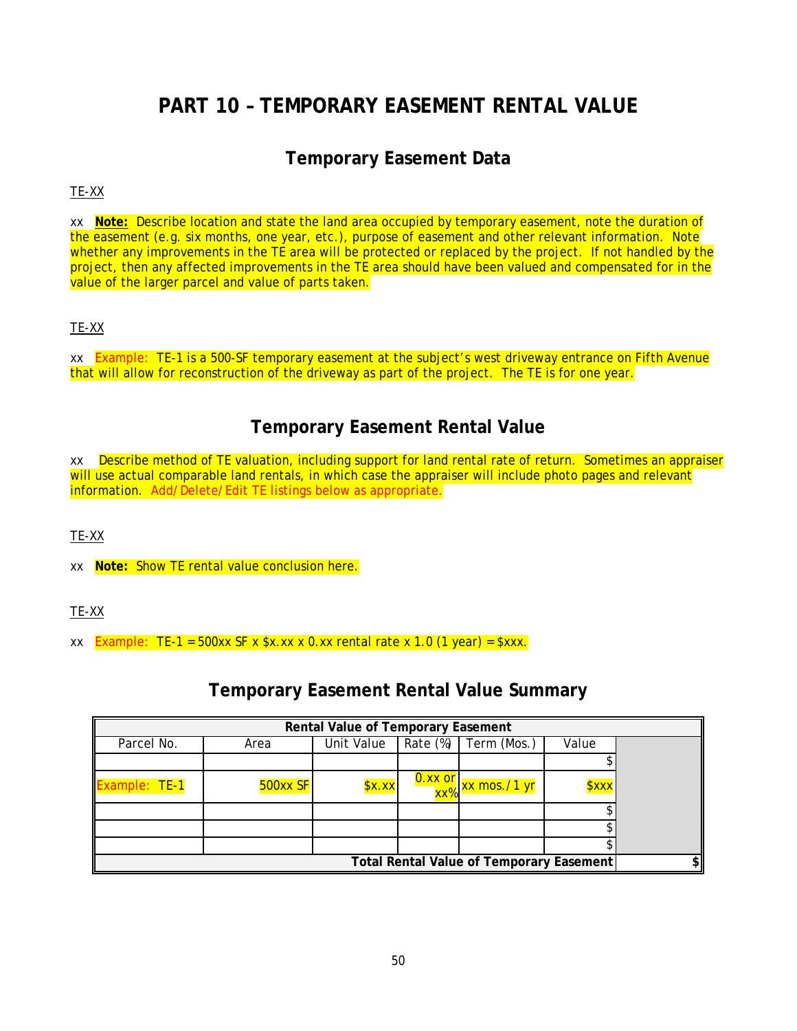# PART 10 – TEMPORARY EASEMENT RENTAL VALUE

## Temporary Easement Data

TE-XX

xx **Note:** Describe location and state the land area occupied by temporary easement, note the duration of the easement (e.g. six months, one year, etc.), purpose of easement and other relevant information. Note whether any improvements in the TE area will be protected or replaced by the project. If not handled by the project, then any affected improvements in the TE area should have been valued and compensated for in the value of the larger parcel and value of parts taken.

TE-XX

xx Example: TE-1 is a 500-SF temporary easement at the subject's west driveway entrance on Fifth Avenue that will allow for reconstruction of the driveway as part of the project. The TE is for one year.

## Temporary Easement Rental Value

xx Describe method of TE valuation, including support for land rental rate of return. Sometimes an appraiser will use actual comparable land rentals, in which case the appraiser will include photo pages and relevant information. Add/Delete/Edit TE listings below as appropriate.

TE-XX

xx **Note:** Show TE rental value conclusion here.

TE-XX

xx Example: TE-1 = 500xx SF x $x.xx x 0.xx rental rate x 1.0 (1 year) = $xxx.

## Temporary Easement Rental Value Summary

| Rental Value of Temporary Easement | | | | | | |
|---|---|---|---|---|---|---|
| Parcel No. | Area | Unit Value | Rate (%) | Term (Mos.) | Value | |
| | | | | | $ | |
| Example: TE-1 | 500xx SF | $x.xx | 0.xx or xx% | xx mos./1 yr | $xxx | |
| | | | | | $ | |
| | | | | | $ | |
| | | | | | $ | |
| **Total Rental Value of Temporary Easement** | | | | | | $ |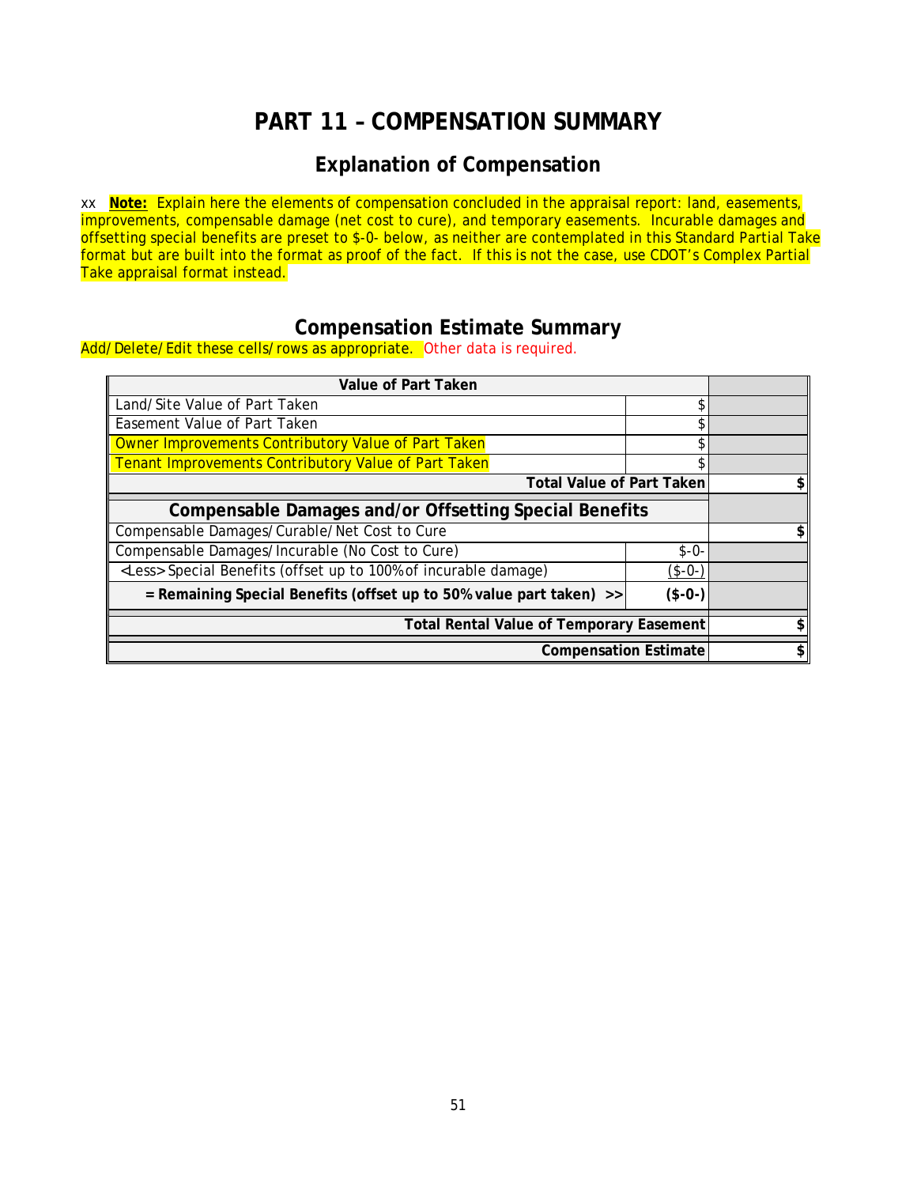# PART 11 – COMPENSATION SUMMARY

## Explanation of Compensation

xx **Note:** Explain here the elements of compensation concluded in the appraisal report: land, easements, improvements, compensable damage (net cost to cure), and temporary easements. Incurable damages and offsetting special benefits are preset to $-0- below, as neither are contemplated in this Standard Partial Take format but are built into the format as proof of the fact. If this is not the case, use CDOT's Complex Partial Take appraisal format instead.

## Compensation Estimate Summary

Add/Delete/Edit these cells/rows as appropriate. Other data is required.

| **Value of Part Taken** | | |
|---|---|---|
| Land/Site Value of Part Taken | $ | |
| Easement Value of Part Taken | $ | |
| Owner Improvements Contributory Value of Part Taken | $ | |
| Tenant Improvements Contributory Value of Part Taken | $ | |
| **Total Value of Part Taken** | | **$** |
| **Compensable Damages and/or Offsetting Special Benefits** | | |
| Compensable Damages/Curable/Net Cost to Cure | | **$** |
| Compensable Damages/Incurable (No Cost to Cure) | $-0- | |
| <Less> Special Benefits (offset up to 100% of incurable damage) | ($-0-) | |
| **= Remaining Special Benefits (offset up to 50% value part taken) >>** | **($-0-)** | |
| **Total Rental Value of Temporary Easement** | | **$** |
| **Compensation Estimate** | | **$** |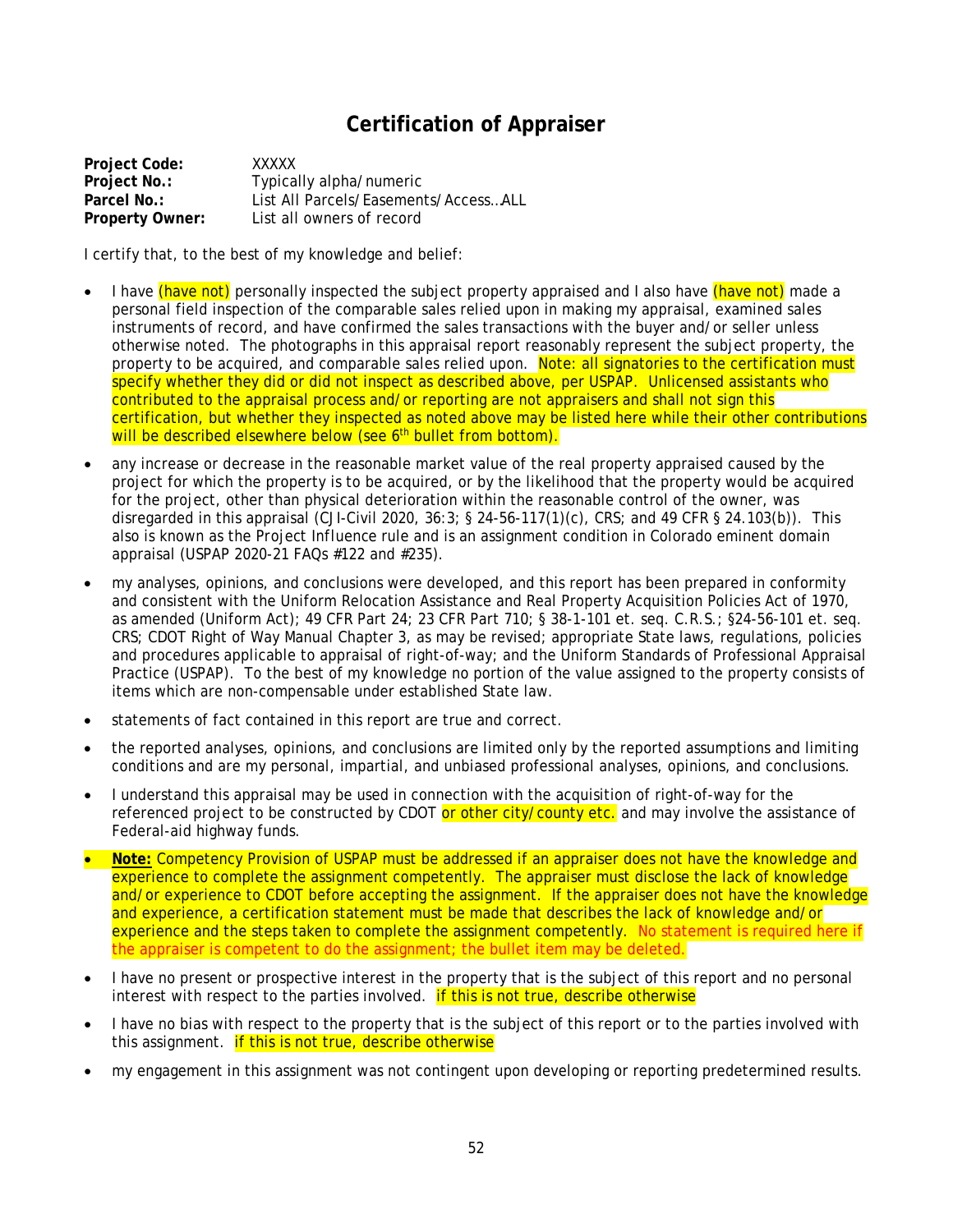# Certification of Appraiser

**Project Code:** XXXXX
**Project No.:** Typically alpha/numeric
**Parcel No.:** List All Parcels/Easements/Access…ALL
**Property Owner:** List all owners of record

I certify that, to the best of my knowledge and belief:

- I have (have not) personally inspected the subject property appraised and I also have (have not) made a personal field inspection of the comparable sales relied upon in making my appraisal, examined sales instruments of record, and have confirmed the sales transactions with the buyer and/or seller unless otherwise noted. The photographs in this appraisal report reasonably represent the subject property, the property to be acquired, and comparable sales relied upon. Note: all signatories to the certification must specify whether they did or did not inspect as described above, per USPAP. Unlicensed assistants who contributed to the appraisal process and/or reporting are not appraisers and shall not sign this certification, but whether they inspected as noted above may be listed here while their other contributions will be described elsewhere below (see 6th bullet from bottom).
- any increase or decrease in the reasonable market value of the real property appraised caused by the project for which the property is to be acquired, or by the likelihood that the property would be acquired for the project, other than physical deterioration within the reasonable control of the owner, was disregarded in this appraisal (CJI-Civil 2020, 36:3; § 24-56-117(1)(c), CRS; and 49 CFR § 24.103(b)). This also is known as the Project Influence rule and is an assignment condition in Colorado eminent domain appraisal (USPAP 2020-21 FAQs #122 and #235).
- my analyses, opinions, and conclusions were developed, and this report has been prepared in conformity and consistent with the Uniform Relocation Assistance and Real Property Acquisition Policies Act of 1970, as amended (Uniform Act); 49 CFR Part 24; 23 CFR Part 710; § 38-1-101 et. seq. C.R.S.; §24-56-101 et. seq. CRS; CDOT Right of Way Manual Chapter 3, as may be revised; appropriate State laws, regulations, policies and procedures applicable to appraisal of right-of-way; and the Uniform Standards of Professional Appraisal Practice (USPAP). To the best of my knowledge no portion of the value assigned to the property consists of items which are non-compensable under established State law.
- statements of fact contained in this report are true and correct.
- the reported analyses, opinions, and conclusions are limited only by the reported assumptions and limiting conditions and are my personal, impartial, and unbiased professional analyses, opinions, and conclusions.
- I understand this appraisal may be used in connection with the acquisition of right-of-way for the referenced project to be constructed by CDOT or other city/county etc. and may involve the assistance of Federal-aid highway funds.
- **Note:** Competency Provision of USPAP must be addressed if an appraiser does not have the knowledge and experience to complete the assignment competently. The appraiser must disclose the lack of knowledge and/or experience to CDOT before accepting the assignment. If the appraiser does not have the knowledge and experience, a certification statement must be made that describes the lack of knowledge and/or experience and the steps taken to complete the assignment competently. No statement is required here if the appraiser is competent to do the assignment; the bullet item may be deleted.
- I have no present or prospective interest in the property that is the subject of this report and no personal interest with respect to the parties involved. if this is not true, describe otherwise
- I have no bias with respect to the property that is the subject of this report or to the parties involved with this assignment. if this is not true, describe otherwise
- my engagement in this assignment was not contingent upon developing or reporting predetermined results.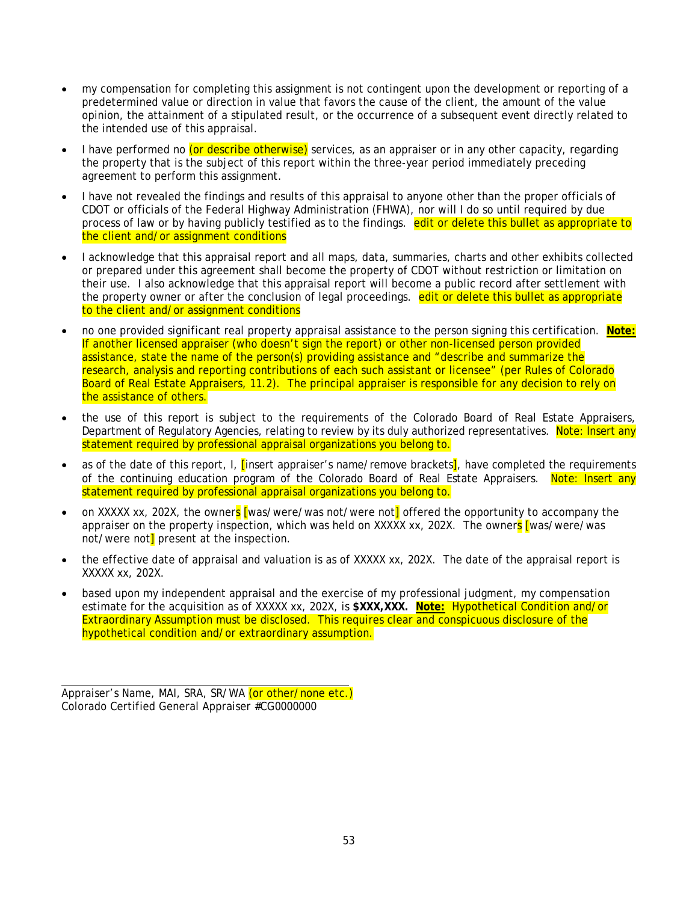- my compensation for completing this assignment is not contingent upon the development or reporting of a predetermined value or direction in value that favors the cause of the client, the amount of the value opinion, the attainment of a stipulated result, or the occurrence of a subsequent event directly related to the intended use of this appraisal.

- I have performed no (or describe otherwise) services, as an appraiser or in any other capacity, regarding the property that is the subject of this report within the three-year period immediately preceding agreement to perform this assignment.

- I have not revealed the findings and results of this appraisal to anyone other than the proper officials of CDOT or officials of the Federal Highway Administration (FHWA), nor will I do so until required by due process of law or by having publicly testified as to the findings. edit or delete this bullet as appropriate to the client and/or assignment conditions

- I acknowledge that this appraisal report and all maps, data, summaries, charts and other exhibits collected or prepared under this agreement shall become the property of CDOT without restriction or limitation on their use. I also acknowledge that this appraisal report will become a public record after settlement with the property owner or after the conclusion of legal proceedings. edit or delete this bullet as appropriate to the client and/or assignment conditions

- no one provided significant real property appraisal assistance to the person signing this certification. **<u>Note:</u>** If another licensed appraiser (who doesn't sign the report) or other non-licensed person provided assistance, state the name of the person(s) providing assistance and "describe and summarize the research, analysis and reporting contributions of each such assistant or licensee" (per Rules of Colorado Board of Real Estate Appraisers, 11.2). The principal appraiser is responsible for any decision to rely on the assistance of others.

- the use of this report is subject to the requirements of the Colorado Board of Real Estate Appraisers, Department of Regulatory Agencies, relating to review by its duly authorized representatives. Note: Insert any statement required by professional appraisal organizations you belong to.

- as of the date of this report, I, [insert appraiser's name/remove brackets], have completed the requirements of the continuing education program of the Colorado Board of Real Estate Appraisers. Note: Insert any statement required by professional appraisal organizations you belong to.

- on XXXXX xx, 202X, the owners [was/were/was not/were not] offered the opportunity to accompany the appraiser on the property inspection, which was held on XXXXX xx, 202X. The owners [was/were/was not/were not] present at the inspection.

- the effective date of appraisal and valuation is as of XXXXX xx, 202X. The date of the appraisal report is XXXXX xx, 202X.

- based upon my independent appraisal and the exercise of my professional judgment, my compensation estimate for the acquisition as of XXXXX xx, 202X, is **$XXX,XXX.** **<u>Note:</u>** Hypothetical Condition and/or Extraordinary Assumption must be disclosed. This requires clear and conspicuous disclosure of the hypothetical condition and/or extraordinary assumption.

\_\_\_\_\_\_\_\_\_\_\_\_\_\_\_\_\_\_\_\_\_\_\_\_\_\_\_\_\_\_\_\_\_\_\_\_\_\_\_\_\_\_
Appraiser's Name, MAI, SRA, SR/WA (or other/none etc.)
Colorado Certified General Appraiser #CG0000000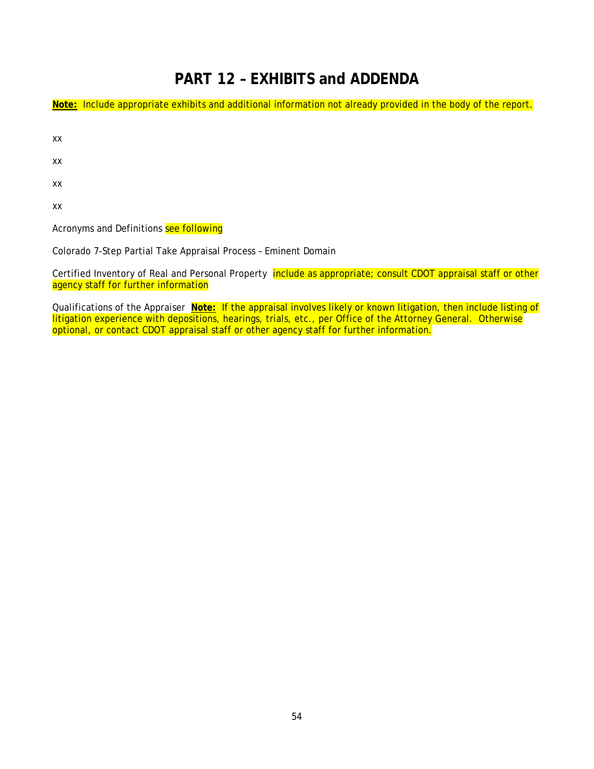# PART 12 – EXHIBITS and ADDENDA

**Note:** Include appropriate exhibits and additional information not already provided in the body of the report.

xx

xx

xx

xx

Acronyms and Definitions see following

Colorado 7-Step Partial Take Appraisal Process – Eminent Domain

Certified Inventory of Real and Personal Property include as appropriate; consult CDOT appraisal staff or other agency staff for further information

Qualifications of the Appraiser **Note:** If the appraisal involves likely or known litigation, then include listing of litigation experience with depositions, hearings, trials, etc., per Office of the Attorney General. Otherwise optional, or contact CDOT appraisal staff or other agency staff for further information.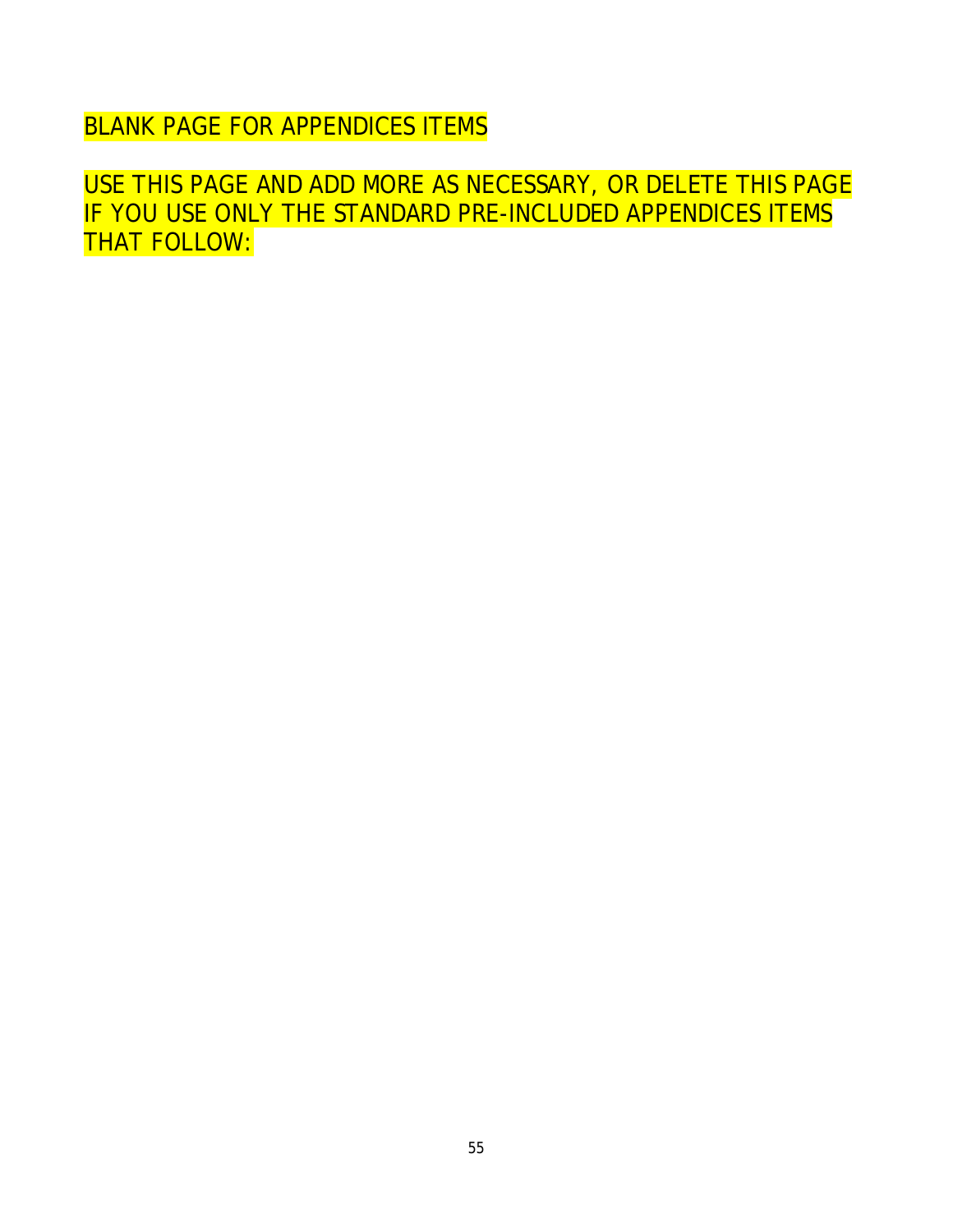BLANK PAGE FOR APPENDICES ITEMS

USE THIS PAGE AND ADD MORE AS NECESSARY, OR DELETE THIS PAGE IF YOU USE ONLY THE STANDARD PRE-INCLUDED APPENDICES ITEMS THAT FOLLOW: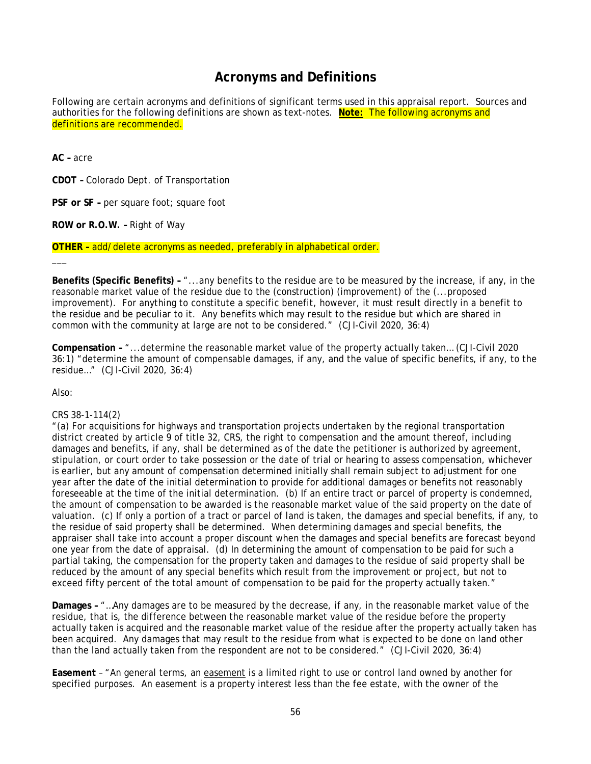# Acronyms and Definitions

Following are certain acronyms and definitions of significant terms used in this appraisal report. Sources and authorities for the following definitions are shown as text-notes. **Note:** The following acronyms and definitions are recommended.

**AC –** acre

**CDOT –** Colorado Dept. of Transportation

**PSF or SF –** per square foot; square foot

**ROW or R.O.W. –** Right of Way

**OTHER –** add/delete acronyms as needed, preferably in alphabetical order.

___

**Benefits (Specific Benefits) –** "...any benefits to the residue are to be measured by the increase, if any, in the reasonable market value of the residue due to the (construction) (improvement) of the (...proposed improvement). For anything to constitute a specific benefit, however, it must result directly in a benefit to the residue and be peculiar to it. Any benefits which may result to the residue but which are shared in common with the community at large are not to be considered." (CJI-Civil 2020, 36:4)

**Compensation –** "...determine the reasonable market value of the property actually taken… (CJI-Civil 2020 36:1) "determine the amount of compensable damages, if any, and the value of specific benefits, if any, to the residue…" (CJI-Civil 2020, 36:4)

Also:

CRS 38-1-114(2)
"(a) For acquisitions for highways and transportation projects undertaken by the regional transportation district created by article 9 of title 32, CRS, the right to compensation and the amount thereof, including damages and benefits, if any, shall be determined as of the date the petitioner is authorized by agreement, stipulation, or court order to take possession or the date of trial or hearing to assess compensation, whichever is earlier, but any amount of compensation determined initially shall remain subject to adjustment for one year after the date of the initial determination to provide for additional damages or benefits not reasonably foreseeable at the time of the initial determination. (b) If an entire tract or parcel of property is condemned, the amount of compensation to be awarded is the reasonable market value of the said property on the date of valuation. (c) If only a portion of a tract or parcel of land is taken, the damages and special benefits, if any, to the residue of said property shall be determined. When determining damages and special benefits, the appraiser shall take into account a proper discount when the damages and special benefits are forecast beyond one year from the date of appraisal. (d) In determining the amount of compensation to be paid for such a partial taking, the compensation for the property taken and damages to the residue of said property shall be reduced by the amount of any special benefits which result from the improvement or project, but not to exceed fifty percent of the total amount of compensation to be paid for the property actually taken."

**Damages –** "…Any damages are to be measured by the decrease, if any, in the reasonable market value of the residue, that is, the difference between the reasonable market value of the residue before the property actually taken is acquired and the reasonable market value of the residue after the property actually taken has been acquired. Any damages that may result to the residue from what is expected to be done on land other than the land actually taken from the respondent are not to be considered." (CJI-Civil 2020, 36:4)

**Easement** – "An general terms, an easement is a limited right to use or control land owned by another for specified purposes. An easement is a property interest less than the fee estate, with the owner of the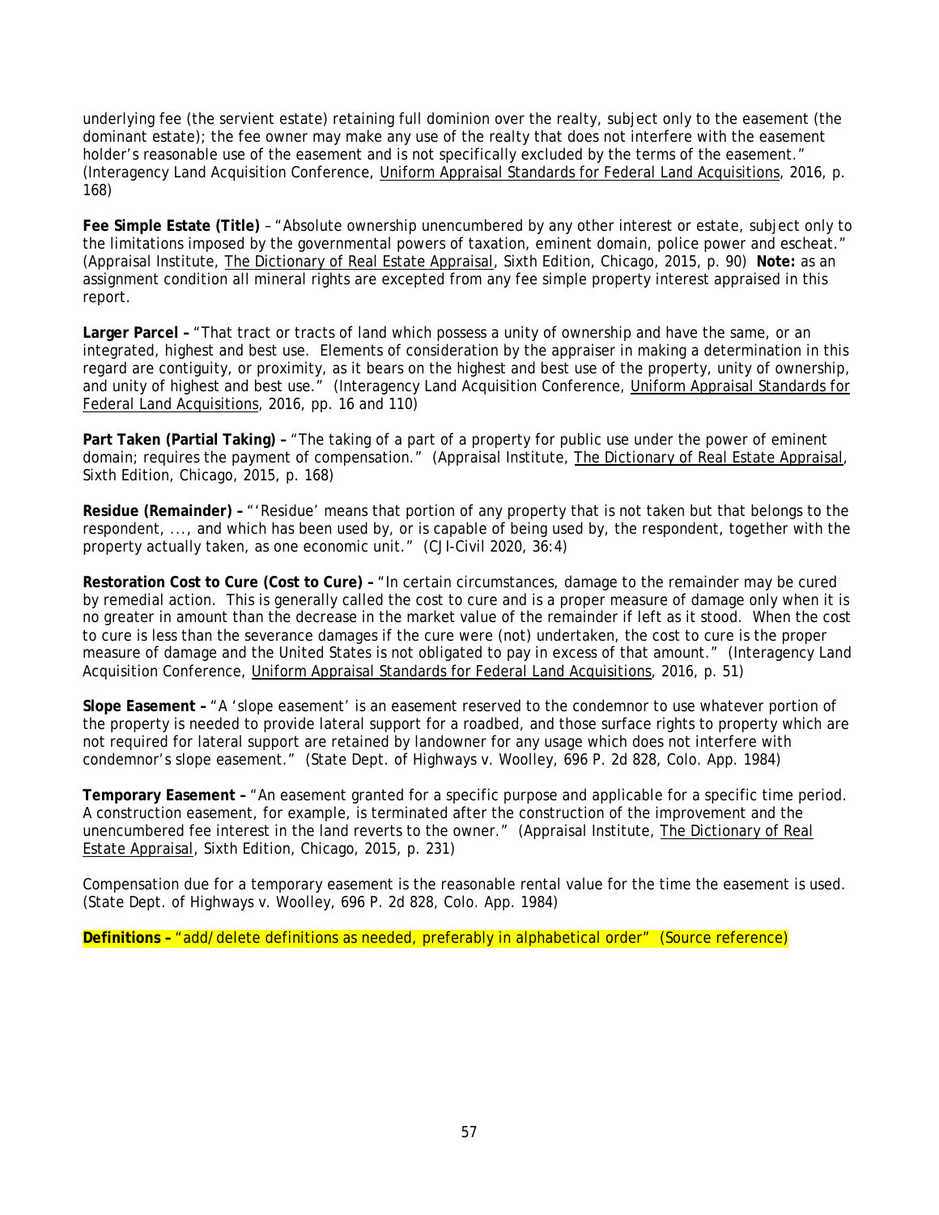underlying fee (the servient estate) retaining full dominion over the realty, subject only to the easement (the dominant estate); the fee owner may make any use of the realty that does not interfere with the easement holder's reasonable use of the easement and is not specifically excluded by the terms of the easement." (Interagency Land Acquisition Conference, Uniform Appraisal Standards for Federal Land Acquisitions, 2016, p. 168)

**Fee Simple Estate (Title)** – "Absolute ownership unencumbered by any other interest or estate, subject only to the limitations imposed by the governmental powers of taxation, eminent domain, police power and escheat." (Appraisal Institute, The Dictionary of Real Estate Appraisal, Sixth Edition, Chicago, 2015, p. 90) **Note:** as an assignment condition all mineral rights are excepted from any fee simple property interest appraised in this report.

**Larger Parcel –** "That tract or tracts of land which possess a unity of ownership and have the same, or an integrated, highest and best use. Elements of consideration by the appraiser in making a determination in this regard are contiguity, or proximity, as it bears on the highest and best use of the property, unity of ownership, and unity of highest and best use." (Interagency Land Acquisition Conference, Uniform Appraisal Standards for Federal Land Acquisitions, 2016, pp. 16 and 110)

**Part Taken (Partial Taking) –** "The taking of a part of a property for public use under the power of eminent domain; requires the payment of compensation." (Appraisal Institute, The Dictionary of Real Estate Appraisal, Sixth Edition, Chicago, 2015, p. 168)

**Residue (Remainder) –** "'Residue' means that portion of any property that is not taken but that belongs to the respondent, ..., and which has been used by, or is capable of being used by, the respondent, together with the property actually taken, as one economic unit." (CJI-Civil 2020, 36:4)

**Restoration Cost to Cure (Cost to Cure) –** "In certain circumstances, damage to the remainder may be cured by remedial action. This is generally called the cost to cure and is a proper measure of damage only when it is no greater in amount than the decrease in the market value of the remainder if left as it stood. When the cost to cure is less than the severance damages if the cure were (not) undertaken, the cost to cure is the proper measure of damage and the United States is not obligated to pay in excess of that amount." (Interagency Land Acquisition Conference, Uniform Appraisal Standards for Federal Land Acquisitions, 2016, p. 51)

**Slope Easement –** "A 'slope easement' is an easement reserved to the condemnor to use whatever portion of the property is needed to provide lateral support for a roadbed, and those surface rights to property which are not required for lateral support are retained by landowner for any usage which does not interfere with condemnor's slope easement." (State Dept. of Highways v. Woolley, 696 P. 2d 828, Colo. App. 1984)

**Temporary Easement –** "An easement granted for a specific purpose and applicable for a specific time period. A construction easement, for example, is terminated after the construction of the improvement and the unencumbered fee interest in the land reverts to the owner." (Appraisal Institute, The Dictionary of Real Estate Appraisal, Sixth Edition, Chicago, 2015, p. 231)

Compensation due for a temporary easement is the reasonable rental value for the time the easement is used. (State Dept. of Highways v. Woolley, 696 P. 2d 828, Colo. App. 1984)

**Definitions –** "add/delete definitions as needed, preferably in alphabetical order" (Source reference)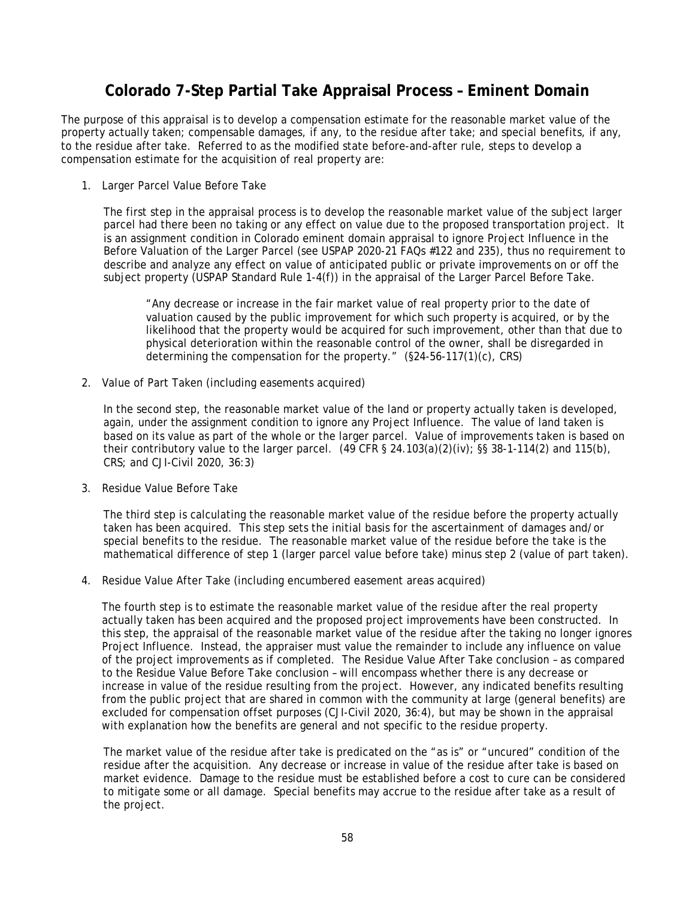# Colorado 7-Step Partial Take Appraisal Process – Eminent Domain

The purpose of this appraisal is to develop a compensation estimate for the reasonable market value of the property actually taken; compensable damages, if any, to the residue after take; and special benefits, if any, to the residue after take. Referred to as the modified state before-and-after rule, steps to develop a compensation estimate for the acquisition of real property are:

1. Larger Parcel Value Before Take

   The first step in the appraisal process is to develop the reasonable market value of the subject larger parcel had there been no taking or any effect on value due to the proposed transportation project. It is an assignment condition in Colorado eminent domain appraisal to ignore Project Influence in the Before Valuation of the Larger Parcel (see USPAP 2020-21 FAQs #122 and 235), thus no requirement to describe and analyze any effect on value of anticipated public or private improvements on or off the subject property (USPAP Standard Rule 1-4(f)) in the appraisal of the Larger Parcel Before Take.

   > "Any decrease or increase in the fair market value of real property prior to the date of valuation caused by the public improvement for which such property is acquired, or by the likelihood that the property would be acquired for such improvement, other than that due to physical deterioration within the reasonable control of the owner, shall be disregarded in determining the compensation for the property." (§24-56-117(1)(c), CRS)

2. Value of Part Taken (including easements acquired)

   In the second step, the reasonable market value of the land or property actually taken is developed, again, under the assignment condition to ignore any Project Influence. The value of land taken is based on its value as part of the whole or the larger parcel. Value of improvements taken is based on their contributory value to the larger parcel. (49 CFR § 24.103(a)(2)(iv); §§ 38-1-114(2) and 115(b), CRS; and CJI-Civil 2020, 36:3)

3. Residue Value Before Take

   The third step is calculating the reasonable market value of the residue before the property actually taken has been acquired. This step sets the initial basis for the ascertainment of damages and/or special benefits to the residue. The reasonable market value of the residue before the take is the mathematical difference of step 1 (larger parcel value before take) minus step 2 (value of part taken).

4. Residue Value After Take (including encumbered easement areas acquired)

   The fourth step is to estimate the reasonable market value of the residue after the real property actually taken has been acquired and the proposed project improvements have been constructed. In this step, the appraisal of the reasonable market value of the residue after the taking no longer ignores Project Influence. Instead, the appraiser must value the remainder to include any influence on value of the project improvements as if completed. The Residue Value After Take conclusion – as compared to the Residue Value Before Take conclusion – will encompass whether there is any decrease or increase in value of the residue resulting from the project. However, any indicated benefits resulting from the public project that are shared in common with the community at large (general benefits) are excluded for compensation offset purposes (CJI-Civil 2020, 36:4), but may be shown in the appraisal with explanation how the benefits are general and not specific to the residue property.

   The market value of the residue after take is predicated on the "as is" or "uncured" condition of the residue after the acquisition. Any decrease or increase in value of the residue after take is based on market evidence. Damage to the residue must be established before a cost to cure can be considered to mitigate some or all damage. Special benefits may accrue to the residue after take as a result of the project.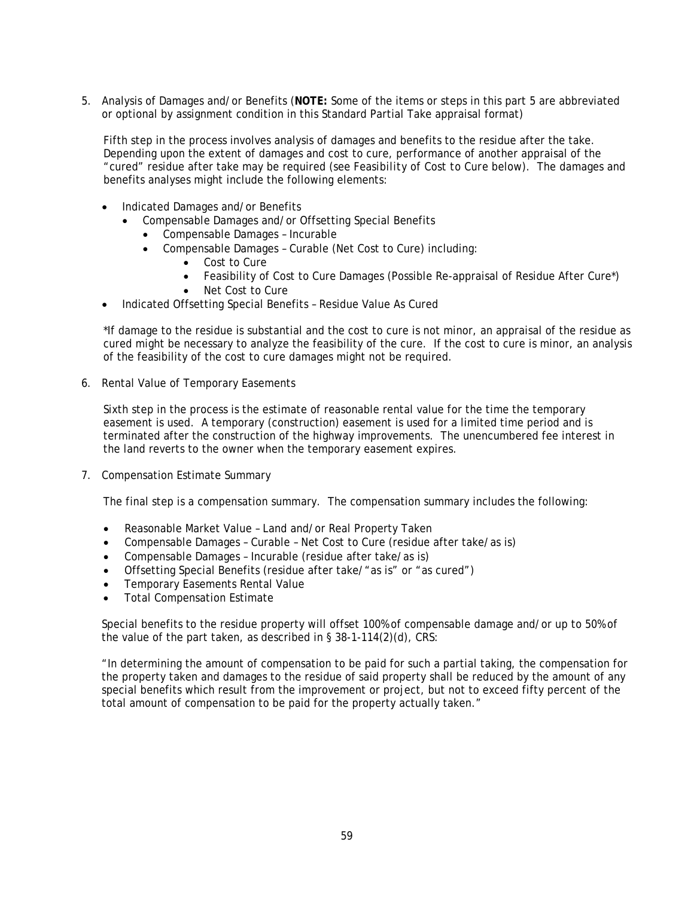5. Analysis of Damages and/or Benefits (**NOTE:** Some of the items or steps in this part 5 are abbreviated or optional by assignment condition in this Standard Partial Take appraisal format)

   Fifth step in the process involves analysis of damages and benefits to the residue after the take. Depending upon the extent of damages and cost to cure, performance of another appraisal of the "cured" residue after take may be required (see *Feasibility of Cost to Cure* below). The damages and benefits analyses might include the following elements:

   - Indicated Damages and/or Benefits
     - Compensable Damages and/or Offsetting Special Benefits
       - Compensable Damages – Incurable
       - Compensable Damages – Curable (Net Cost to Cure) including:
         - Cost to Cure
         - Feasibility of Cost to Cure Damages (Possible Re-appraisal of Residue After Cure*)
         - Net Cost to Cure
   - Indicated Offsetting Special Benefits – Residue Value As Cured

   *If damage to the residue is substantial and the cost to cure is not minor, an appraisal of the residue as cured might be necessary to analyze the feasibility of the cure. If the cost to cure is minor, an analysis of the feasibility of the cost to cure damages might not be required.

6. Rental Value of Temporary Easements

   Sixth step in the process is the estimate of reasonable rental value for the time the temporary easement is used. A temporary (construction) easement is used for a limited time period and is terminated after the construction of the highway improvements. The unencumbered fee interest in the land reverts to the owner when the temporary easement expires.

7. Compensation Estimate Summary

   The final step is a compensation summary. The compensation summary includes the following:

   - Reasonable Market Value – Land and/or Real Property Taken
   - Compensable Damages – Curable – Net Cost to Cure (residue after take/as is)
   - Compensable Damages – Incurable (residue after take/as is)
   - Offsetting Special Benefits (residue after take/"as is" or "as cured")
   - Temporary Easements Rental Value
   - Total Compensation Estimate

   Special benefits to the residue property will offset 100% of compensable damage and/or up to 50% of the value of the part taken, as described in § 38-1-114(2)(d), CRS:

   "In determining the amount of compensation to be paid for such a partial taking, the compensation for the property taken and damages to the residue of said property shall be reduced by the amount of any special benefits which result from the improvement or project, but not to exceed fifty percent of the total amount of compensation to be paid for the property actually taken."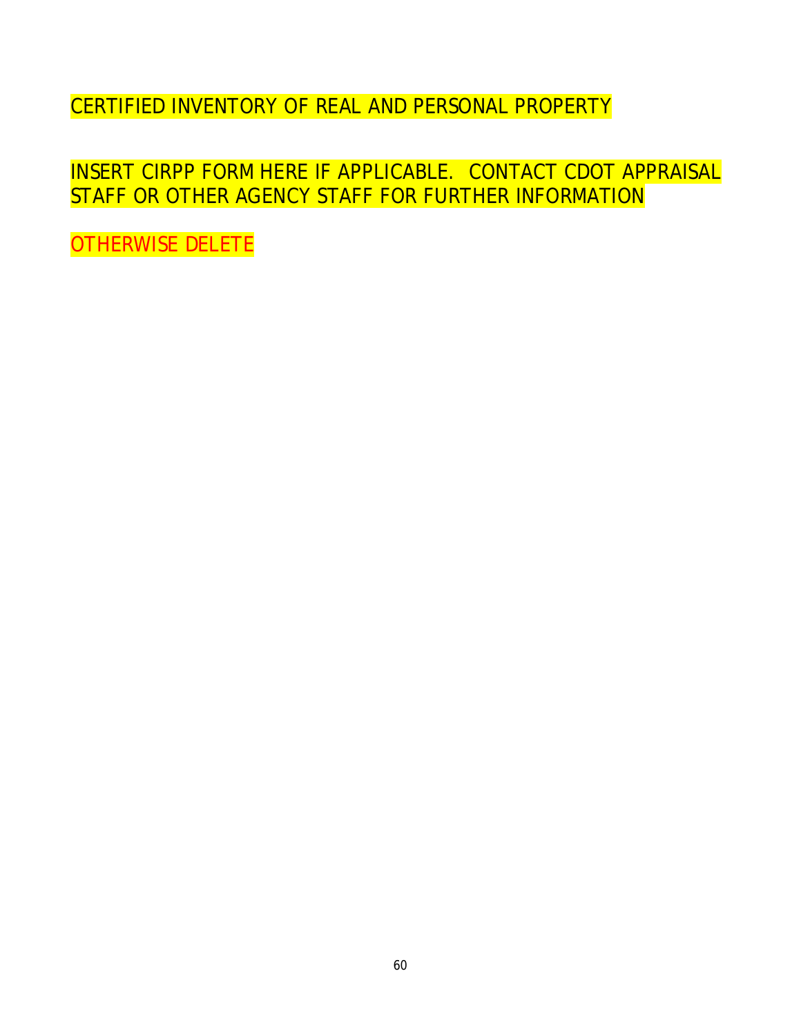CERTIFIED INVENTORY OF REAL AND PERSONAL PROPERTY

INSERT CIRPP FORM HERE IF APPLICABLE. CONTACT CDOT APPRAISAL STAFF OR OTHER AGENCY STAFF FOR FURTHER INFORMATION

OTHERWISE DELETE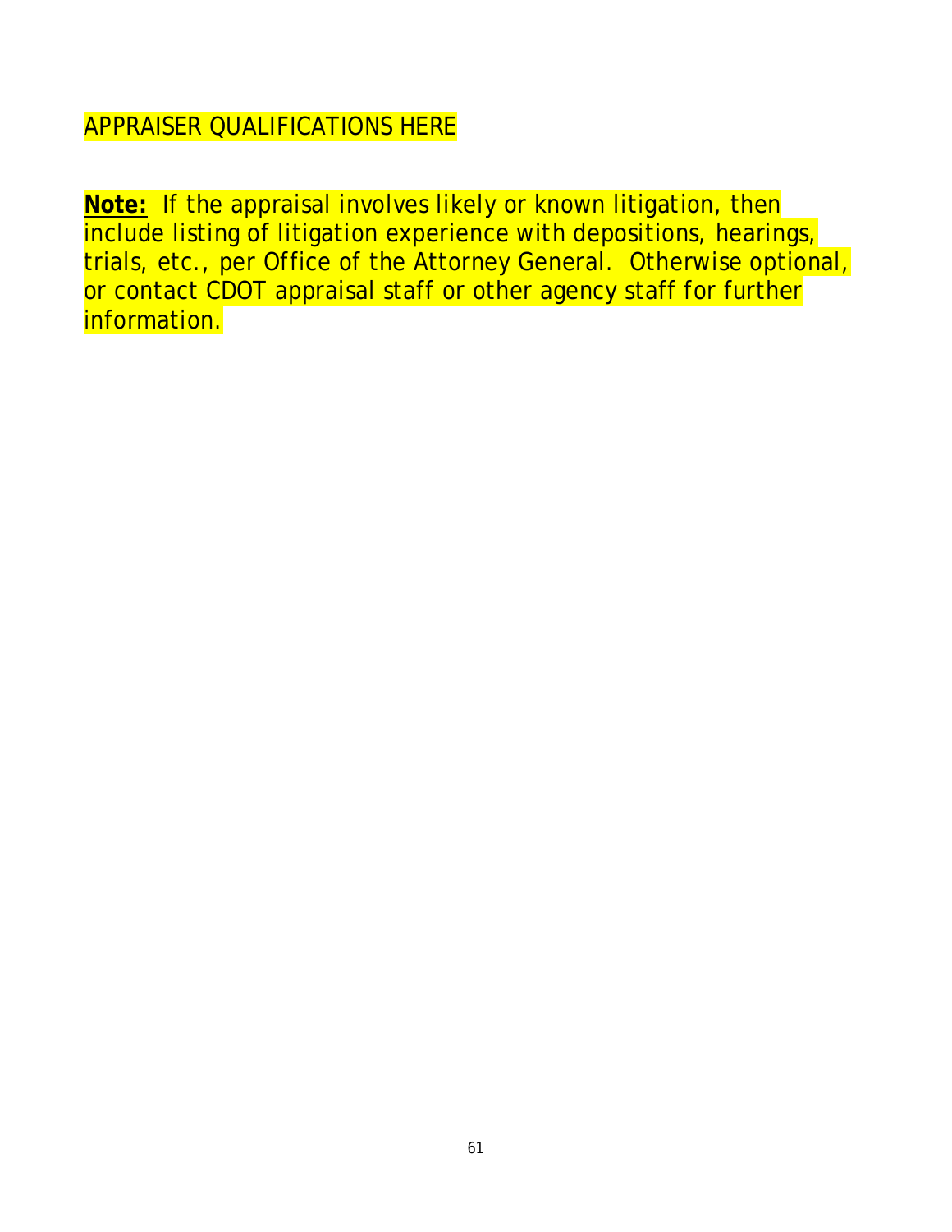APPRAISER QUALIFICATIONS HERE

**Note:** If the appraisal involves likely or known litigation, then include listing of litigation experience with depositions, hearings, trials, etc., per Office of the Attorney General. Otherwise optional, or contact CDOT appraisal staff or other agency staff for further information.